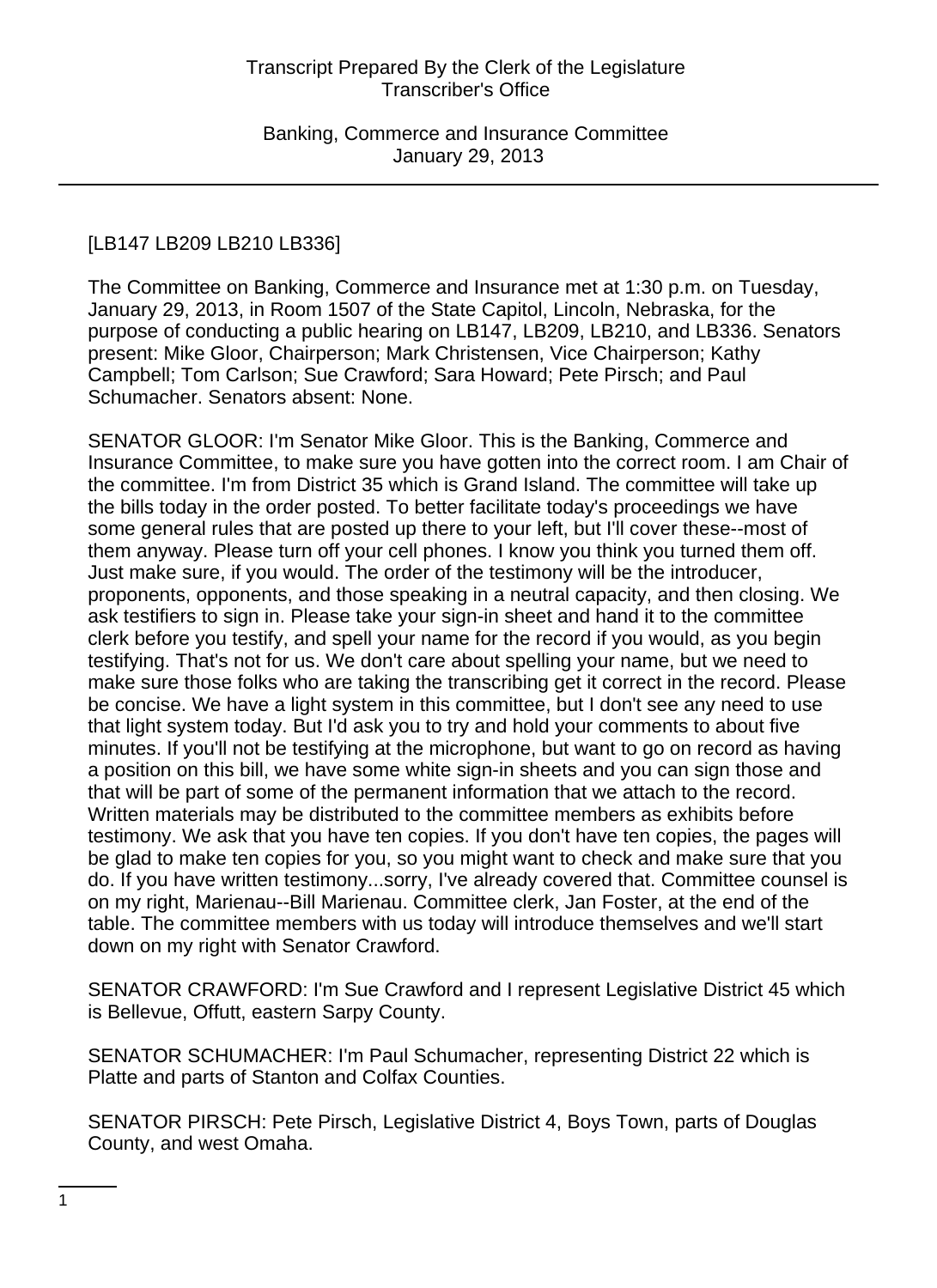[LB147 LB209 LB210 LB336]

The Committee on Banking, Commerce and Insurance met at 1:30 p.m. on Tuesday, January 29, 2013, in Room 1507 of the State Capitol, Lincoln, Nebraska, for the purpose of conducting a public hearing on LB147, LB209, LB210, and LB336. Senators present: Mike Gloor, Chairperson; Mark Christensen, Vice Chairperson; Kathy Campbell; Tom Carlson; Sue Crawford; Sara Howard; Pete Pirsch; and Paul Schumacher. Senators absent: None.

SENATOR GLOOR: I'm Senator Mike Gloor. This is the Banking, Commerce and Insurance Committee, to make sure you have gotten into the correct room. I am Chair of the committee. I'm from District 35 which is Grand Island. The committee will take up the bills today in the order posted. To better facilitate today's proceedings we have some general rules that are posted up there to your left, but I'll cover these--most of them anyway. Please turn off your cell phones. I know you think you turned them off. Just make sure, if you would. The order of the testimony will be the introducer, proponents, opponents, and those speaking in a neutral capacity, and then closing. We ask testifiers to sign in. Please take your sign-in sheet and hand it to the committee clerk before you testify, and spell your name for the record if you would, as you begin testifying. That's not for us. We don't care about spelling your name, but we need to make sure those folks who are taking the transcribing get it correct in the record. Please be concise. We have a light system in this committee, but I don't see any need to use that light system today. But I'd ask you to try and hold your comments to about five minutes. If you'll not be testifying at the microphone, but want to go on record as having a position on this bill, we have some white sign-in sheets and you can sign those and that will be part of some of the permanent information that we attach to the record. Written materials may be distributed to the committee members as exhibits before testimony. We ask that you have ten copies. If you don't have ten copies, the pages will be glad to make ten copies for you, so you might want to check and make sure that you do. If you have written testimony...sorry, I've already covered that. Committee counsel is on my right, Marienau--Bill Marienau. Committee clerk, Jan Foster, at the end of the table. The committee members with us today will introduce themselves and we'll start down on my right with Senator Crawford.

SENATOR CRAWFORD: I'm Sue Crawford and I represent Legislative District 45 which is Bellevue, Offutt, eastern Sarpy County.

SENATOR SCHUMACHER: I'm Paul Schumacher, representing District 22 which is Platte and parts of Stanton and Colfax Counties.

SENATOR PIRSCH: Pete Pirsch, Legislative District 4, Boys Town, parts of Douglas County, and west Omaha.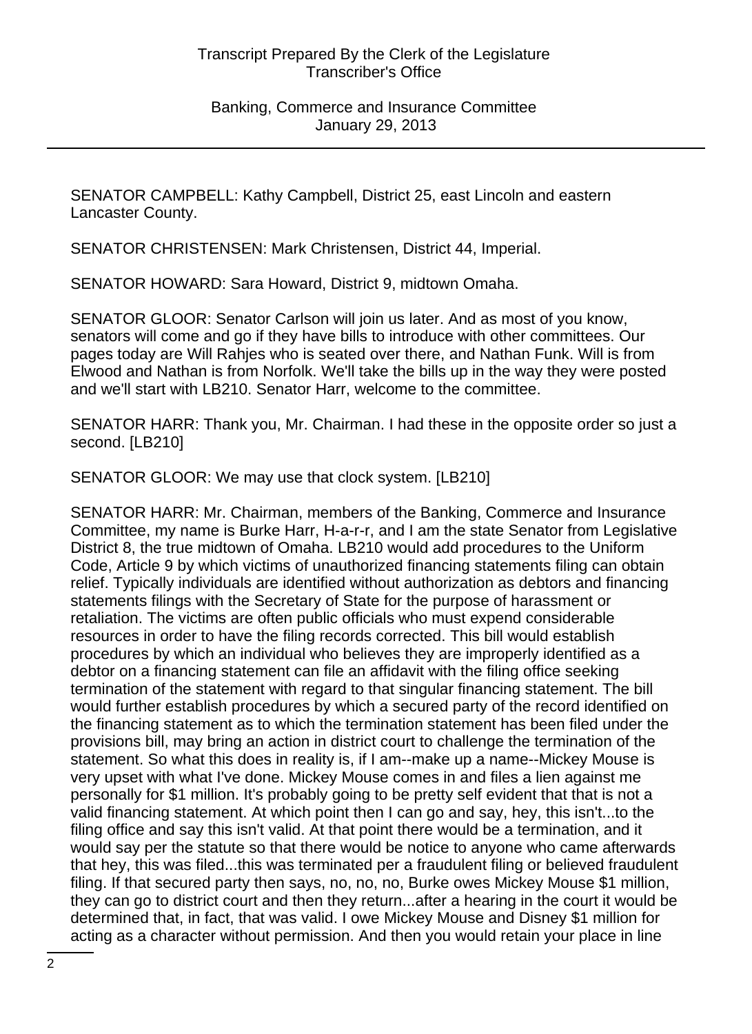SENATOR CAMPBELL: Kathy Campbell, District 25, east Lincoln and eastern Lancaster County.

SENATOR CHRISTENSEN: Mark Christensen, District 44, Imperial.

SENATOR HOWARD: Sara Howard, District 9, midtown Omaha.

SENATOR GLOOR: Senator Carlson will join us later. And as most of you know, senators will come and go if they have bills to introduce with other committees. Our pages today are Will Rahjes who is seated over there, and Nathan Funk. Will is from Elwood and Nathan is from Norfolk. We'll take the bills up in the way they were posted and we'll start with LB210. Senator Harr, welcome to the committee.

SENATOR HARR: Thank you, Mr. Chairman. I had these in the opposite order so just a second. [LB210]

SENATOR GLOOR: We may use that clock system. [LB210]

SENATOR HARR: Mr. Chairman, members of the Banking, Commerce and Insurance Committee, my name is Burke Harr, H-a-r-r, and I am the state Senator from Legislative District 8, the true midtown of Omaha. LB210 would add procedures to the Uniform Code, Article 9 by which victims of unauthorized financing statements filing can obtain relief. Typically individuals are identified without authorization as debtors and financing statements filings with the Secretary of State for the purpose of harassment or retaliation. The victims are often public officials who must expend considerable resources in order to have the filing records corrected. This bill would establish procedures by which an individual who believes they are improperly identified as a debtor on a financing statement can file an affidavit with the filing office seeking termination of the statement with regard to that singular financing statement. The bill would further establish procedures by which a secured party of the record identified on the financing statement as to which the termination statement has been filed under the provisions bill, may bring an action in district court to challenge the termination of the statement. So what this does in reality is, if I am--make up a name--Mickey Mouse is very upset with what I've done. Mickey Mouse comes in and files a lien against me personally for $1 million. It's probably going to be pretty self evident that that is not a valid financing statement. At which point then I can go and say, hey, this isn't...to the filing office and say this isn't valid. At that point there would be a termination, and it would say per the statute so that there would be notice to anyone who came afterwards that hey, this was filed...this was terminated per a fraudulent filing or believed fraudulent filing. If that secured party then says, no, no, no, Burke owes Mickey Mouse $1 million, they can go to district court and then they return...after a hearing in the court it would be determined that, in fact, that was valid. I owe Mickey Mouse and Disney $1 million for acting as a character without permission. And then you would retain your place in line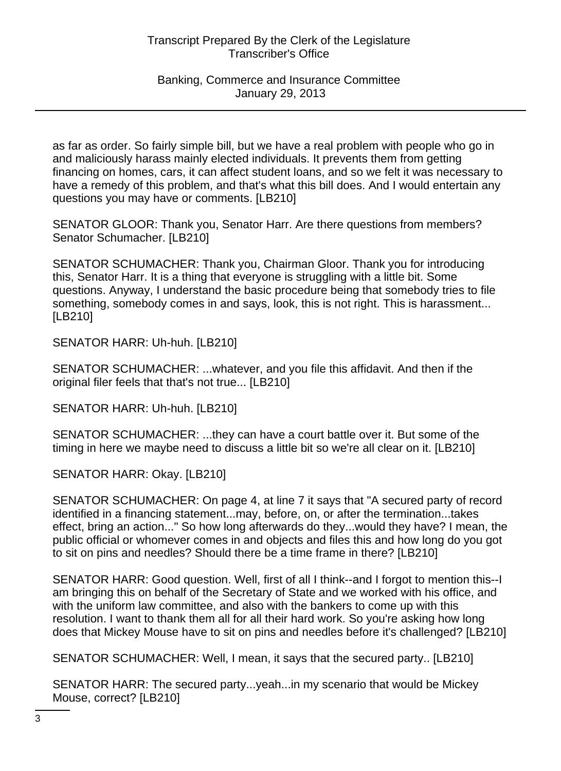as far as order. So fairly simple bill, but we have a real problem with people who go in and maliciously harass mainly elected individuals. It prevents them from getting financing on homes, cars, it can affect student loans, and so we felt it was necessary to have a remedy of this problem, and that's what this bill does. And I would entertain any questions you may have or comments. [LB210]

SENATOR GLOOR: Thank you, Senator Harr. Are there questions from members? Senator Schumacher. [LB210]

SENATOR SCHUMACHER: Thank you, Chairman Gloor. Thank you for introducing this, Senator Harr. It is a thing that everyone is struggling with a little bit. Some questions. Anyway, I understand the basic procedure being that somebody tries to file something, somebody comes in and says, look, this is not right. This is harassment... [LB210]

SENATOR HARR: Uh-huh. [LB210]

SENATOR SCHUMACHER: ...whatever, and you file this affidavit. And then if the original filer feels that that's not true... [LB210]

SENATOR HARR: Uh-huh. [LB210]

SENATOR SCHUMACHER: ...they can have a court battle over it. But some of the timing in here we maybe need to discuss a little bit so we're all clear on it. [LB210]

SENATOR HARR: Okay. [LB210]

SENATOR SCHUMACHER: On page 4, at line 7 it says that "A secured party of record identified in a financing statement...may, before, on, or after the termination...takes effect, bring an action..." So how long afterwards do they...would they have? I mean, the public official or whomever comes in and objects and files this and how long do you got to sit on pins and needles? Should there be a time frame in there? [LB210]

SENATOR HARR: Good question. Well, first of all I think--and I forgot to mention this--I am bringing this on behalf of the Secretary of State and we worked with his office, and with the uniform law committee, and also with the bankers to come up with this resolution. I want to thank them all for all their hard work. So you're asking how long does that Mickey Mouse have to sit on pins and needles before it's challenged? [LB210]

SENATOR SCHUMACHER: Well, I mean, it says that the secured party.. [LB210]

SENATOR HARR: The secured party...yeah...in my scenario that would be Mickey Mouse, correct? [LB210]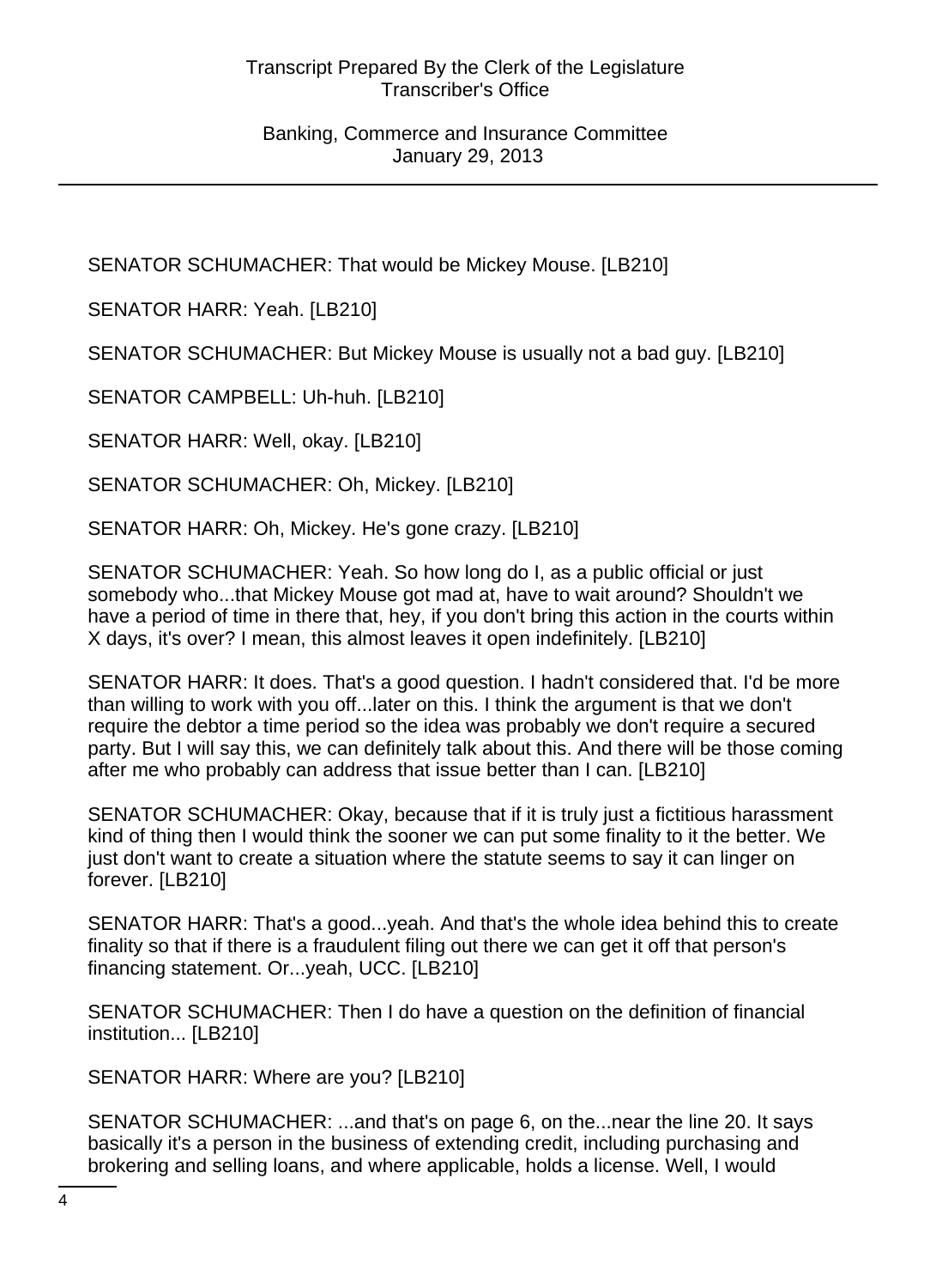SENATOR SCHUMACHER: That would be Mickey Mouse. [LB210]

SENATOR HARR: Yeah. [LB210]

SENATOR SCHUMACHER: But Mickey Mouse is usually not a bad guy. [LB210]

SENATOR CAMPBELL: Uh-huh. [LB210]

SENATOR HARR: Well, okay. [LB210]

SENATOR SCHUMACHER: Oh, Mickey. [LB210]

SENATOR HARR: Oh, Mickey. He's gone crazy. [LB210]

SENATOR SCHUMACHER: Yeah. So how long do I, as a public official or just somebody who...that Mickey Mouse got mad at, have to wait around? Shouldn't we have a period of time in there that, hey, if you don't bring this action in the courts within X days, it's over? I mean, this almost leaves it open indefinitely. [LB210]

SENATOR HARR: It does. That's a good question. I hadn't considered that. I'd be more than willing to work with you off...later on this. I think the argument is that we don't require the debtor a time period so the idea was probably we don't require a secured party. But I will say this, we can definitely talk about this. And there will be those coming after me who probably can address that issue better than I can. [LB210]

SENATOR SCHUMACHER: Okay, because that if it is truly just a fictitious harassment kind of thing then I would think the sooner we can put some finality to it the better. We just don't want to create a situation where the statute seems to say it can linger on forever. [LB210]

SENATOR HARR: That's a good...yeah. And that's the whole idea behind this to create finality so that if there is a fraudulent filing out there we can get it off that person's financing statement. Or...yeah, UCC. [LB210]

SENATOR SCHUMACHER: Then I do have a question on the definition of financial institution... [LB210]

SENATOR HARR: Where are you? [LB210]

SENATOR SCHUMACHER: ...and that's on page 6, on the...near the line 20. It says basically it's a person in the business of extending credit, including purchasing and brokering and selling loans, and where applicable, holds a license. Well, I would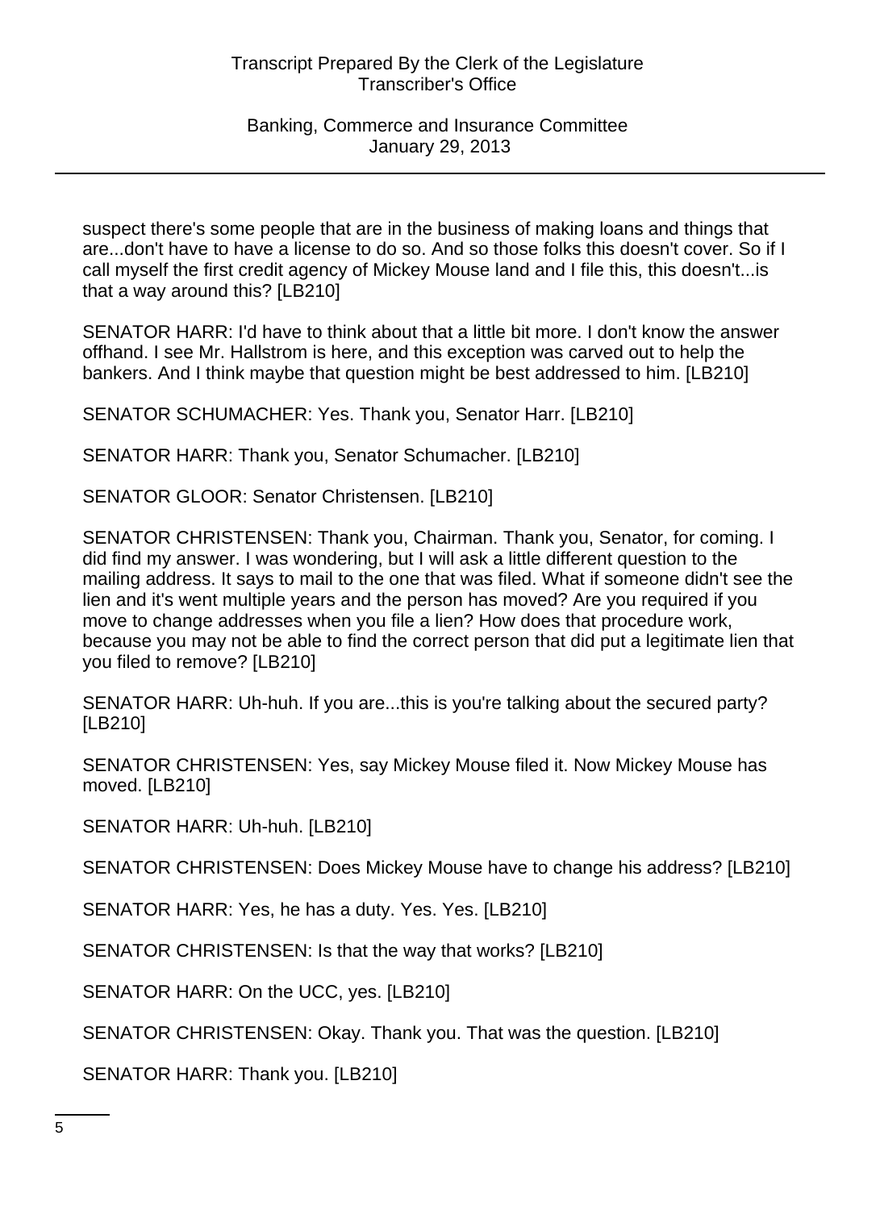suspect there's some people that are in the business of making loans and things that are...don't have to have a license to do so. And so those folks this doesn't cover. So if I call myself the first credit agency of Mickey Mouse land and I file this, this doesn't...is that a way around this? [LB210]

SENATOR HARR: I'd have to think about that a little bit more. I don't know the answer offhand. I see Mr. Hallstrom is here, and this exception was carved out to help the bankers. And I think maybe that question might be best addressed to him. [LB210]

SENATOR SCHUMACHER: Yes. Thank you, Senator Harr. [LB210]

SENATOR HARR: Thank you, Senator Schumacher. [LB210]

SENATOR GLOOR: Senator Christensen. [LB210]

SENATOR CHRISTENSEN: Thank you, Chairman. Thank you, Senator, for coming. I did find my answer. I was wondering, but I will ask a little different question to the mailing address. It says to mail to the one that was filed. What if someone didn't see the lien and it's went multiple years and the person has moved? Are you required if you move to change addresses when you file a lien? How does that procedure work, because you may not be able to find the correct person that did put a legitimate lien that you filed to remove? [LB210]

SENATOR HARR: Uh-huh. If you are...this is you're talking about the secured party? [LB210]

SENATOR CHRISTENSEN: Yes, say Mickey Mouse filed it. Now Mickey Mouse has moved. [LB210]

SENATOR HARR: Uh-huh. [LB210]

SENATOR CHRISTENSEN: Does Mickey Mouse have to change his address? [LB210]

SENATOR HARR: Yes, he has a duty. Yes. Yes. [LB210]

SENATOR CHRISTENSEN: Is that the way that works? [LB210]

SENATOR HARR: On the UCC, yes. [LB210]

SENATOR CHRISTENSEN: Okay. Thank you. That was the question. [LB210]

SENATOR HARR: Thank you. [LB210]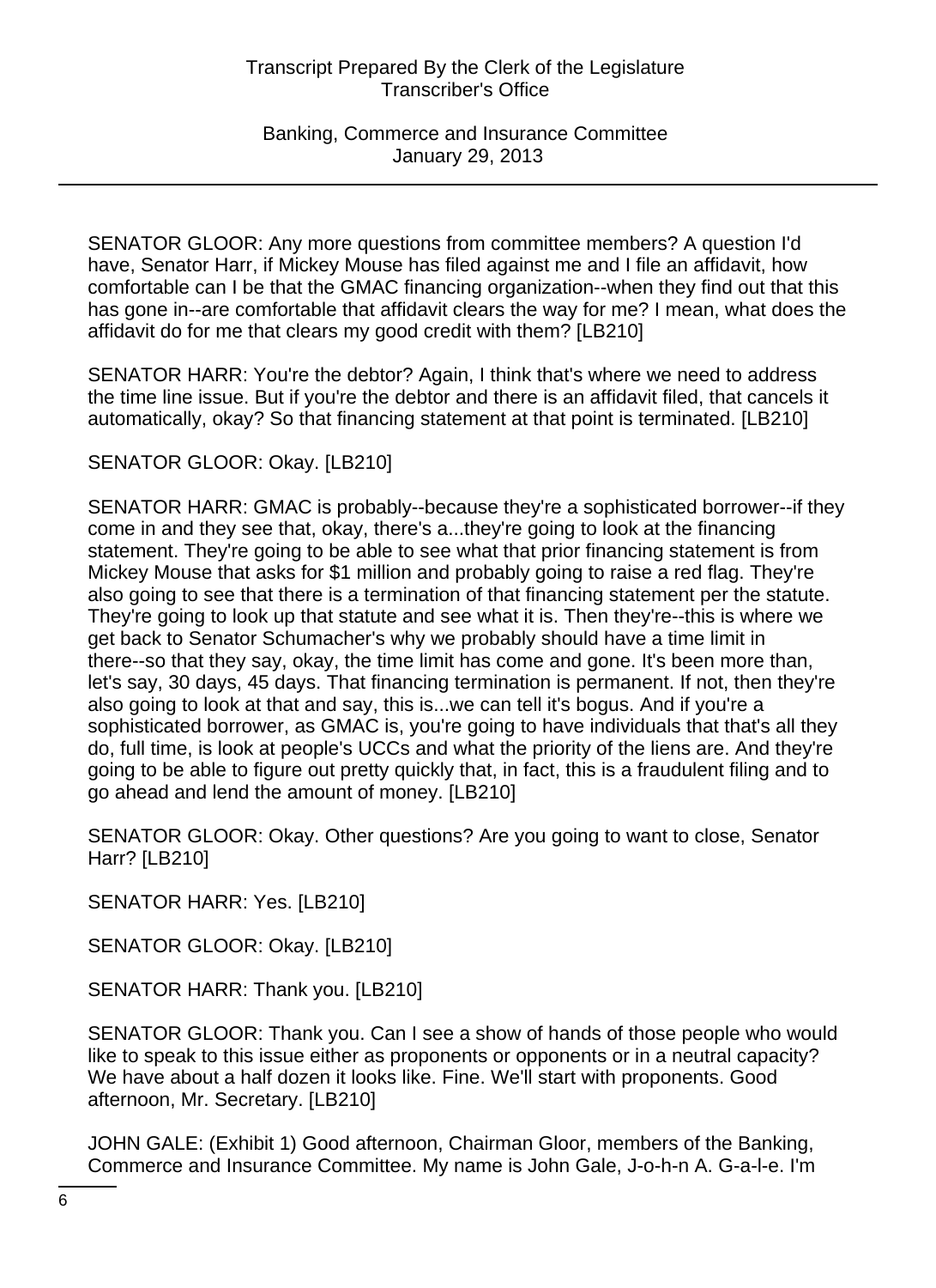SENATOR GLOOR: Any more questions from committee members? A question I'd have, Senator Harr, if Mickey Mouse has filed against me and I file an affidavit, how comfortable can I be that the GMAC financing organization--when they find out that this has gone in--are comfortable that affidavit clears the way for me? I mean, what does the affidavit do for me that clears my good credit with them? [LB210]

SENATOR HARR: You're the debtor? Again, I think that's where we need to address the time line issue. But if you're the debtor and there is an affidavit filed, that cancels it automatically, okay? So that financing statement at that point is terminated. [LB210]

SENATOR GLOOR: Okay. [LB210]

SENATOR HARR: GMAC is probably--because they're a sophisticated borrower--if they come in and they see that, okay, there's a...they're going to look at the financing statement. They're going to be able to see what that prior financing statement is from Mickey Mouse that asks for $1 million and probably going to raise a red flag. They're also going to see that there is a termination of that financing statement per the statute. They're going to look up that statute and see what it is. Then they're--this is where we get back to Senator Schumacher's why we probably should have a time limit in there--so that they say, okay, the time limit has come and gone. It's been more than, let's say, 30 days, 45 days. That financing termination is permanent. If not, then they're also going to look at that and say, this is...we can tell it's bogus. And if you're a sophisticated borrower, as GMAC is, you're going to have individuals that that's all they do, full time, is look at people's UCCs and what the priority of the liens are. And they're going to be able to figure out pretty quickly that, in fact, this is a fraudulent filing and to go ahead and lend the amount of money. [LB210]

SENATOR GLOOR: Okay. Other questions? Are you going to want to close, Senator Harr? [LB210]

SENATOR HARR: Yes. [LB210]

SENATOR GLOOR: Okay. [LB210]

SENATOR HARR: Thank you. [LB210]

SENATOR GLOOR: Thank you. Can I see a show of hands of those people who would like to speak to this issue either as proponents or opponents or in a neutral capacity? We have about a half dozen it looks like. Fine. We'll start with proponents. Good afternoon, Mr. Secretary. [LB210]

JOHN GALE: (Exhibit 1) Good afternoon, Chairman Gloor, members of the Banking, Commerce and Insurance Committee. My name is John Gale, J-o-h-n A. G-a-l-e. I'm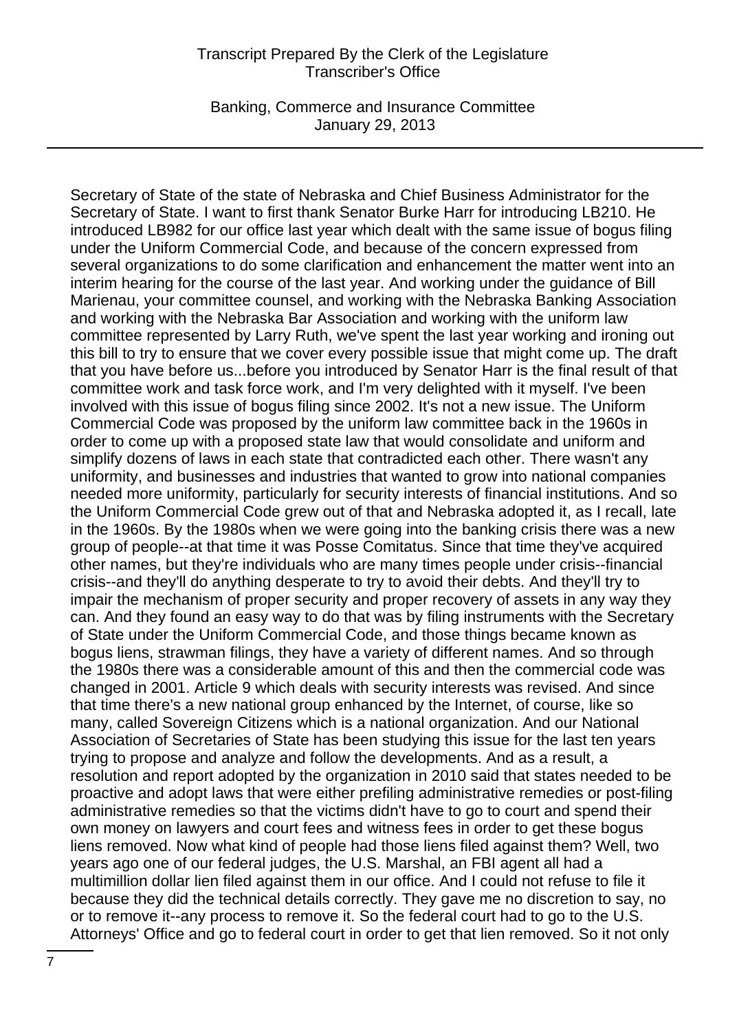Secretary of State of the state of Nebraska and Chief Business Administrator for the Secretary of State. I want to first thank Senator Burke Harr for introducing LB210. He introduced LB982 for our office last year which dealt with the same issue of bogus filing under the Uniform Commercial Code, and because of the concern expressed from several organizations to do some clarification and enhancement the matter went into an interim hearing for the course of the last year. And working under the guidance of Bill Marienau, your committee counsel, and working with the Nebraska Banking Association and working with the Nebraska Bar Association and working with the uniform law committee represented by Larry Ruth, we've spent the last year working and ironing out this bill to try to ensure that we cover every possible issue that might come up. The draft that you have before us...before you introduced by Senator Harr is the final result of that committee work and task force work, and I'm very delighted with it myself. I've been involved with this issue of bogus filing since 2002. It's not a new issue. The Uniform Commercial Code was proposed by the uniform law committee back in the 1960s in order to come up with a proposed state law that would consolidate and uniform and simplify dozens of laws in each state that contradicted each other. There wasn't any uniformity, and businesses and industries that wanted to grow into national companies needed more uniformity, particularly for security interests of financial institutions. And so the Uniform Commercial Code grew out of that and Nebraska adopted it, as I recall, late in the 1960s. By the 1980s when we were going into the banking crisis there was a new group of people--at that time it was Posse Comitatus. Since that time they've acquired other names, but they're individuals who are many times people under crisis--financial crisis--and they'll do anything desperate to try to avoid their debts. And they'll try to impair the mechanism of proper security and proper recovery of assets in any way they can. And they found an easy way to do that was by filing instruments with the Secretary of State under the Uniform Commercial Code, and those things became known as bogus liens, strawman filings, they have a variety of different names. And so through the 1980s there was a considerable amount of this and then the commercial code was changed in 2001. Article 9 which deals with security interests was revised. And since that time there's a new national group enhanced by the Internet, of course, like so many, called Sovereign Citizens which is a national organization. And our National Association of Secretaries of State has been studying this issue for the last ten years trying to propose and analyze and follow the developments. And as a result, a resolution and report adopted by the organization in 2010 said that states needed to be proactive and adopt laws that were either prefiling administrative remedies or post-filing administrative remedies so that the victims didn't have to go to court and spend their own money on lawyers and court fees and witness fees in order to get these bogus liens removed. Now what kind of people had those liens filed against them? Well, two years ago one of our federal judges, the U.S. Marshal, an FBI agent all had a multimillion dollar lien filed against them in our office. And I could not refuse to file it because they did the technical details correctly. They gave me no discretion to say, no or to remove it--any process to remove it. So the federal court had to go to the U.S. Attorneys' Office and go to federal court in order to get that lien removed. So it not only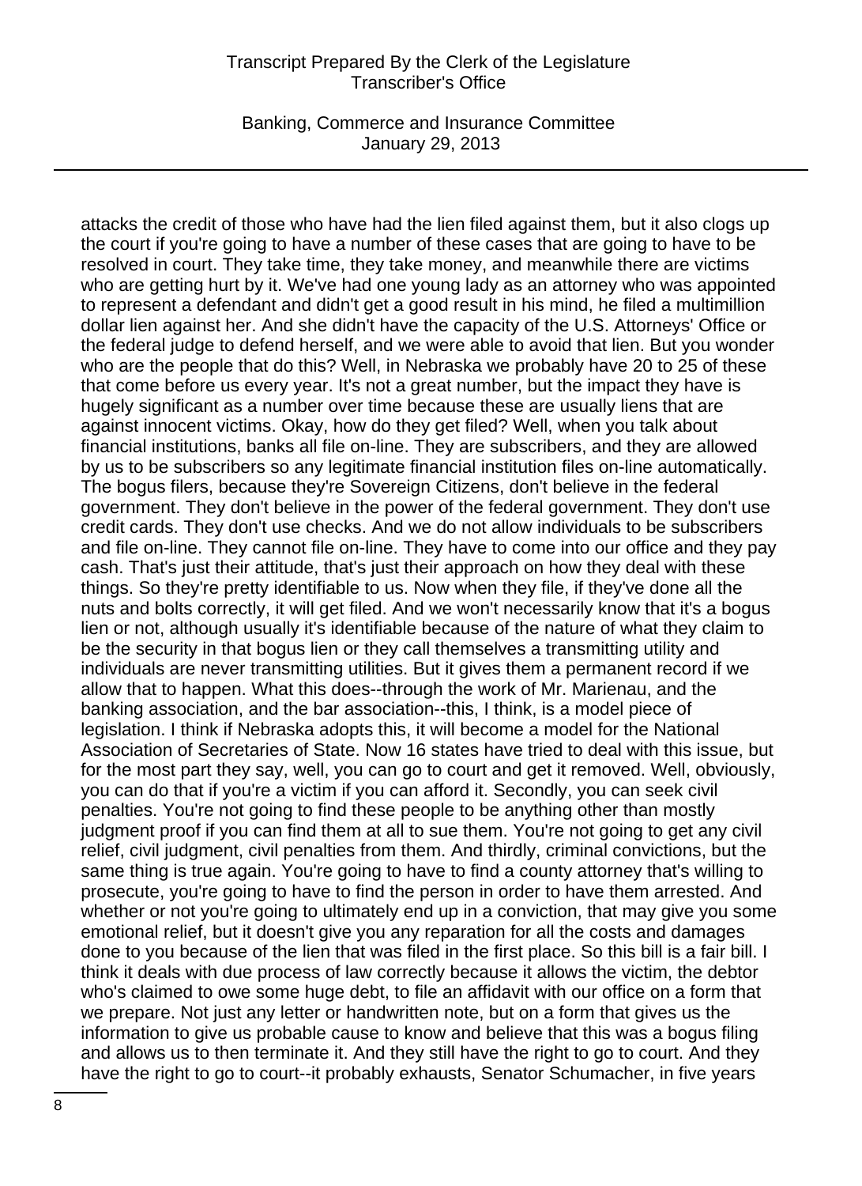attacks the credit of those who have had the lien filed against them, but it also clogs up the court if you're going to have a number of these cases that are going to have to be resolved in court. They take time, they take money, and meanwhile there are victims who are getting hurt by it. We've had one young lady as an attorney who was appointed to represent a defendant and didn't get a good result in his mind, he filed a multimillion dollar lien against her. And she didn't have the capacity of the U.S. Attorneys' Office or the federal judge to defend herself, and we were able to avoid that lien. But you wonder who are the people that do this? Well, in Nebraska we probably have 20 to 25 of these that come before us every year. It's not a great number, but the impact they have is hugely significant as a number over time because these are usually liens that are against innocent victims. Okay, how do they get filed? Well, when you talk about financial institutions, banks all file on-line. They are subscribers, and they are allowed by us to be subscribers so any legitimate financial institution files on-line automatically. The bogus filers, because they're Sovereign Citizens, don't believe in the federal government. They don't believe in the power of the federal government. They don't use credit cards. They don't use checks. And we do not allow individuals to be subscribers and file on-line. They cannot file on-line. They have to come into our office and they pay cash. That's just their attitude, that's just their approach on how they deal with these things. So they're pretty identifiable to us. Now when they file, if they've done all the nuts and bolts correctly, it will get filed. And we won't necessarily know that it's a bogus lien or not, although usually it's identifiable because of the nature of what they claim to be the security in that bogus lien or they call themselves a transmitting utility and individuals are never transmitting utilities. But it gives them a permanent record if we allow that to happen. What this does--through the work of Mr. Marienau, and the banking association, and the bar association--this, I think, is a model piece of legislation. I think if Nebraska adopts this, it will become a model for the National Association of Secretaries of State. Now 16 states have tried to deal with this issue, but for the most part they say, well, you can go to court and get it removed. Well, obviously, you can do that if you're a victim if you can afford it. Secondly, you can seek civil penalties. You're not going to find these people to be anything other than mostly judgment proof if you can find them at all to sue them. You're not going to get any civil relief, civil judgment, civil penalties from them. And thirdly, criminal convictions, but the same thing is true again. You're going to have to find a county attorney that's willing to prosecute, you're going to have to find the person in order to have them arrested. And whether or not you're going to ultimately end up in a conviction, that may give you some emotional relief, but it doesn't give you any reparation for all the costs and damages done to you because of the lien that was filed in the first place. So this bill is a fair bill. I think it deals with due process of law correctly because it allows the victim, the debtor who's claimed to owe some huge debt, to file an affidavit with our office on a form that we prepare. Not just any letter or handwritten note, but on a form that gives us the information to give us probable cause to know and believe that this was a bogus filing and allows us to then terminate it. And they still have the right to go to court. And they have the right to go to court--it probably exhausts, Senator Schumacher, in five years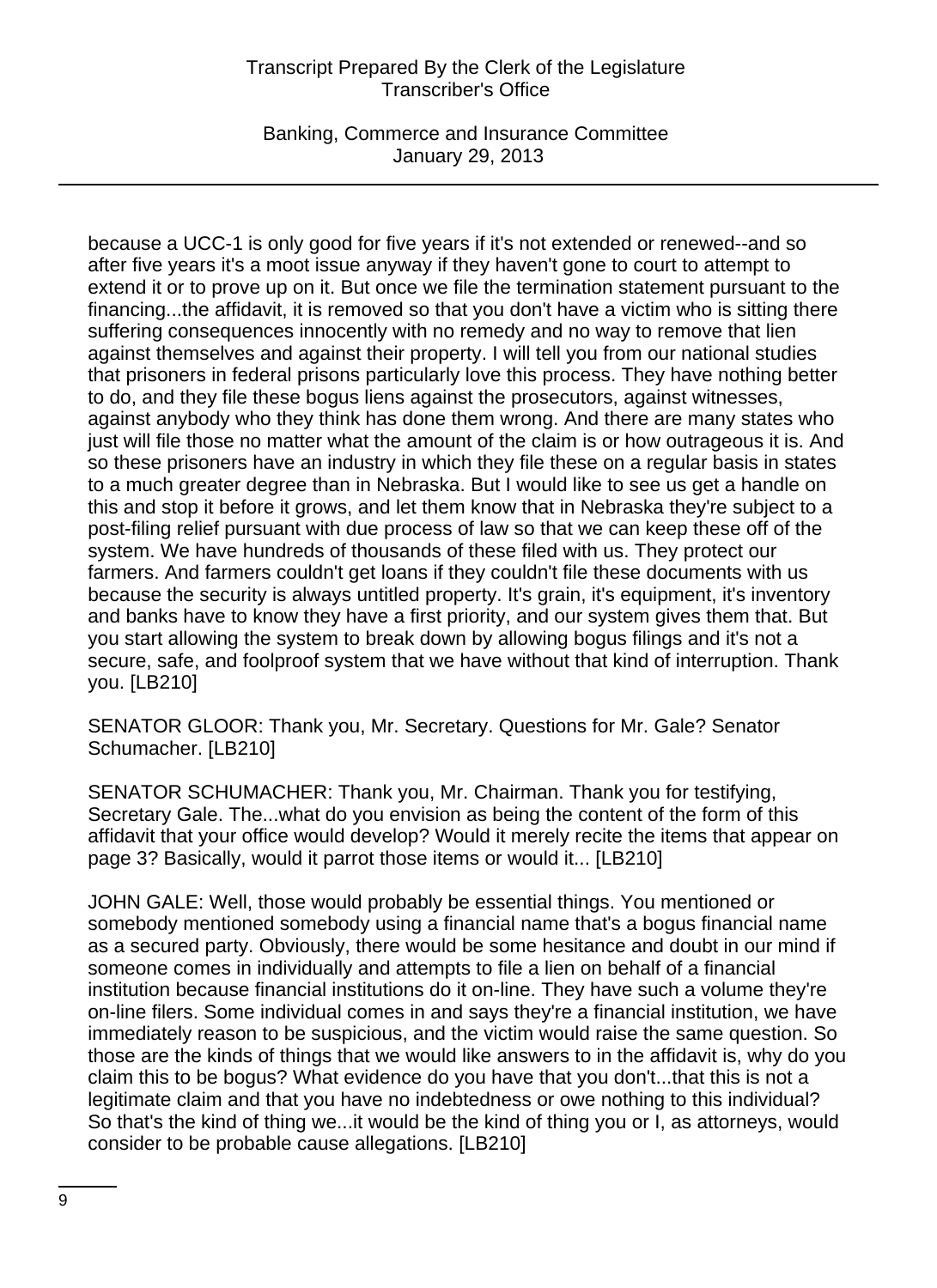because a UCC-1 is only good for five years if it's not extended or renewed--and so after five years it's a moot issue anyway if they haven't gone to court to attempt to extend it or to prove up on it. But once we file the termination statement pursuant to the financing...the affidavit, it is removed so that you don't have a victim who is sitting there suffering consequences innocently with no remedy and no way to remove that lien against themselves and against their property. I will tell you from our national studies that prisoners in federal prisons particularly love this process. They have nothing better to do, and they file these bogus liens against the prosecutors, against witnesses, against anybody who they think has done them wrong. And there are many states who just will file those no matter what the amount of the claim is or how outrageous it is. And so these prisoners have an industry in which they file these on a regular basis in states to a much greater degree than in Nebraska. But I would like to see us get a handle on this and stop it before it grows, and let them know that in Nebraska they're subject to a post-filing relief pursuant with due process of law so that we can keep these off of the system. We have hundreds of thousands of these filed with us. They protect our farmers. And farmers couldn't get loans if they couldn't file these documents with us because the security is always untitled property. It's grain, it's equipment, it's inventory and banks have to know they have a first priority, and our system gives them that. But you start allowing the system to break down by allowing bogus filings and it's not a secure, safe, and foolproof system that we have without that kind of interruption. Thank you. [LB210]

SENATOR GLOOR: Thank you, Mr. Secretary. Questions for Mr. Gale? Senator Schumacher. [LB210]

SENATOR SCHUMACHER: Thank you, Mr. Chairman. Thank you for testifying, Secretary Gale. The...what do you envision as being the content of the form of this affidavit that your office would develop? Would it merely recite the items that appear on page 3? Basically, would it parrot those items or would it... [LB210]

JOHN GALE: Well, those would probably be essential things. You mentioned or somebody mentioned somebody using a financial name that's a bogus financial name as a secured party. Obviously, there would be some hesitance and doubt in our mind if someone comes in individually and attempts to file a lien on behalf of a financial institution because financial institutions do it on-line. They have such a volume they're on-line filers. Some individual comes in and says they're a financial institution, we have immediately reason to be suspicious, and the victim would raise the same question. So those are the kinds of things that we would like answers to in the affidavit is, why do you claim this to be bogus? What evidence do you have that you don't...that this is not a legitimate claim and that you have no indebtedness or owe nothing to this individual? So that's the kind of thing we...it would be the kind of thing you or I, as attorneys, would consider to be probable cause allegations. [LB210]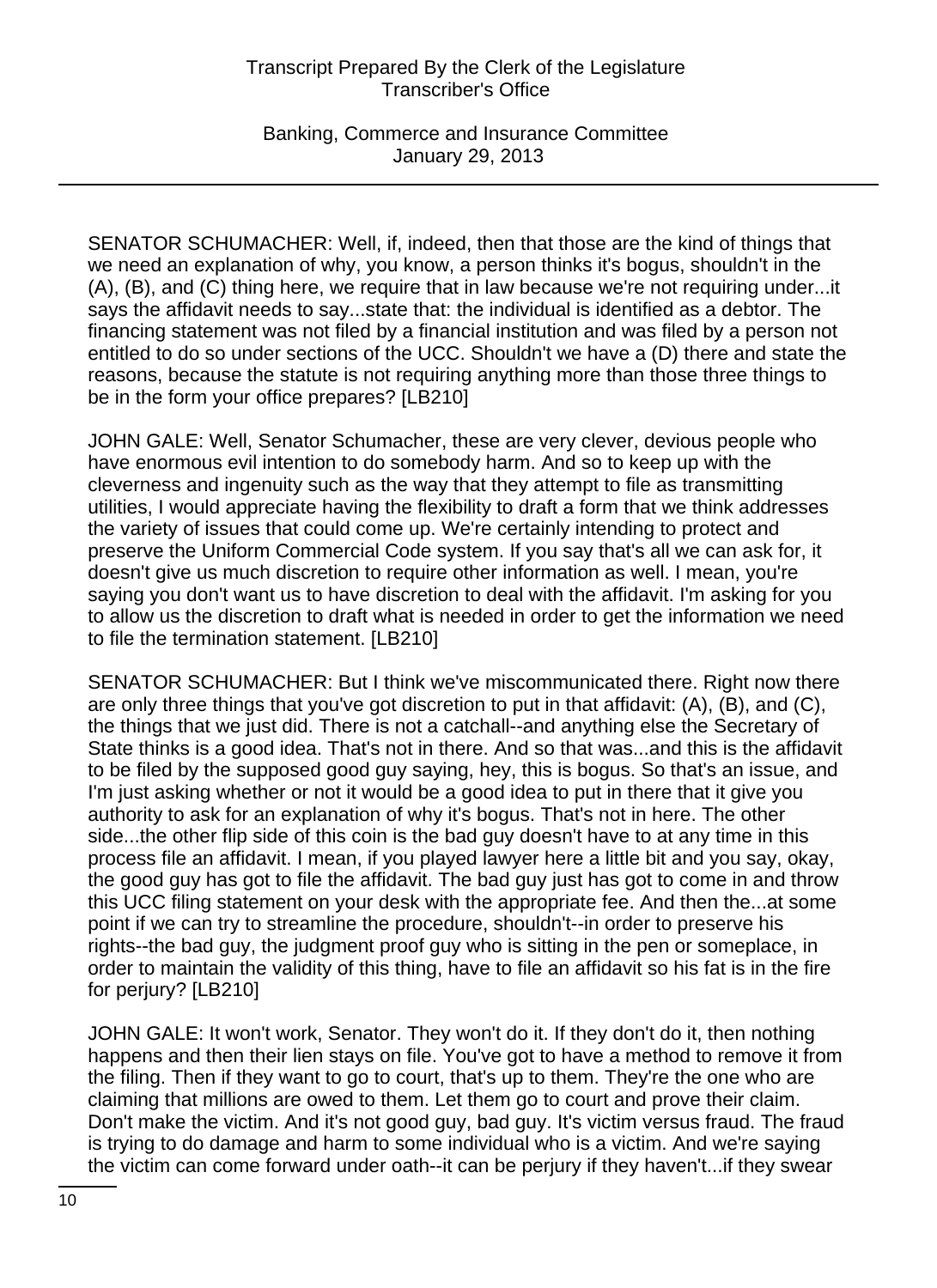SENATOR SCHUMACHER: Well, if, indeed, then that those are the kind of things that we need an explanation of why, you know, a person thinks it's bogus, shouldn't in the (A), (B), and (C) thing here, we require that in law because we're not requiring under...it says the affidavit needs to say...state that: the individual is identified as a debtor. The financing statement was not filed by a financial institution and was filed by a person not entitled to do so under sections of the UCC. Shouldn't we have a (D) there and state the reasons, because the statute is not requiring anything more than those three things to be in the form your office prepares? [LB210]

JOHN GALE: Well, Senator Schumacher, these are very clever, devious people who have enormous evil intention to do somebody harm. And so to keep up with the cleverness and ingenuity such as the way that they attempt to file as transmitting utilities, I would appreciate having the flexibility to draft a form that we think addresses the variety of issues that could come up. We're certainly intending to protect and preserve the Uniform Commercial Code system. If you say that's all we can ask for, it doesn't give us much discretion to require other information as well. I mean, you're saying you don't want us to have discretion to deal with the affidavit. I'm asking for you to allow us the discretion to draft what is needed in order to get the information we need to file the termination statement. [LB210]

SENATOR SCHUMACHER: But I think we've miscommunicated there. Right now there are only three things that you've got discretion to put in that affidavit: (A), (B), and (C), the things that we just did. There is not a catchall--and anything else the Secretary of State thinks is a good idea. That's not in there. And so that was...and this is the affidavit to be filed by the supposed good guy saying, hey, this is bogus. So that's an issue, and I'm just asking whether or not it would be a good idea to put in there that it give you authority to ask for an explanation of why it's bogus. That's not in here. The other side...the other flip side of this coin is the bad guy doesn't have to at any time in this process file an affidavit. I mean, if you played lawyer here a little bit and you say, okay, the good guy has got to file the affidavit. The bad guy just has got to come in and throw this UCC filing statement on your desk with the appropriate fee. And then the...at some point if we can try to streamline the procedure, shouldn't--in order to preserve his rights--the bad guy, the judgment proof guy who is sitting in the pen or someplace, in order to maintain the validity of this thing, have to file an affidavit so his fat is in the fire for perjury? [LB210]

JOHN GALE: It won't work, Senator. They won't do it. If they don't do it, then nothing happens and then their lien stays on file. You've got to have a method to remove it from the filing. Then if they want to go to court, that's up to them. They're the one who are claiming that millions are owed to them. Let them go to court and prove their claim. Don't make the victim. And it's not good guy, bad guy. It's victim versus fraud. The fraud is trying to do damage and harm to some individual who is a victim. And we're saying the victim can come forward under oath--it can be perjury if they haven't...if they swear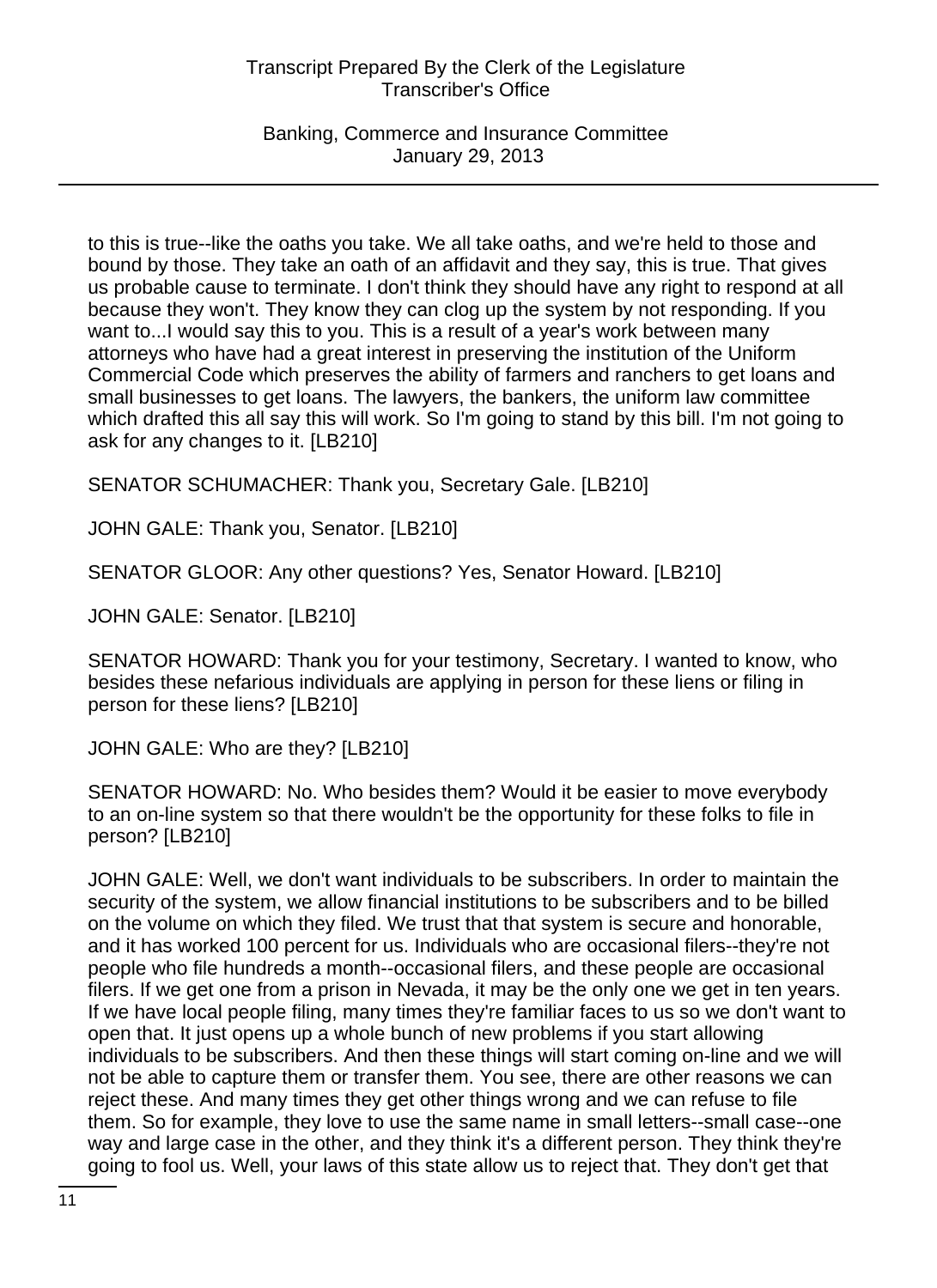to this is true--like the oaths you take. We all take oaths, and we're held to those and bound by those. They take an oath of an affidavit and they say, this is true. That gives us probable cause to terminate. I don't think they should have any right to respond at all because they won't. They know they can clog up the system by not responding. If you want to...I would say this to you. This is a result of a year's work between many attorneys who have had a great interest in preserving the institution of the Uniform Commercial Code which preserves the ability of farmers and ranchers to get loans and small businesses to get loans. The lawyers, the bankers, the uniform law committee which drafted this all say this will work. So I'm going to stand by this bill. I'm not going to ask for any changes to it. [LB210]

SENATOR SCHUMACHER: Thank you, Secretary Gale. [LB210]

JOHN GALE: Thank you, Senator. [LB210]

SENATOR GLOOR: Any other questions? Yes, Senator Howard. [LB210]

JOHN GALE: Senator. [LB210]

SENATOR HOWARD: Thank you for your testimony, Secretary. I wanted to know, who besides these nefarious individuals are applying in person for these liens or filing in person for these liens? [LB210]

JOHN GALE: Who are they? [LB210]

SENATOR HOWARD: No. Who besides them? Would it be easier to move everybody to an on-line system so that there wouldn't be the opportunity for these folks to file in person? [LB210]

JOHN GALE: Well, we don't want individuals to be subscribers. In order to maintain the security of the system, we allow financial institutions to be subscribers and to be billed on the volume on which they filed. We trust that that system is secure and honorable, and it has worked 100 percent for us. Individuals who are occasional filers--they're not people who file hundreds a month--occasional filers, and these people are occasional filers. If we get one from a prison in Nevada, it may be the only one we get in ten years. If we have local people filing, many times they're familiar faces to us so we don't want to open that. It just opens up a whole bunch of new problems if you start allowing individuals to be subscribers. And then these things will start coming on-line and we will not be able to capture them or transfer them. You see, there are other reasons we can reject these. And many times they get other things wrong and we can refuse to file them. So for example, they love to use the same name in small letters--small case--one way and large case in the other, and they think it's a different person. They think they're going to fool us. Well, your laws of this state allow us to reject that. They don't get that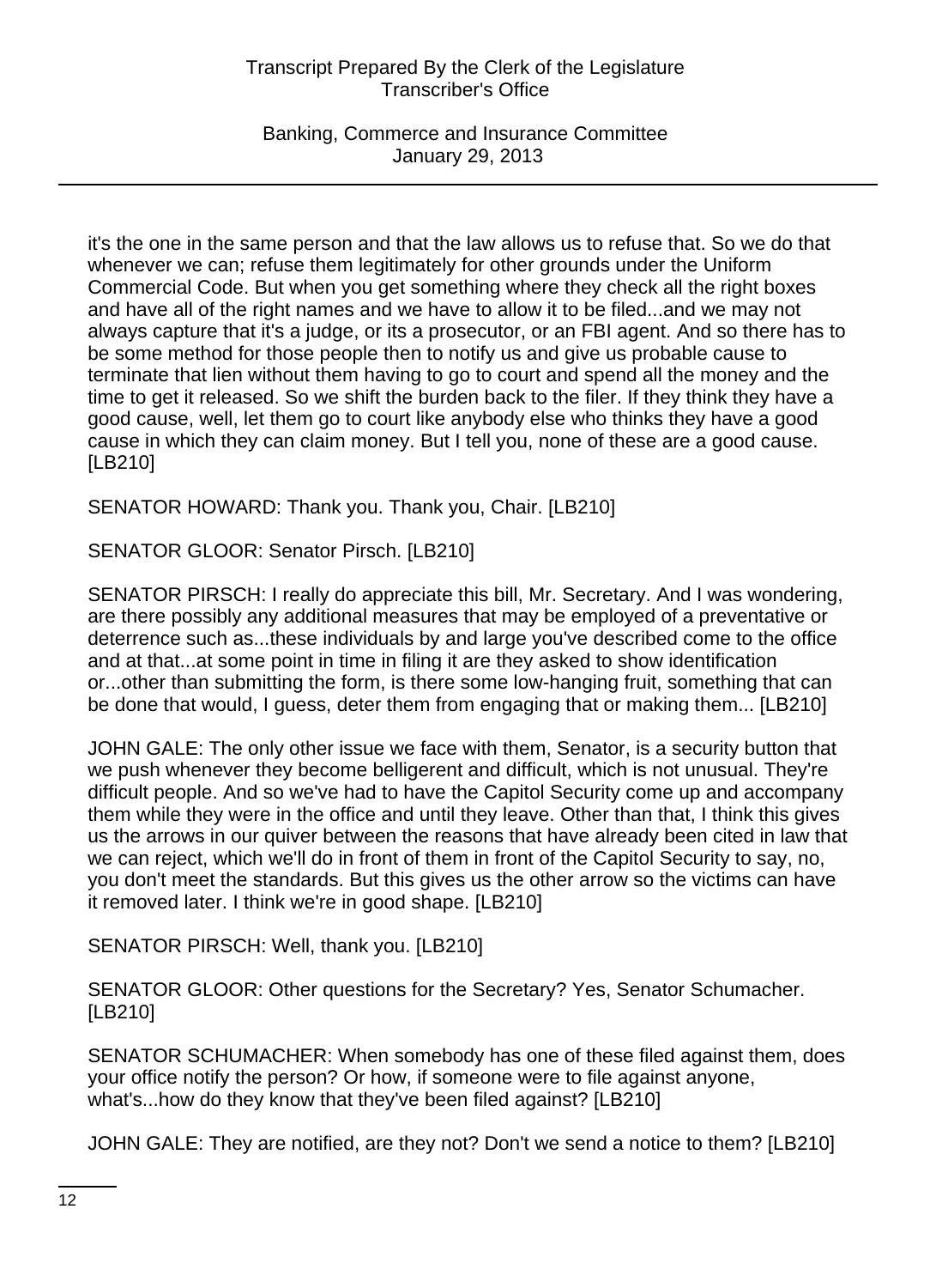it's the one in the same person and that the law allows us to refuse that. So we do that whenever we can; refuse them legitimately for other grounds under the Uniform Commercial Code. But when you get something where they check all the right boxes and have all of the right names and we have to allow it to be filed...and we may not always capture that it's a judge, or its a prosecutor, or an FBI agent. And so there has to be some method for those people then to notify us and give us probable cause to terminate that lien without them having to go to court and spend all the money and the time to get it released. So we shift the burden back to the filer. If they think they have a good cause, well, let them go to court like anybody else who thinks they have a good cause in which they can claim money. But I tell you, none of these are a good cause. [LB210]

SENATOR HOWARD: Thank you. Thank you, Chair. [LB210]

SENATOR GLOOR: Senator Pirsch. [LB210]

SENATOR PIRSCH: I really do appreciate this bill, Mr. Secretary. And I was wondering, are there possibly any additional measures that may be employed of a preventative or deterrence such as...these individuals by and large you've described come to the office and at that...at some point in time in filing it are they asked to show identification or...other than submitting the form, is there some low-hanging fruit, something that can be done that would, I guess, deter them from engaging that or making them... [LB210]

JOHN GALE: The only other issue we face with them, Senator, is a security button that we push whenever they become belligerent and difficult, which is not unusual. They're difficult people. And so we've had to have the Capitol Security come up and accompany them while they were in the office and until they leave. Other than that, I think this gives us the arrows in our quiver between the reasons that have already been cited in law that we can reject, which we'll do in front of them in front of the Capitol Security to say, no, you don't meet the standards. But this gives us the other arrow so the victims can have it removed later. I think we're in good shape. [LB210]

SENATOR PIRSCH: Well, thank you. [LB210]

SENATOR GLOOR: Other questions for the Secretary? Yes, Senator Schumacher. [LB210]

SENATOR SCHUMACHER: When somebody has one of these filed against them, does your office notify the person? Or how, if someone were to file against anyone, what's...how do they know that they've been filed against? [LB210]

JOHN GALE: They are notified, are they not? Don't we send a notice to them? [LB210]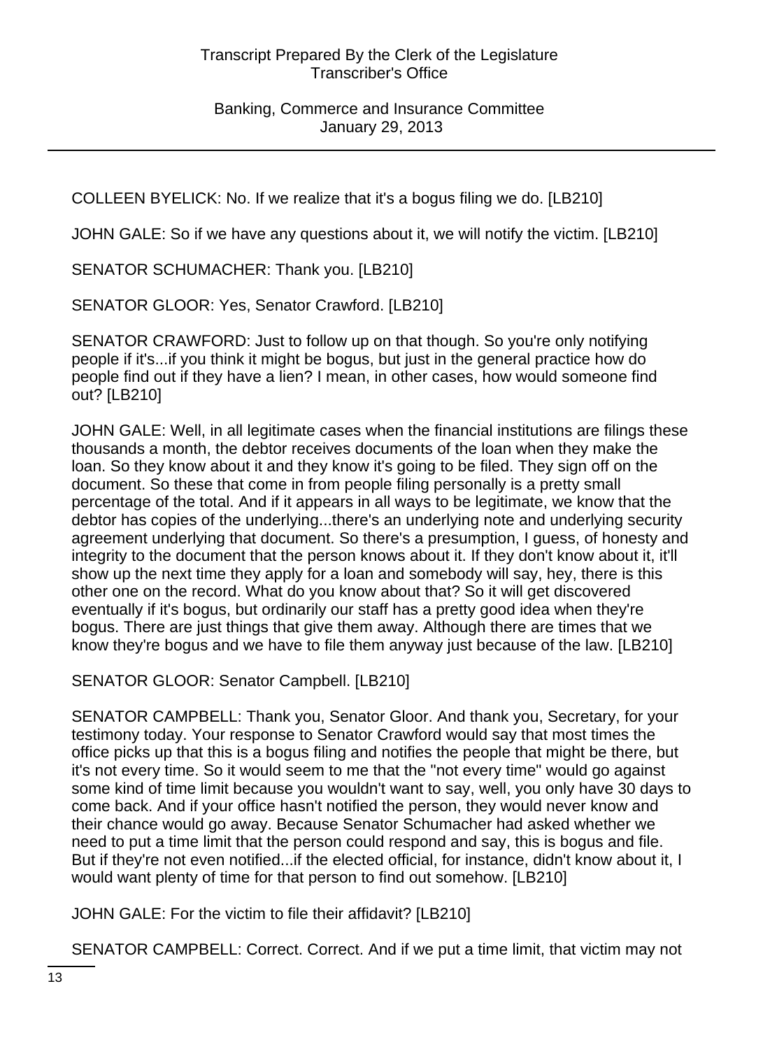COLLEEN BYELICK: No. If we realize that it's a bogus filing we do. [LB210]

JOHN GALE: So if we have any questions about it, we will notify the victim. [LB210]

SENATOR SCHUMACHER: Thank you. [LB210]

SENATOR GLOOR: Yes, Senator Crawford. [LB210]

SENATOR CRAWFORD: Just to follow up on that though. So you're only notifying people if it's...if you think it might be bogus, but just in the general practice how do people find out if they have a lien? I mean, in other cases, how would someone find out? [LB210]

JOHN GALE: Well, in all legitimate cases when the financial institutions are filings these thousands a month, the debtor receives documents of the loan when they make the loan. So they know about it and they know it's going to be filed. They sign off on the document. So these that come in from people filing personally is a pretty small percentage of the total. And if it appears in all ways to be legitimate, we know that the debtor has copies of the underlying...there's an underlying note and underlying security agreement underlying that document. So there's a presumption, I guess, of honesty and integrity to the document that the person knows about it. If they don't know about it, it'll show up the next time they apply for a loan and somebody will say, hey, there is this other one on the record. What do you know about that? So it will get discovered eventually if it's bogus, but ordinarily our staff has a pretty good idea when they're bogus. There are just things that give them away. Although there are times that we know they're bogus and we have to file them anyway just because of the law. [LB210]

SENATOR GLOOR: Senator Campbell. [LB210]

SENATOR CAMPBELL: Thank you, Senator Gloor. And thank you, Secretary, for your testimony today. Your response to Senator Crawford would say that most times the office picks up that this is a bogus filing and notifies the people that might be there, but it's not every time. So it would seem to me that the "not every time" would go against some kind of time limit because you wouldn't want to say, well, you only have 30 days to come back. And if your office hasn't notified the person, they would never know and their chance would go away. Because Senator Schumacher had asked whether we need to put a time limit that the person could respond and say, this is bogus and file. But if they're not even notified...if the elected official, for instance, didn't know about it, I would want plenty of time for that person to find out somehow. [LB210]

JOHN GALE: For the victim to file their affidavit? [LB210]

SENATOR CAMPBELL: Correct. Correct. And if we put a time limit, that victim may not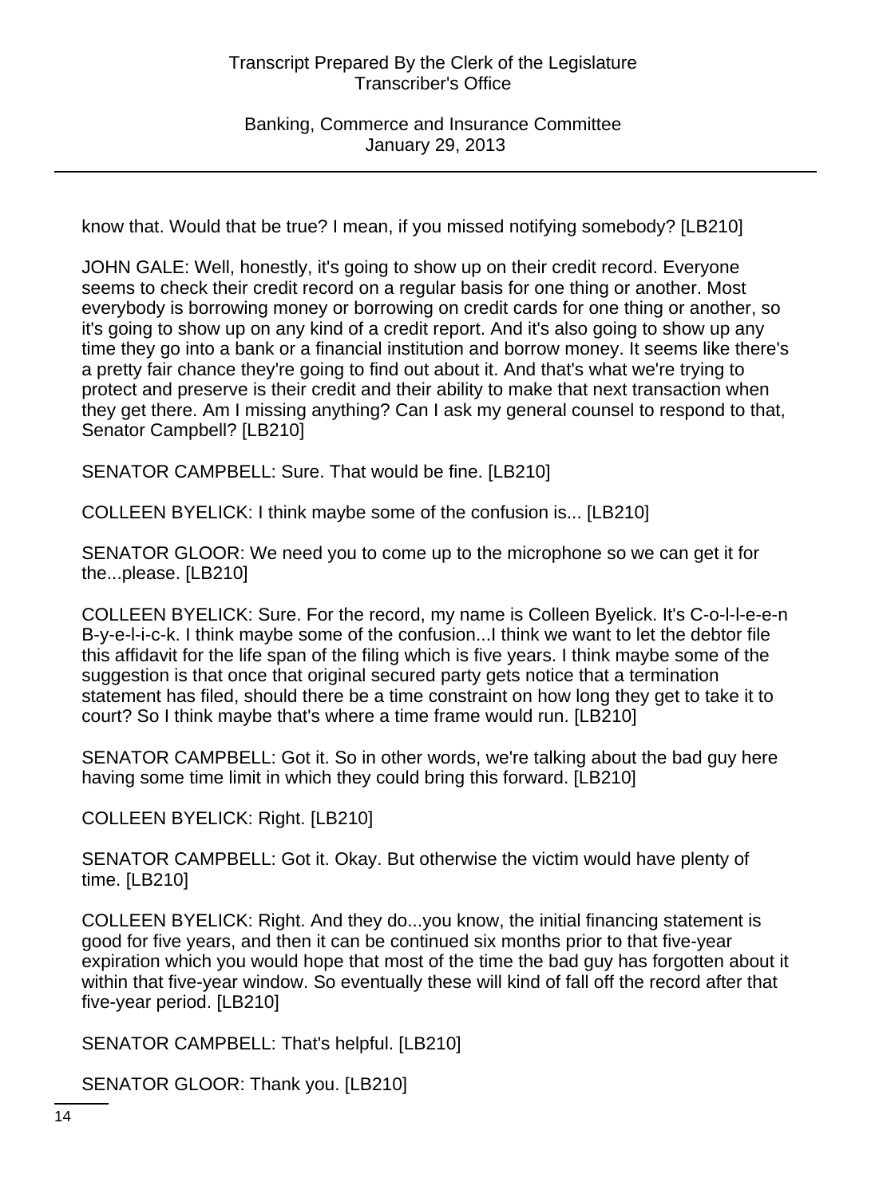know that. Would that be true? I mean, if you missed notifying somebody? [LB210]

JOHN GALE: Well, honestly, it's going to show up on their credit record. Everyone seems to check their credit record on a regular basis for one thing or another. Most everybody is borrowing money or borrowing on credit cards for one thing or another, so it's going to show up on any kind of a credit report. And it's also going to show up any time they go into a bank or a financial institution and borrow money. It seems like there's a pretty fair chance they're going to find out about it. And that's what we're trying to protect and preserve is their credit and their ability to make that next transaction when they get there. Am I missing anything? Can I ask my general counsel to respond to that, Senator Campbell? [LB210]

SENATOR CAMPBELL: Sure. That would be fine. [LB210]

COLLEEN BYELICK: I think maybe some of the confusion is... [LB210]

SENATOR GLOOR: We need you to come up to the microphone so we can get it for the...please. [LB210]

COLLEEN BYELICK: Sure. For the record, my name is Colleen Byelick. It's C-o-l-l-e-e-n B-y-e-l-i-c-k. I think maybe some of the confusion...I think we want to let the debtor file this affidavit for the life span of the filing which is five years. I think maybe some of the suggestion is that once that original secured party gets notice that a termination statement has filed, should there be a time constraint on how long they get to take it to court? So I think maybe that's where a time frame would run. [LB210]

SENATOR CAMPBELL: Got it. So in other words, we're talking about the bad guy here having some time limit in which they could bring this forward. [LB210]

COLLEEN BYELICK: Right. [LB210]

SENATOR CAMPBELL: Got it. Okay. But otherwise the victim would have plenty of time. [LB210]

COLLEEN BYELICK: Right. And they do...you know, the initial financing statement is good for five years, and then it can be continued six months prior to that five-year expiration which you would hope that most of the time the bad guy has forgotten about it within that five-year window. So eventually these will kind of fall off the record after that five-year period. [LB210]

SENATOR CAMPBELL: That's helpful. [LB210]

SENATOR GLOOR: Thank you. [LB210]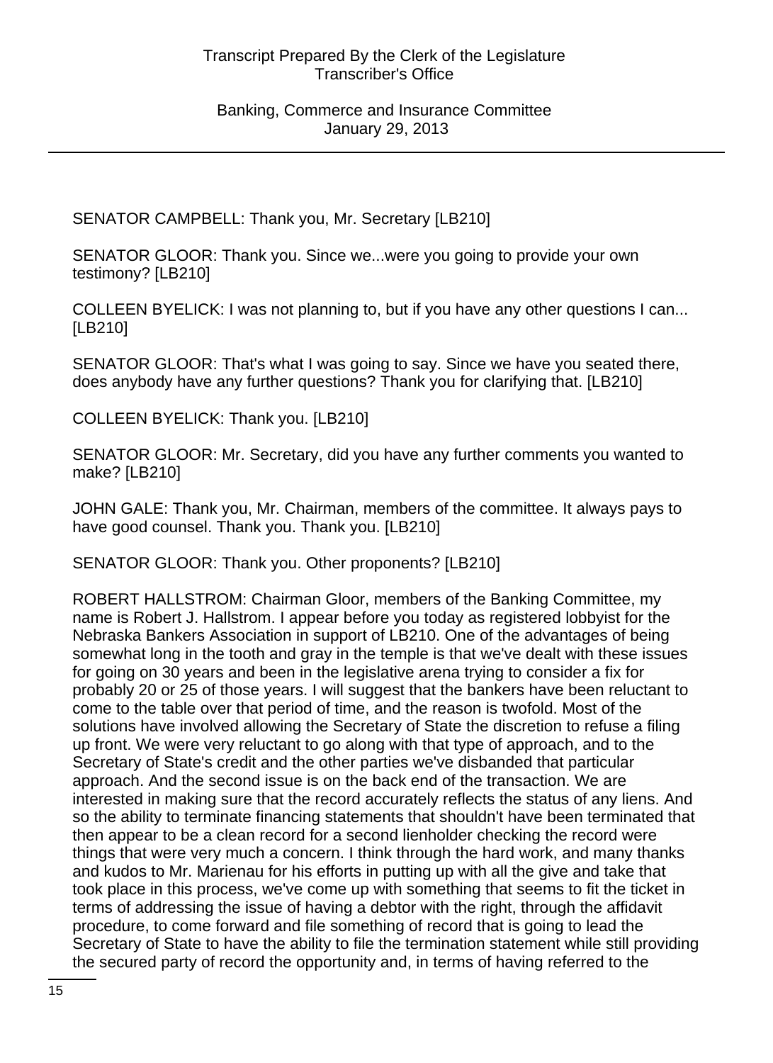SENATOR CAMPBELL: Thank you, Mr. Secretary [LB210]

SENATOR GLOOR: Thank you. Since we...were you going to provide your own testimony? [LB210]

COLLEEN BYELICK: I was not planning to, but if you have any other questions I can... [LB210]

SENATOR GLOOR: That's what I was going to say. Since we have you seated there, does anybody have any further questions? Thank you for clarifying that. [LB210]

COLLEEN BYELICK: Thank you. [LB210]

SENATOR GLOOR: Mr. Secretary, did you have any further comments you wanted to make? [LB210]

JOHN GALE: Thank you, Mr. Chairman, members of the committee. It always pays to have good counsel. Thank you. Thank you. [LB210]

SENATOR GLOOR: Thank you. Other proponents? [LB210]

ROBERT HALLSTROM: Chairman Gloor, members of the Banking Committee, my name is Robert J. Hallstrom. I appear before you today as registered lobbyist for the Nebraska Bankers Association in support of LB210. One of the advantages of being somewhat long in the tooth and gray in the temple is that we've dealt with these issues for going on 30 years and been in the legislative arena trying to consider a fix for probably 20 or 25 of those years. I will suggest that the bankers have been reluctant to come to the table over that period of time, and the reason is twofold. Most of the solutions have involved allowing the Secretary of State the discretion to refuse a filing up front. We were very reluctant to go along with that type of approach, and to the Secretary of State's credit and the other parties we've disbanded that particular approach. And the second issue is on the back end of the transaction. We are interested in making sure that the record accurately reflects the status of any liens. And so the ability to terminate financing statements that shouldn't have been terminated that then appear to be a clean record for a second lienholder checking the record were things that were very much a concern. I think through the hard work, and many thanks and kudos to Mr. Marienau for his efforts in putting up with all the give and take that took place in this process, we've come up with something that seems to fit the ticket in terms of addressing the issue of having a debtor with the right, through the affidavit procedure, to come forward and file something of record that is going to lead the Secretary of State to have the ability to file the termination statement while still providing the secured party of record the opportunity and, in terms of having referred to the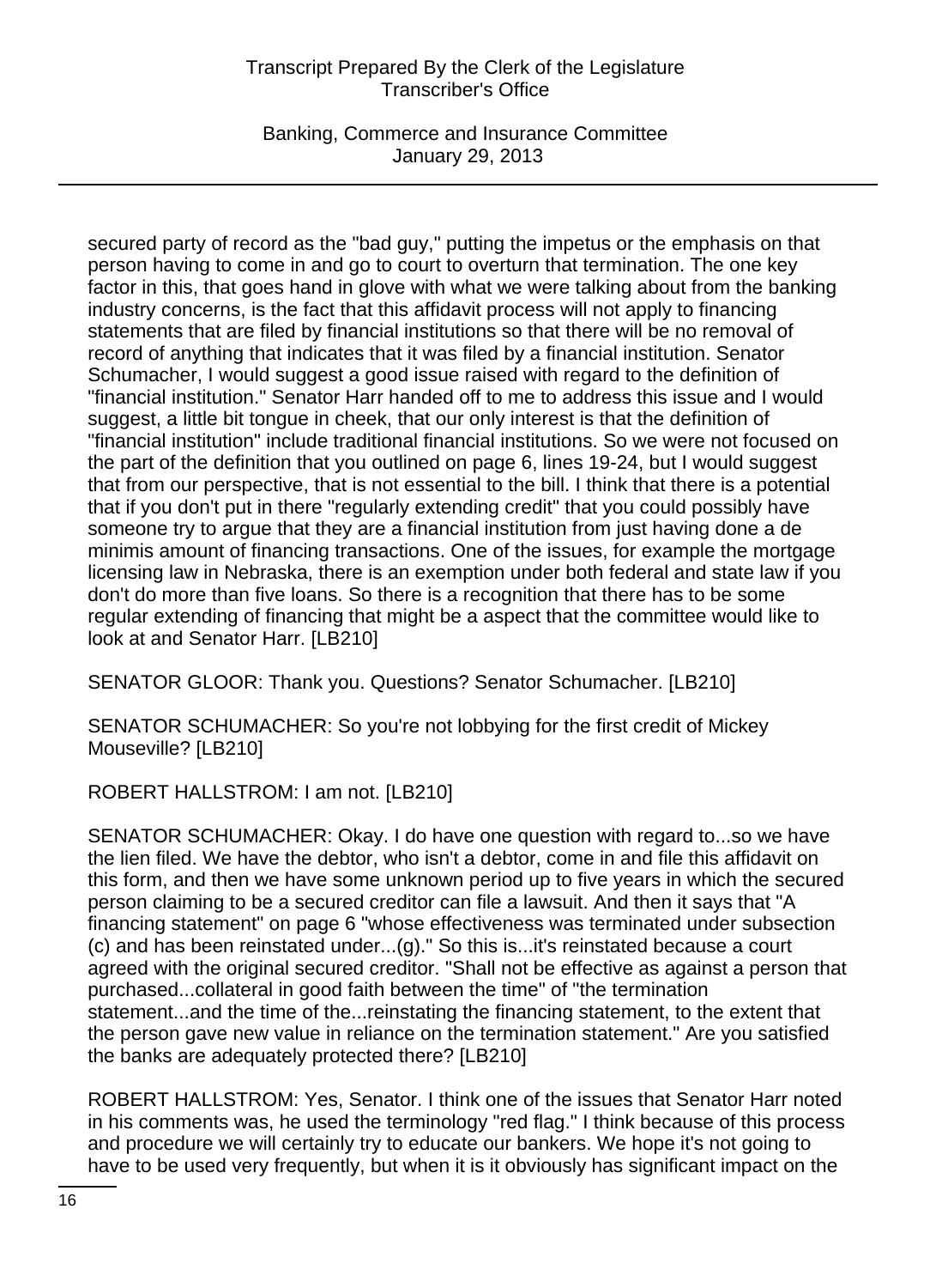secured party of record as the "bad guy," putting the impetus or the emphasis on that person having to come in and go to court to overturn that termination. The one key factor in this, that goes hand in glove with what we were talking about from the banking industry concerns, is the fact that this affidavit process will not apply to financing statements that are filed by financial institutions so that there will be no removal of record of anything that indicates that it was filed by a financial institution. Senator Schumacher, I would suggest a good issue raised with regard to the definition of "financial institution." Senator Harr handed off to me to address this issue and I would suggest, a little bit tongue in cheek, that our only interest is that the definition of "financial institution" include traditional financial institutions. So we were not focused on the part of the definition that you outlined on page 6, lines 19-24, but I would suggest that from our perspective, that is not essential to the bill. I think that there is a potential that if you don't put in there "regularly extending credit" that you could possibly have someone try to argue that they are a financial institution from just having done a de minimis amount of financing transactions. One of the issues, for example the mortgage licensing law in Nebraska, there is an exemption under both federal and state law if you don't do more than five loans. So there is a recognition that there has to be some regular extending of financing that might be a aspect that the committee would like to look at and Senator Harr. [LB210]

SENATOR GLOOR: Thank you. Questions? Senator Schumacher. [LB210]

SENATOR SCHUMACHER: So you're not lobbying for the first credit of Mickey Mouseville? [LB210]

ROBERT HALLSTROM: I am not. [LB210]

SENATOR SCHUMACHER: Okay. I do have one question with regard to...so we have the lien filed. We have the debtor, who isn't a debtor, come in and file this affidavit on this form, and then we have some unknown period up to five years in which the secured person claiming to be a secured creditor can file a lawsuit. And then it says that "A financing statement" on page 6 "whose effectiveness was terminated under subsection (c) and has been reinstated under...(g)." So this is...it's reinstated because a court agreed with the original secured creditor. "Shall not be effective as against a person that purchased...collateral in good faith between the time" of "the termination statement...and the time of the...reinstating the financing statement, to the extent that the person gave new value in reliance on the termination statement." Are you satisfied the banks are adequately protected there? [LB210]

ROBERT HALLSTROM: Yes, Senator. I think one of the issues that Senator Harr noted in his comments was, he used the terminology "red flag." I think because of this process and procedure we will certainly try to educate our bankers. We hope it's not going to have to be used very frequently, but when it is it obviously has significant impact on the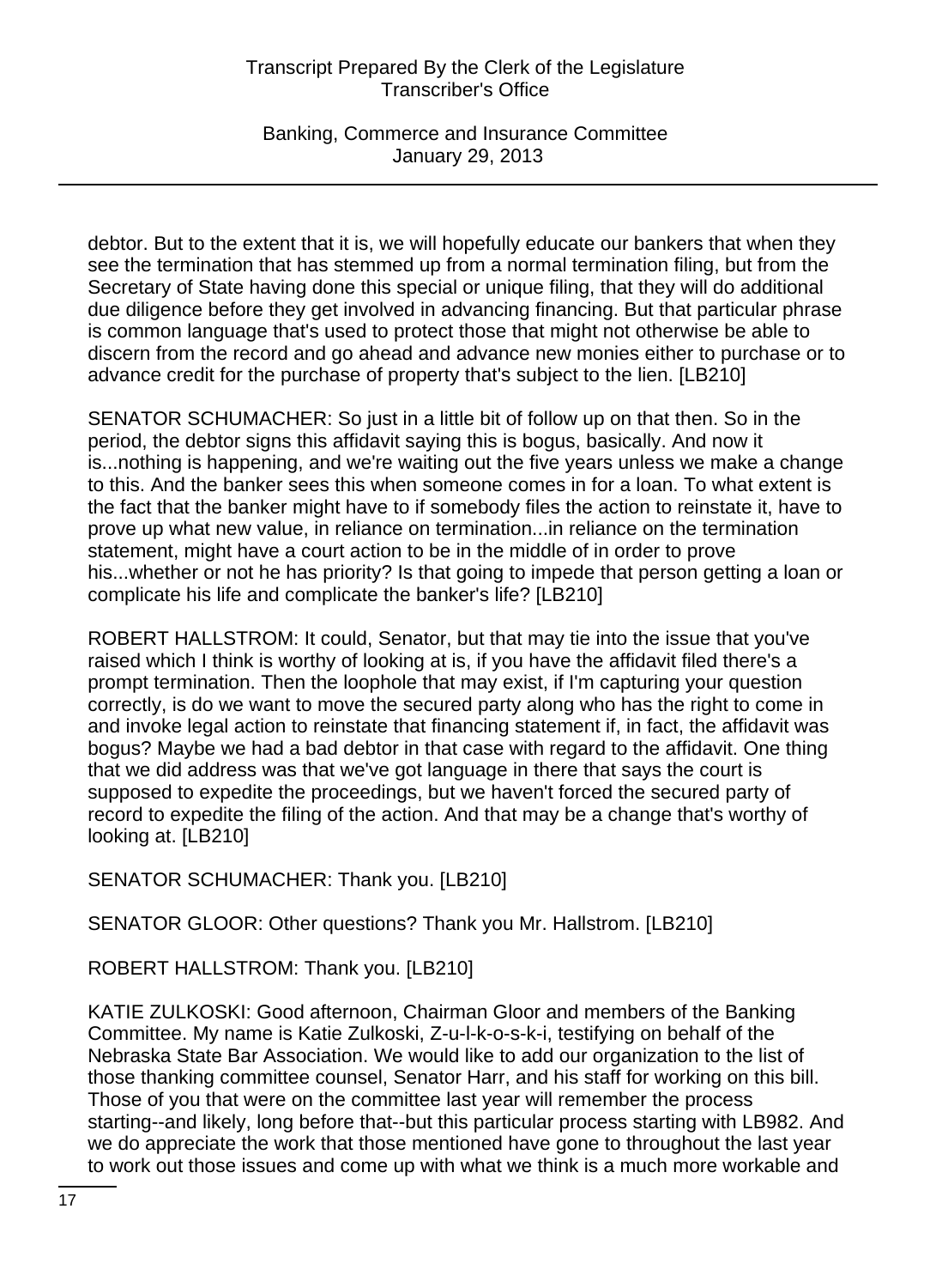debtor. But to the extent that it is, we will hopefully educate our bankers that when they see the termination that has stemmed up from a normal termination filing, but from the Secretary of State having done this special or unique filing, that they will do additional due diligence before they get involved in advancing financing. But that particular phrase is common language that's used to protect those that might not otherwise be able to discern from the record and go ahead and advance new monies either to purchase or to advance credit for the purchase of property that's subject to the lien. [LB210]

SENATOR SCHUMACHER: So just in a little bit of follow up on that then. So in the period, the debtor signs this affidavit saying this is bogus, basically. And now it is...nothing is happening, and we're waiting out the five years unless we make a change to this. And the banker sees this when someone comes in for a loan. To what extent is the fact that the banker might have to if somebody files the action to reinstate it, have to prove up what new value, in reliance on termination...in reliance on the termination statement, might have a court action to be in the middle of in order to prove his...whether or not he has priority? Is that going to impede that person getting a loan or complicate his life and complicate the banker's life? [LB210]

ROBERT HALLSTROM: It could, Senator, but that may tie into the issue that you've raised which I think is worthy of looking at is, if you have the affidavit filed there's a prompt termination. Then the loophole that may exist, if I'm capturing your question correctly, is do we want to move the secured party along who has the right to come in and invoke legal action to reinstate that financing statement if, in fact, the affidavit was bogus? Maybe we had a bad debtor in that case with regard to the affidavit. One thing that we did address was that we've got language in there that says the court is supposed to expedite the proceedings, but we haven't forced the secured party of record to expedite the filing of the action. And that may be a change that's worthy of looking at. [LB210]

SENATOR SCHUMACHER: Thank you. [LB210]

SENATOR GLOOR: Other questions? Thank you Mr. Hallstrom. [LB210]

ROBERT HALLSTROM: Thank you. [LB210]

KATIE ZULKOSKI: Good afternoon, Chairman Gloor and members of the Banking Committee. My name is Katie Zulkoski, Z-u-l-k-o-s-k-i, testifying on behalf of the Nebraska State Bar Association. We would like to add our organization to the list of those thanking committee counsel, Senator Harr, and his staff for working on this bill. Those of you that were on the committee last year will remember the process starting--and likely, long before that--but this particular process starting with LB982. And we do appreciate the work that those mentioned have gone to throughout the last year to work out those issues and come up with what we think is a much more workable and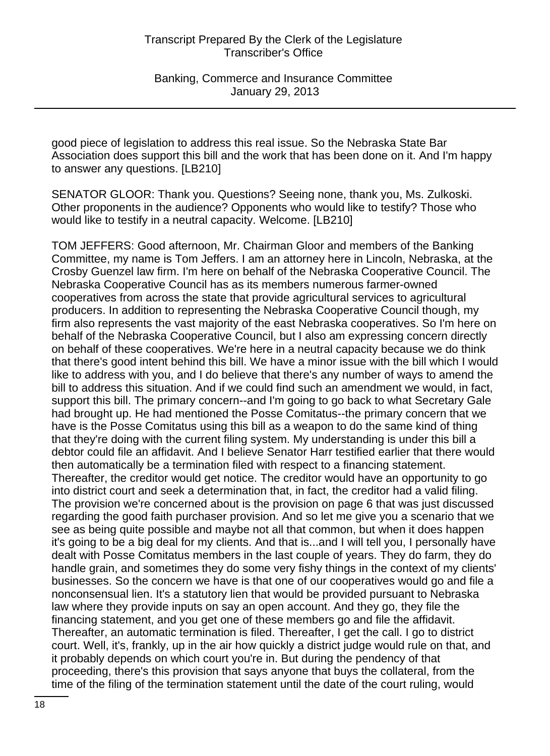good piece of legislation to address this real issue. So the Nebraska State Bar Association does support this bill and the work that has been done on it. And I'm happy to answer any questions. [LB210]

SENATOR GLOOR: Thank you. Questions? Seeing none, thank you, Ms. Zulkoski. Other proponents in the audience? Opponents who would like to testify? Those who would like to testify in a neutral capacity. Welcome. [LB210]

TOM JEFFERS: Good afternoon, Mr. Chairman Gloor and members of the Banking Committee, my name is Tom Jeffers. I am an attorney here in Lincoln, Nebraska, at the Crosby Guenzel law firm. I'm here on behalf of the Nebraska Cooperative Council. The Nebraska Cooperative Council has as its members numerous farmer-owned cooperatives from across the state that provide agricultural services to agricultural producers. In addition to representing the Nebraska Cooperative Council though, my firm also represents the vast majority of the east Nebraska cooperatives. So I'm here on behalf of the Nebraska Cooperative Council, but I also am expressing concern directly on behalf of these cooperatives. We're here in a neutral capacity because we do think that there's good intent behind this bill. We have a minor issue with the bill which I would like to address with you, and I do believe that there's any number of ways to amend the bill to address this situation. And if we could find such an amendment we would, in fact, support this bill. The primary concern--and I'm going to go back to what Secretary Gale had brought up. He had mentioned the Posse Comitatus--the primary concern that we have is the Posse Comitatus using this bill as a weapon to do the same kind of thing that they're doing with the current filing system. My understanding is under this bill a debtor could file an affidavit. And I believe Senator Harr testified earlier that there would then automatically be a termination filed with respect to a financing statement. Thereafter, the creditor would get notice. The creditor would have an opportunity to go into district court and seek a determination that, in fact, the creditor had a valid filing. The provision we're concerned about is the provision on page 6 that was just discussed regarding the good faith purchaser provision. And so let me give you a scenario that we see as being quite possible and maybe not all that common, but when it does happen it's going to be a big deal for my clients. And that is...and I will tell you, I personally have dealt with Posse Comitatus members in the last couple of years. They do farm, they do handle grain, and sometimes they do some very fishy things in the context of my clients' businesses. So the concern we have is that one of our cooperatives would go and file a nonconsensual lien. It's a statutory lien that would be provided pursuant to Nebraska law where they provide inputs on say an open account. And they go, they file the financing statement, and you get one of these members go and file the affidavit. Thereafter, an automatic termination is filed. Thereafter, I get the call. I go to district court. Well, it's, frankly, up in the air how quickly a district judge would rule on that, and it probably depends on which court you're in. But during the pendency of that proceeding, there's this provision that says anyone that buys the collateral, from the time of the filing of the termination statement until the date of the court ruling, would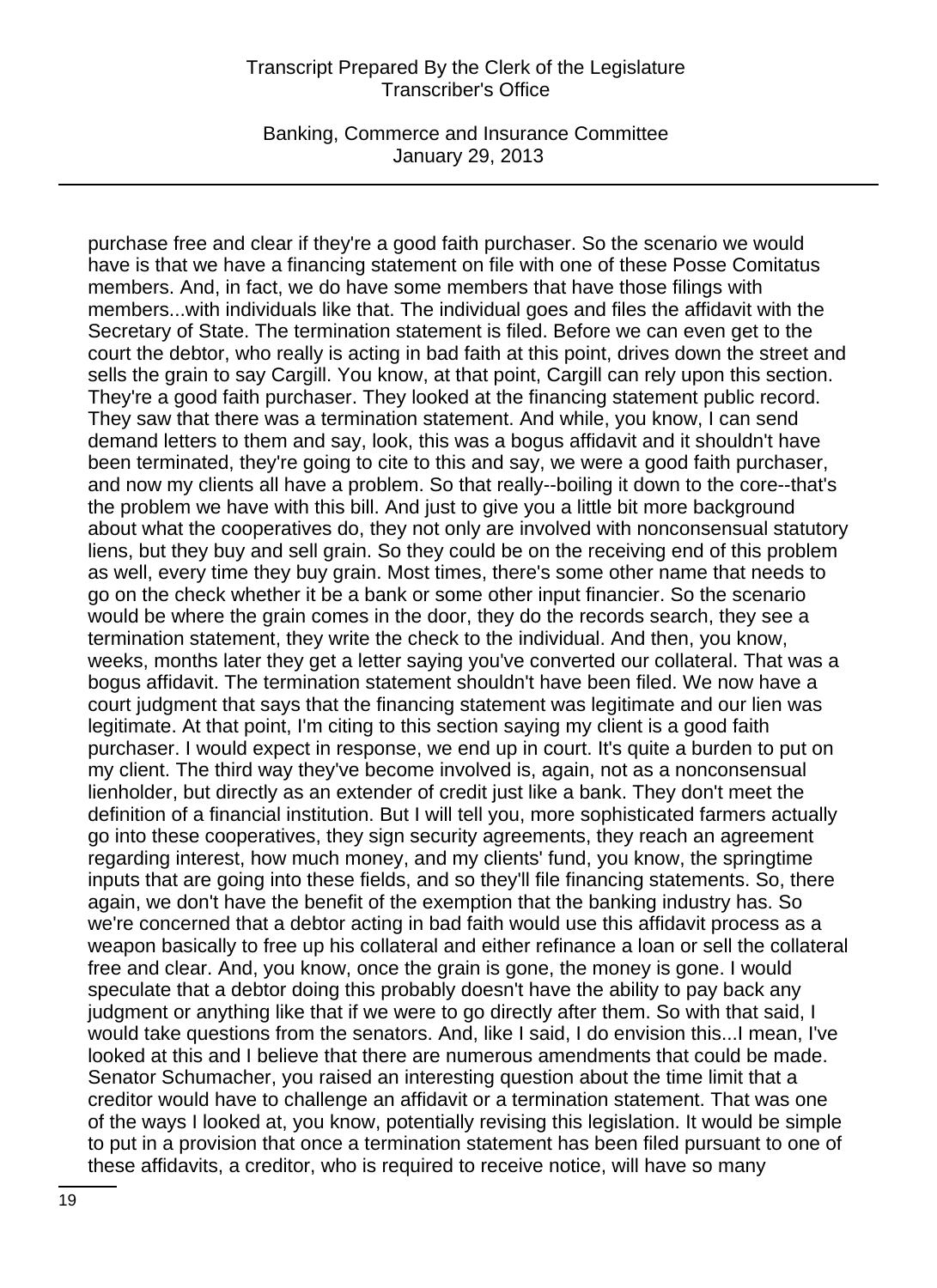purchase free and clear if they're a good faith purchaser. So the scenario we would have is that we have a financing statement on file with one of these Posse Comitatus members. And, in fact, we do have some members that have those filings with members...with individuals like that. The individual goes and files the affidavit with the Secretary of State. The termination statement is filed. Before we can even get to the court the debtor, who really is acting in bad faith at this point, drives down the street and sells the grain to say Cargill. You know, at that point, Cargill can rely upon this section. They're a good faith purchaser. They looked at the financing statement public record. They saw that there was a termination statement. And while, you know, I can send demand letters to them and say, look, this was a bogus affidavit and it shouldn't have been terminated, they're going to cite to this and say, we were a good faith purchaser, and now my clients all have a problem. So that really--boiling it down to the core--that's the problem we have with this bill. And just to give you a little bit more background about what the cooperatives do, they not only are involved with nonconsensual statutory liens, but they buy and sell grain. So they could be on the receiving end of this problem as well, every time they buy grain. Most times, there's some other name that needs to go on the check whether it be a bank or some other input financier. So the scenario would be where the grain comes in the door, they do the records search, they see a termination statement, they write the check to the individual. And then, you know, weeks, months later they get a letter saying you've converted our collateral. That was a bogus affidavit. The termination statement shouldn't have been filed. We now have a court judgment that says that the financing statement was legitimate and our lien was legitimate. At that point, I'm citing to this section saying my client is a good faith purchaser. I would expect in response, we end up in court. It's quite a burden to put on my client. The third way they've become involved is, again, not as a nonconsensual lienholder, but directly as an extender of credit just like a bank. They don't meet the definition of a financial institution. But I will tell you, more sophisticated farmers actually go into these cooperatives, they sign security agreements, they reach an agreement regarding interest, how much money, and my clients' fund, you know, the springtime inputs that are going into these fields, and so they'll file financing statements. So, there again, we don't have the benefit of the exemption that the banking industry has. So we're concerned that a debtor acting in bad faith would use this affidavit process as a weapon basically to free up his collateral and either refinance a loan or sell the collateral free and clear. And, you know, once the grain is gone, the money is gone. I would speculate that a debtor doing this probably doesn't have the ability to pay back any judgment or anything like that if we were to go directly after them. So with that said, I would take questions from the senators. And, like I said, I do envision this...I mean, I've looked at this and I believe that there are numerous amendments that could be made. Senator Schumacher, you raised an interesting question about the time limit that a creditor would have to challenge an affidavit or a termination statement. That was one of the ways I looked at, you know, potentially revising this legislation. It would be simple to put in a provision that once a termination statement has been filed pursuant to one of these affidavits, a creditor, who is required to receive notice, will have so many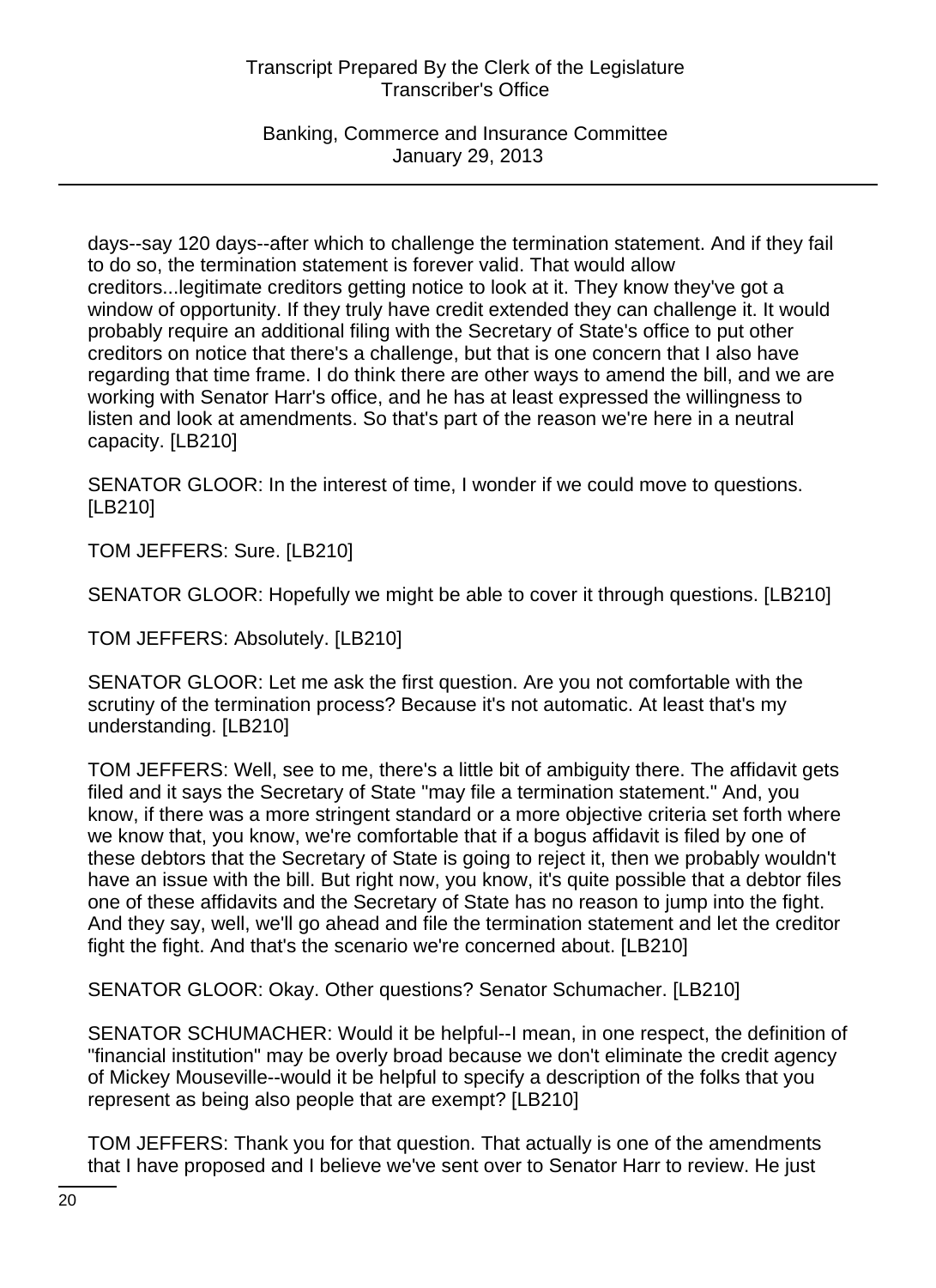days--say 120 days--after which to challenge the termination statement. And if they fail to do so, the termination statement is forever valid. That would allow creditors...legitimate creditors getting notice to look at it. They know they've got a window of opportunity. If they truly have credit extended they can challenge it. It would probably require an additional filing with the Secretary of State's office to put other creditors on notice that there's a challenge, but that is one concern that I also have regarding that time frame. I do think there are other ways to amend the bill, and we are working with Senator Harr's office, and he has at least expressed the willingness to listen and look at amendments. So that's part of the reason we're here in a neutral capacity. [LB210]

SENATOR GLOOR: In the interest of time, I wonder if we could move to questions. [LB210]

TOM JEFFERS: Sure. [LB210]

SENATOR GLOOR: Hopefully we might be able to cover it through questions. [LB210]

TOM JEFFERS: Absolutely. [LB210]

SENATOR GLOOR: Let me ask the first question. Are you not comfortable with the scrutiny of the termination process? Because it's not automatic. At least that's my understanding. [LB210]

TOM JEFFERS: Well, see to me, there's a little bit of ambiguity there. The affidavit gets filed and it says the Secretary of State "may file a termination statement." And, you know, if there was a more stringent standard or a more objective criteria set forth where we know that, you know, we're comfortable that if a bogus affidavit is filed by one of these debtors that the Secretary of State is going to reject it, then we probably wouldn't have an issue with the bill. But right now, you know, it's quite possible that a debtor files one of these affidavits and the Secretary of State has no reason to jump into the fight. And they say, well, we'll go ahead and file the termination statement and let the creditor fight the fight. And that's the scenario we're concerned about. [LB210]

SENATOR GLOOR: Okay. Other questions? Senator Schumacher. [LB210]

SENATOR SCHUMACHER: Would it be helpful--I mean, in one respect, the definition of "financial institution" may be overly broad because we don't eliminate the credit agency of Mickey Mouseville--would it be helpful to specify a description of the folks that you represent as being also people that are exempt? [LB210]

TOM JEFFERS: Thank you for that question. That actually is one of the amendments that I have proposed and I believe we've sent over to Senator Harr to review. He just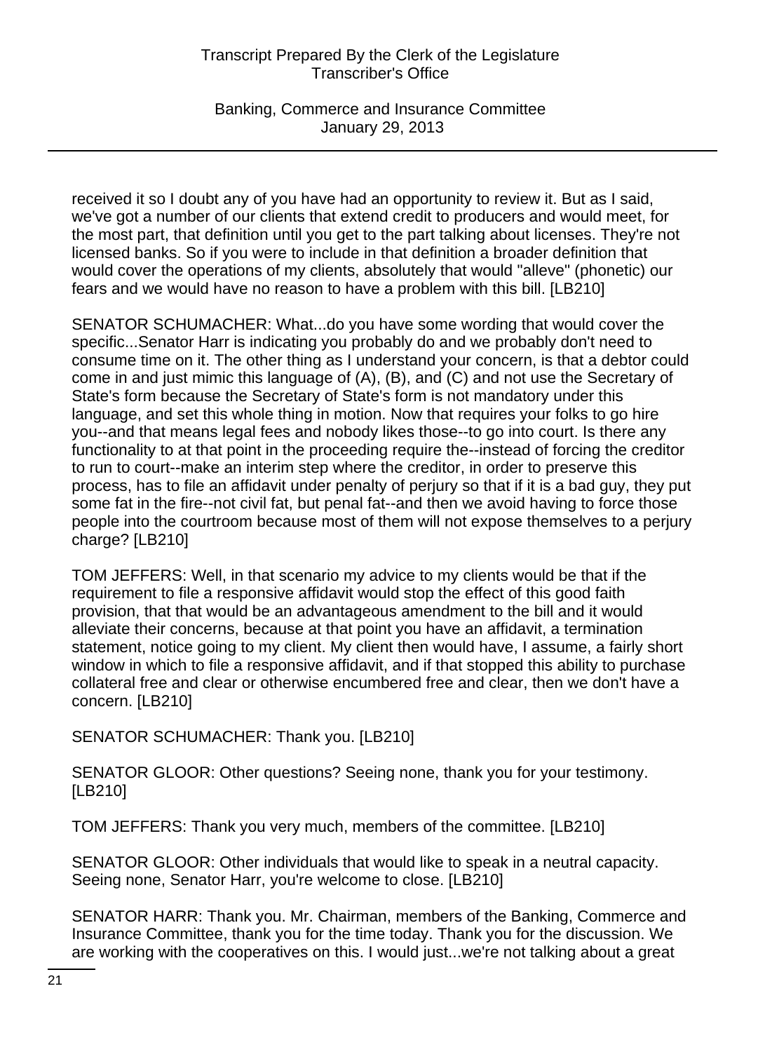received it so I doubt any of you have had an opportunity to review it. But as I said, we've got a number of our clients that extend credit to producers and would meet, for the most part, that definition until you get to the part talking about licenses. They're not licensed banks. So if you were to include in that definition a broader definition that would cover the operations of my clients, absolutely that would "alleve" (phonetic) our fears and we would have no reason to have a problem with this bill. [LB210]

SENATOR SCHUMACHER: What...do you have some wording that would cover the specific...Senator Harr is indicating you probably do and we probably don't need to consume time on it. The other thing as I understand your concern, is that a debtor could come in and just mimic this language of (A), (B), and (C) and not use the Secretary of State's form because the Secretary of State's form is not mandatory under this language, and set this whole thing in motion. Now that requires your folks to go hire you--and that means legal fees and nobody likes those--to go into court. Is there any functionality to at that point in the proceeding require the--instead of forcing the creditor to run to court--make an interim step where the creditor, in order to preserve this process, has to file an affidavit under penalty of perjury so that if it is a bad guy, they put some fat in the fire--not civil fat, but penal fat--and then we avoid having to force those people into the courtroom because most of them will not expose themselves to a perjury charge? [LB210]

TOM JEFFERS: Well, in that scenario my advice to my clients would be that if the requirement to file a responsive affidavit would stop the effect of this good faith provision, that that would be an advantageous amendment to the bill and it would alleviate their concerns, because at that point you have an affidavit, a termination statement, notice going to my client. My client then would have, I assume, a fairly short window in which to file a responsive affidavit, and if that stopped this ability to purchase collateral free and clear or otherwise encumbered free and clear, then we don't have a concern. [LB210]

SENATOR SCHUMACHER: Thank you. [LB210]

SENATOR GLOOR: Other questions? Seeing none, thank you for your testimony. [LB210]

TOM JEFFERS: Thank you very much, members of the committee. [LB210]

SENATOR GLOOR: Other individuals that would like to speak in a neutral capacity. Seeing none, Senator Harr, you're welcome to close. [LB210]

SENATOR HARR: Thank you. Mr. Chairman, members of the Banking, Commerce and Insurance Committee, thank you for the time today. Thank you for the discussion. We are working with the cooperatives on this. I would just...we're not talking about a great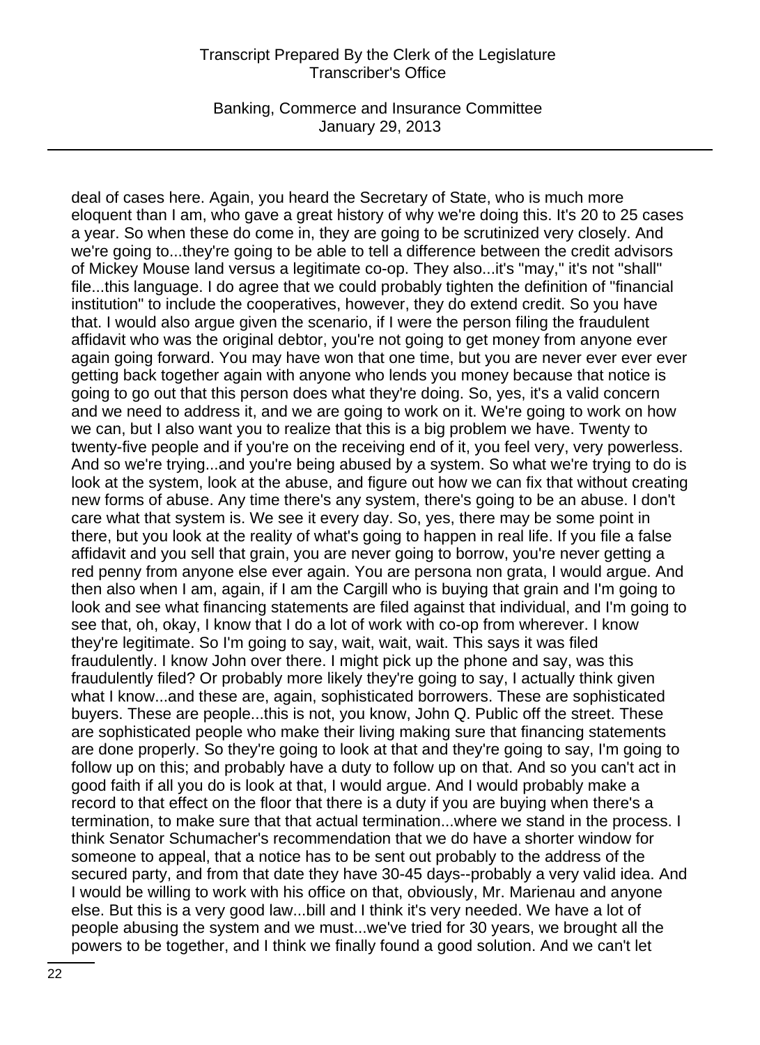deal of cases here. Again, you heard the Secretary of State, who is much more eloquent than I am, who gave a great history of why we're doing this. It's 20 to 25 cases a year. So when these do come in, they are going to be scrutinized very closely. And we're going to...they're going to be able to tell a difference between the credit advisors of Mickey Mouse land versus a legitimate co-op. They also...it's "may," it's not "shall" file...this language. I do agree that we could probably tighten the definition of "financial institution" to include the cooperatives, however, they do extend credit. So you have that. I would also argue given the scenario, if I were the person filing the fraudulent affidavit who was the original debtor, you're not going to get money from anyone ever again going forward. You may have won that one time, but you are never ever ever ever getting back together again with anyone who lends you money because that notice is going to go out that this person does what they're doing. So, yes, it's a valid concern and we need to address it, and we are going to work on it. We're going to work on how we can, but I also want you to realize that this is a big problem we have. Twenty to twenty-five people and if you're on the receiving end of it, you feel very, very powerless. And so we're trying...and you're being abused by a system. So what we're trying to do is look at the system, look at the abuse, and figure out how we can fix that without creating new forms of abuse. Any time there's any system, there's going to be an abuse. I don't care what that system is. We see it every day. So, yes, there may be some point in there, but you look at the reality of what's going to happen in real life. If you file a false affidavit and you sell that grain, you are never going to borrow, you're never getting a red penny from anyone else ever again. You are persona non grata, I would argue. And then also when I am, again, if I am the Cargill who is buying that grain and I'm going to look and see what financing statements are filed against that individual, and I'm going to see that, oh, okay, I know that I do a lot of work with co-op from wherever. I know they're legitimate. So I'm going to say, wait, wait, wait. This says it was filed fraudulently. I know John over there. I might pick up the phone and say, was this fraudulently filed? Or probably more likely they're going to say, I actually think given what I know...and these are, again, sophisticated borrowers. These are sophisticated buyers. These are people...this is not, you know, John Q. Public off the street. These are sophisticated people who make their living making sure that financing statements are done properly. So they're going to look at that and they're going to say, I'm going to follow up on this; and probably have a duty to follow up on that. And so you can't act in good faith if all you do is look at that, I would argue. And I would probably make a record to that effect on the floor that there is a duty if you are buying when there's a termination, to make sure that that actual termination...where we stand in the process. I think Senator Schumacher's recommendation that we do have a shorter window for someone to appeal, that a notice has to be sent out probably to the address of the secured party, and from that date they have 30-45 days--probably a very valid idea. And I would be willing to work with his office on that, obviously, Mr. Marienau and anyone else. But this is a very good law...bill and I think it's very needed. We have a lot of people abusing the system and we must...we've tried for 30 years, we brought all the powers to be together, and I think we finally found a good solution. And we can't let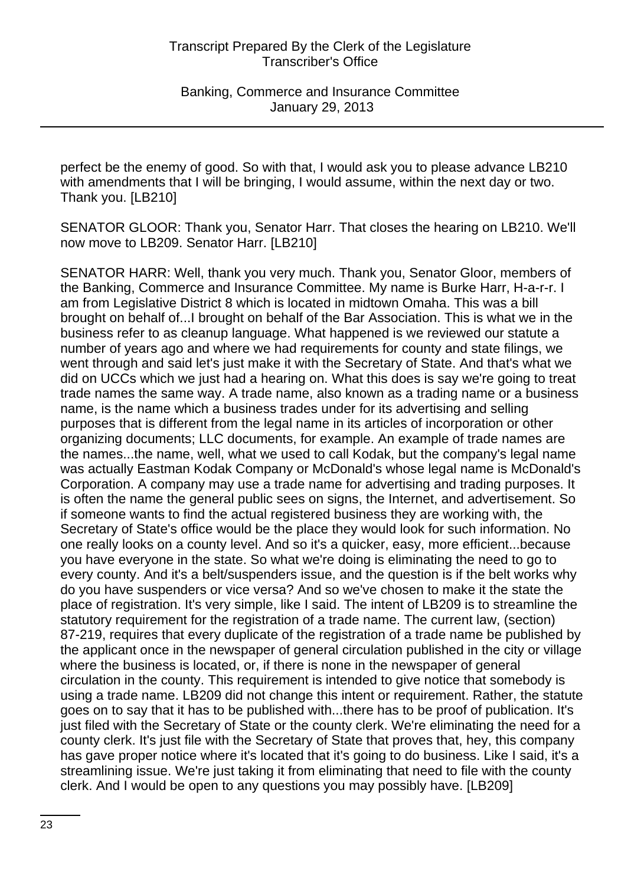perfect be the enemy of good. So with that, I would ask you to please advance LB210 with amendments that I will be bringing, I would assume, within the next day or two. Thank you. [LB210]

SENATOR GLOOR: Thank you, Senator Harr. That closes the hearing on LB210. We'll now move to LB209. Senator Harr. [LB210]

SENATOR HARR: Well, thank you very much. Thank you, Senator Gloor, members of the Banking, Commerce and Insurance Committee. My name is Burke Harr, H-a-r-r. I am from Legislative District 8 which is located in midtown Omaha. This was a bill brought on behalf of...I brought on behalf of the Bar Association. This is what we in the business refer to as cleanup language. What happened is we reviewed our statute a number of years ago and where we had requirements for county and state filings, we went through and said let's just make it with the Secretary of State. And that's what we did on UCCs which we just had a hearing on. What this does is say we're going to treat trade names the same way. A trade name, also known as a trading name or a business name, is the name which a business trades under for its advertising and selling purposes that is different from the legal name in its articles of incorporation or other organizing documents; LLC documents, for example. An example of trade names are the names...the name, well, what we used to call Kodak, but the company's legal name was actually Eastman Kodak Company or McDonald's whose legal name is McDonald's Corporation. A company may use a trade name for advertising and trading purposes. It is often the name the general public sees on signs, the Internet, and advertisement. So if someone wants to find the actual registered business they are working with, the Secretary of State's office would be the place they would look for such information. No one really looks on a county level. And so it's a quicker, easy, more efficient...because you have everyone in the state. So what we're doing is eliminating the need to go to every county. And it's a belt/suspenders issue, and the question is if the belt works why do you have suspenders or vice versa? And so we've chosen to make it the state the place of registration. It's very simple, like I said. The intent of LB209 is to streamline the statutory requirement for the registration of a trade name. The current law, (section) 87-219, requires that every duplicate of the registration of a trade name be published by the applicant once in the newspaper of general circulation published in the city or village where the business is located, or, if there is none in the newspaper of general circulation in the county. This requirement is intended to give notice that somebody is using a trade name. LB209 did not change this intent or requirement. Rather, the statute goes on to say that it has to be published with...there has to be proof of publication. It's just filed with the Secretary of State or the county clerk. We're eliminating the need for a county clerk. It's just file with the Secretary of State that proves that, hey, this company has gave proper notice where it's located that it's going to do business. Like I said, it's a streamlining issue. We're just taking it from eliminating that need to file with the county clerk. And I would be open to any questions you may possibly have. [LB209]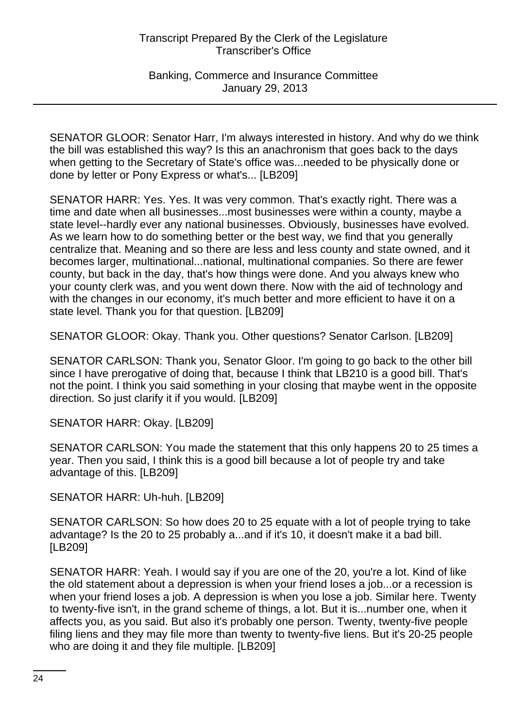SENATOR GLOOR: Senator Harr, I'm always interested in history. And why do we think the bill was established this way? Is this an anachronism that goes back to the days when getting to the Secretary of State's office was...needed to be physically done or done by letter or Pony Express or what's... [LB209]

SENATOR HARR: Yes. Yes. It was very common. That's exactly right. There was a time and date when all businesses...most businesses were within a county, maybe a state level--hardly ever any national businesses. Obviously, businesses have evolved. As we learn how to do something better or the best way, we find that you generally centralize that. Meaning and so there are less and less county and state owned, and it becomes larger, multinational...national, multinational companies. So there are fewer county, but back in the day, that's how things were done. And you always knew who your county clerk was, and you went down there. Now with the aid of technology and with the changes in our economy, it's much better and more efficient to have it on a state level. Thank you for that question. [LB209]

SENATOR GLOOR: Okay. Thank you. Other questions? Senator Carlson. [LB209]

SENATOR CARLSON: Thank you, Senator Gloor. I'm going to go back to the other bill since I have prerogative of doing that, because I think that LB210 is a good bill. That's not the point. I think you said something in your closing that maybe went in the opposite direction. So just clarify it if you would. [LB209]

SENATOR HARR: Okay. [LB209]

SENATOR CARLSON: You made the statement that this only happens 20 to 25 times a year. Then you said, I think this is a good bill because a lot of people try and take advantage of this. [LB209]

SENATOR HARR: Uh-huh. [LB209]

SENATOR CARLSON: So how does 20 to 25 equate with a lot of people trying to take advantage? Is the 20 to 25 probably a...and if it's 10, it doesn't make it a bad bill. [LB209]

SENATOR HARR: Yeah. I would say if you are one of the 20, you're a lot. Kind of like the old statement about a depression is when your friend loses a job...or a recession is when your friend loses a job. A depression is when you lose a job. Similar here. Twenty to twenty-five isn't, in the grand scheme of things, a lot. But it is...number one, when it affects you, as you said. But also it's probably one person. Twenty, twenty-five people filing liens and they may file more than twenty to twenty-five liens. But it's 20-25 people who are doing it and they file multiple. [LB209]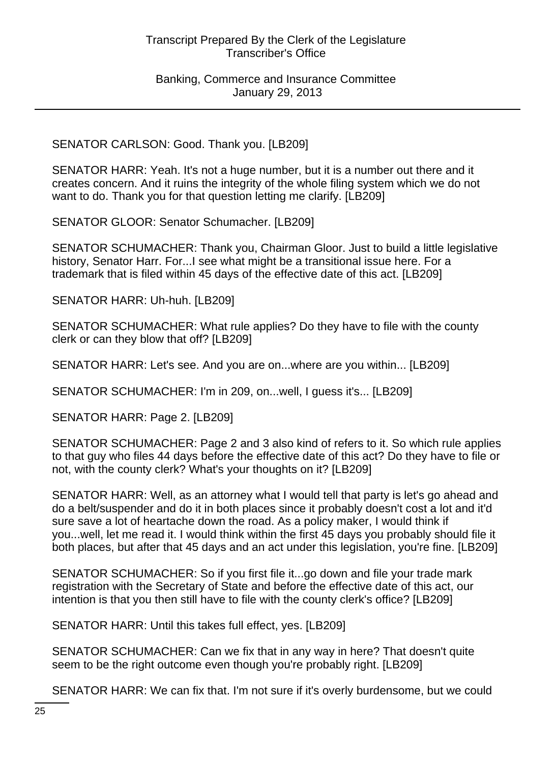SENATOR CARLSON: Good. Thank you. [LB209]

SENATOR HARR: Yeah. It's not a huge number, but it is a number out there and it creates concern. And it ruins the integrity of the whole filing system which we do not want to do. Thank you for that question letting me clarify. [LB209]

SENATOR GLOOR: Senator Schumacher. [LB209]

SENATOR SCHUMACHER: Thank you, Chairman Gloor. Just to build a little legislative history, Senator Harr. For...I see what might be a transitional issue here. For a trademark that is filed within 45 days of the effective date of this act. [LB209]

SENATOR HARR: Uh-huh. [LB209]

SENATOR SCHUMACHER: What rule applies? Do they have to file with the county clerk or can they blow that off? [LB209]

SENATOR HARR: Let's see. And you are on...where are you within... [LB209]

SENATOR SCHUMACHER: I'm in 209, on...well, I guess it's... [LB209]

SENATOR HARR: Page 2. [LB209]

SENATOR SCHUMACHER: Page 2 and 3 also kind of refers to it. So which rule applies to that guy who files 44 days before the effective date of this act? Do they have to file or not, with the county clerk? What's your thoughts on it? [LB209]

SENATOR HARR: Well, as an attorney what I would tell that party is let's go ahead and do a belt/suspender and do it in both places since it probably doesn't cost a lot and it'd sure save a lot of heartache down the road. As a policy maker, I would think if you...well, let me read it. I would think within the first 45 days you probably should file it both places, but after that 45 days and an act under this legislation, you're fine. [LB209]

SENATOR SCHUMACHER: So if you first file it...go down and file your trade mark registration with the Secretary of State and before the effective date of this act, our intention is that you then still have to file with the county clerk's office? [LB209]

SENATOR HARR: Until this takes full effect, yes. [LB209]

SENATOR SCHUMACHER: Can we fix that in any way in here? That doesn't quite seem to be the right outcome even though you're probably right. [LB209]

SENATOR HARR: We can fix that. I'm not sure if it's overly burdensome, but we could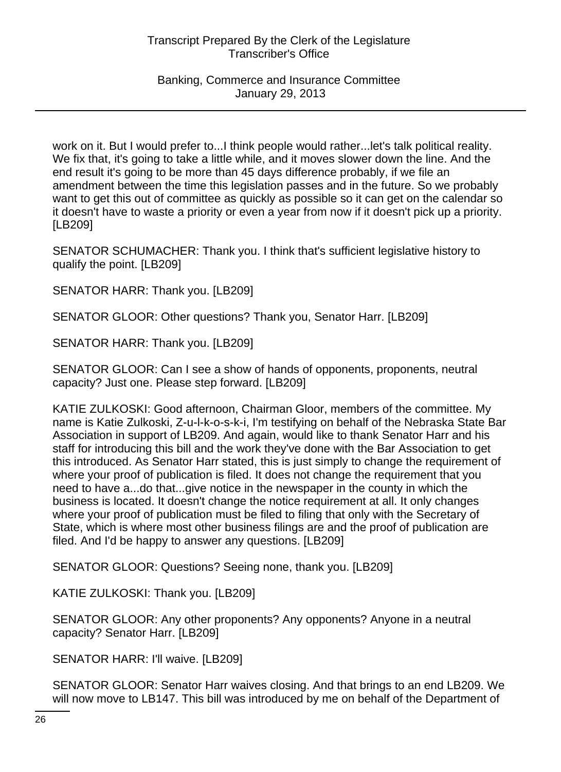work on it. But I would prefer to...I think people would rather...let's talk political reality. We fix that, it's going to take a little while, and it moves slower down the line. And the end result it's going to be more than 45 days difference probably, if we file an amendment between the time this legislation passes and in the future. So we probably want to get this out of committee as quickly as possible so it can get on the calendar so it doesn't have to waste a priority or even a year from now if it doesn't pick up a priority. [LB209]

SENATOR SCHUMACHER: Thank you. I think that's sufficient legislative history to qualify the point. [LB209]

SENATOR HARR: Thank you. [LB209]

SENATOR GLOOR: Other questions? Thank you, Senator Harr. [LB209]

SENATOR HARR: Thank you. [LB209]

SENATOR GLOOR: Can I see a show of hands of opponents, proponents, neutral capacity? Just one. Please step forward. [LB209]

KATIE ZULKOSKI: Good afternoon, Chairman Gloor, members of the committee. My name is Katie Zulkoski, Z-u-l-k-o-s-k-i, I'm testifying on behalf of the Nebraska State Bar Association in support of LB209. And again, would like to thank Senator Harr and his staff for introducing this bill and the work they've done with the Bar Association to get this introduced. As Senator Harr stated, this is just simply to change the requirement of where your proof of publication is filed. It does not change the requirement that you need to have a...do that...give notice in the newspaper in the county in which the business is located. It doesn't change the notice requirement at all. It only changes where your proof of publication must be filed to filing that only with the Secretary of State, which is where most other business filings are and the proof of publication are filed. And I'd be happy to answer any questions. [LB209]

SENATOR GLOOR: Questions? Seeing none, thank you. [LB209]

KATIE ZULKOSKI: Thank you. [LB209]

SENATOR GLOOR: Any other proponents? Any opponents? Anyone in a neutral capacity? Senator Harr. [LB209]

SENATOR HARR: I'll waive. [LB209]

SENATOR GLOOR: Senator Harr waives closing. And that brings to an end LB209. We will now move to LB147. This bill was introduced by me on behalf of the Department of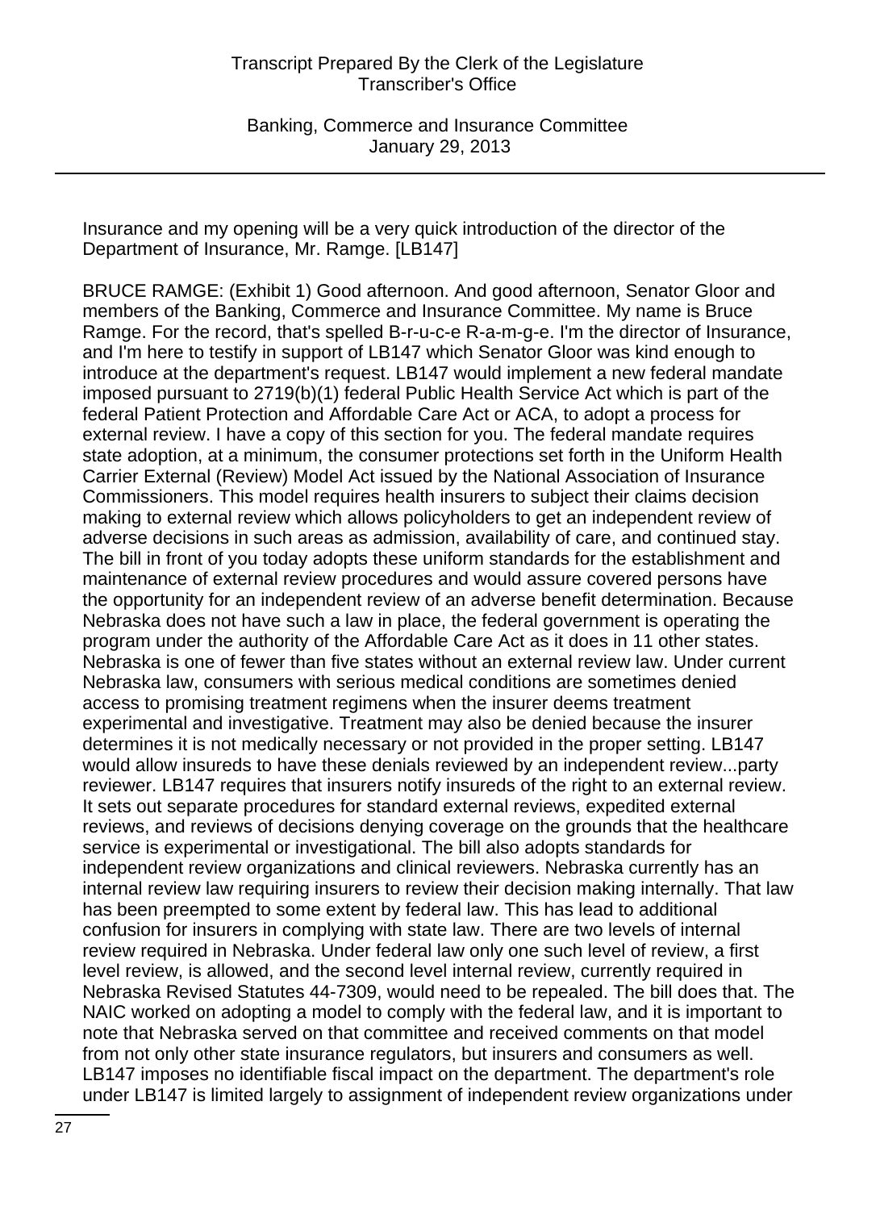Insurance and my opening will be a very quick introduction of the director of the Department of Insurance, Mr. Ramge. [LB147]

BRUCE RAMGE: (Exhibit 1) Good afternoon. And good afternoon, Senator Gloor and members of the Banking, Commerce and Insurance Committee. My name is Bruce Ramge. For the record, that's spelled B-r-u-c-e R-a-m-g-e. I'm the director of Insurance, and I'm here to testify in support of LB147 which Senator Gloor was kind enough to introduce at the department's request. LB147 would implement a new federal mandate imposed pursuant to 2719(b)(1) federal Public Health Service Act which is part of the federal Patient Protection and Affordable Care Act or ACA, to adopt a process for external review. I have a copy of this section for you. The federal mandate requires state adoption, at a minimum, the consumer protections set forth in the Uniform Health Carrier External (Review) Model Act issued by the National Association of Insurance Commissioners. This model requires health insurers to subject their claims decision making to external review which allows policyholders to get an independent review of adverse decisions in such areas as admission, availability of care, and continued stay. The bill in front of you today adopts these uniform standards for the establishment and maintenance of external review procedures and would assure covered persons have the opportunity for an independent review of an adverse benefit determination. Because Nebraska does not have such a law in place, the federal government is operating the program under the authority of the Affordable Care Act as it does in 11 other states. Nebraska is one of fewer than five states without an external review law. Under current Nebraska law, consumers with serious medical conditions are sometimes denied access to promising treatment regimens when the insurer deems treatment experimental and investigative. Treatment may also be denied because the insurer determines it is not medically necessary or not provided in the proper setting. LB147 would allow insureds to have these denials reviewed by an independent review...party reviewer. LB147 requires that insurers notify insureds of the right to an external review. It sets out separate procedures for standard external reviews, expedited external reviews, and reviews of decisions denying coverage on the grounds that the healthcare service is experimental or investigational. The bill also adopts standards for independent review organizations and clinical reviewers. Nebraska currently has an internal review law requiring insurers to review their decision making internally. That law has been preempted to some extent by federal law. This has lead to additional confusion for insurers in complying with state law. There are two levels of internal review required in Nebraska. Under federal law only one such level of review, a first level review, is allowed, and the second level internal review, currently required in Nebraska Revised Statutes 44-7309, would need to be repealed. The bill does that. The NAIC worked on adopting a model to comply with the federal law, and it is important to note that Nebraska served on that committee and received comments on that model from not only other state insurance regulators, but insurers and consumers as well. LB147 imposes no identifiable fiscal impact on the department. The department's role under LB147 is limited largely to assignment of independent review organizations under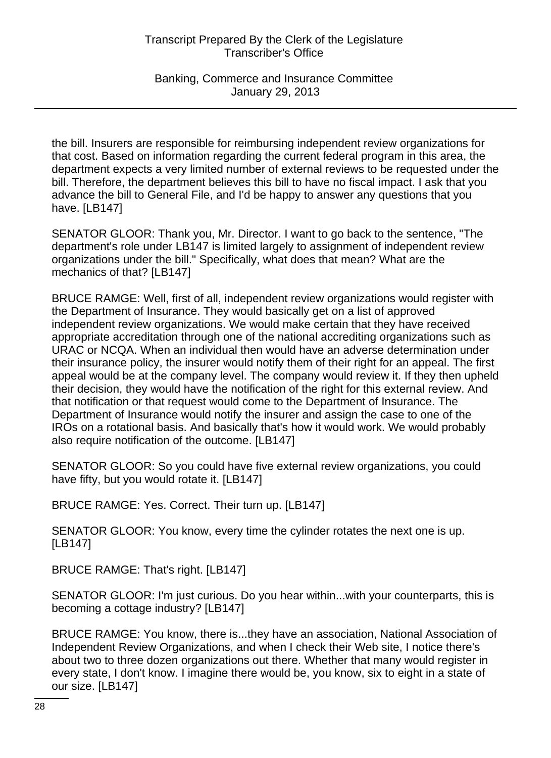the bill. Insurers are responsible for reimbursing independent review organizations for that cost. Based on information regarding the current federal program in this area, the department expects a very limited number of external reviews to be requested under the bill. Therefore, the department believes this bill to have no fiscal impact. I ask that you advance the bill to General File, and I'd be happy to answer any questions that you have. [LB147]

SENATOR GLOOR: Thank you, Mr. Director. I want to go back to the sentence, "The department's role under LB147 is limited largely to assignment of independent review organizations under the bill." Specifically, what does that mean? What are the mechanics of that? [LB147]

BRUCE RAMGE: Well, first of all, independent review organizations would register with the Department of Insurance. They would basically get on a list of approved independent review organizations. We would make certain that they have received appropriate accreditation through one of the national accrediting organizations such as URAC or NCQA. When an individual then would have an adverse determination under their insurance policy, the insurer would notify them of their right for an appeal. The first appeal would be at the company level. The company would review it. If they then upheld their decision, they would have the notification of the right for this external review. And that notification or that request would come to the Department of Insurance. The Department of Insurance would notify the insurer and assign the case to one of the IROs on a rotational basis. And basically that's how it would work. We would probably also require notification of the outcome. [LB147]

SENATOR GLOOR: So you could have five external review organizations, you could have fifty, but you would rotate it. [LB147]

BRUCE RAMGE: Yes. Correct. Their turn up. [LB147]

SENATOR GLOOR: You know, every time the cylinder rotates the next one is up. [LB147]

BRUCE RAMGE: That's right. [LB147]

SENATOR GLOOR: I'm just curious. Do you hear within...with your counterparts, this is becoming a cottage industry? [LB147]

BRUCE RAMGE: You know, there is...they have an association, National Association of Independent Review Organizations, and when I check their Web site, I notice there's about two to three dozen organizations out there. Whether that many would register in every state, I don't know. I imagine there would be, you know, six to eight in a state of our size. [LB147]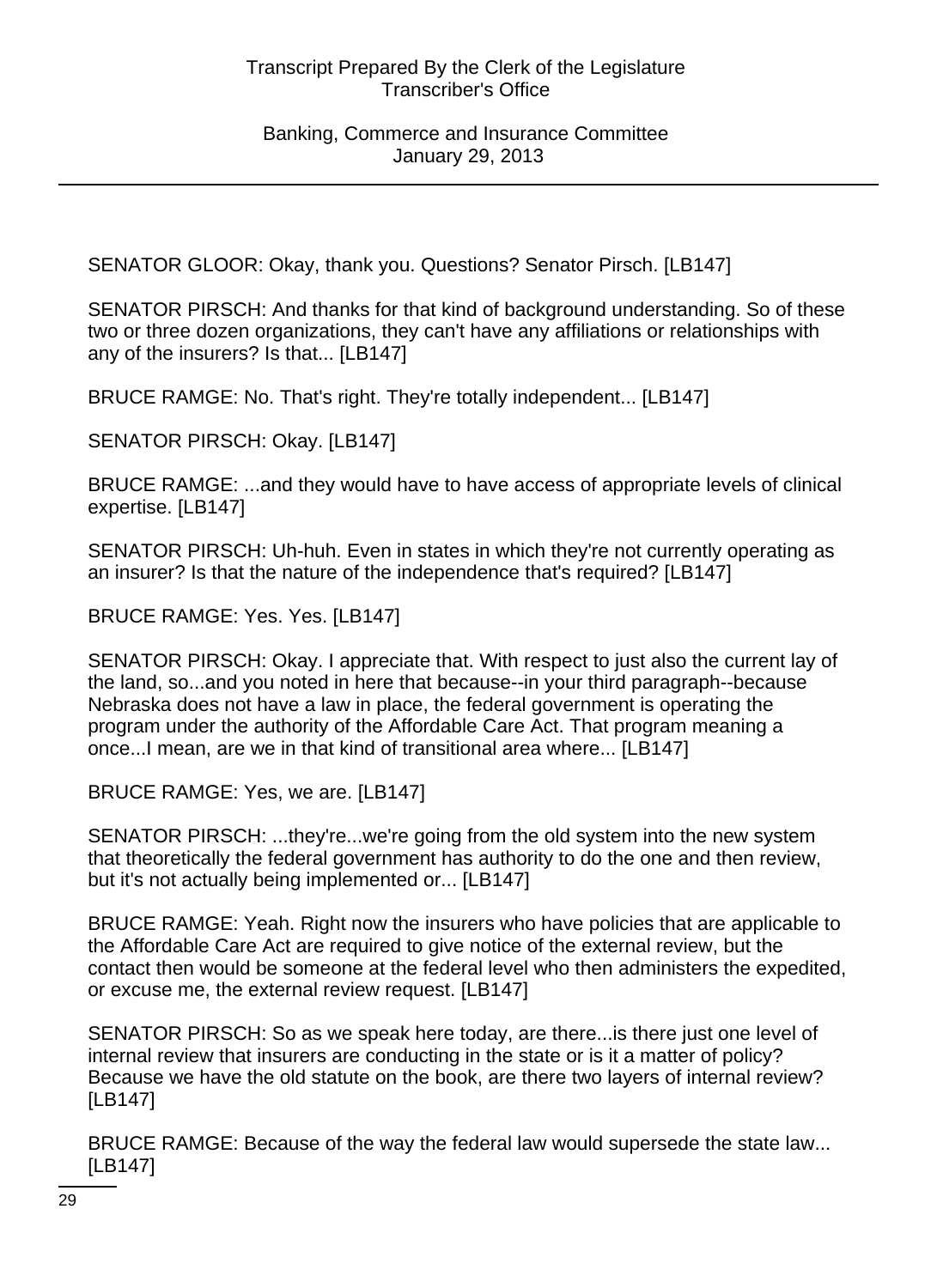SENATOR GLOOR: Okay, thank you. Questions? Senator Pirsch. [LB147]

SENATOR PIRSCH: And thanks for that kind of background understanding. So of these two or three dozen organizations, they can't have any affiliations or relationships with any of the insurers? Is that... [LB147]

BRUCE RAMGE: No. That's right. They're totally independent... [LB147]

SENATOR PIRSCH: Okay. [LB147]

BRUCE RAMGE: ...and they would have to have access of appropriate levels of clinical expertise. [LB147]

SENATOR PIRSCH: Uh-huh. Even in states in which they're not currently operating as an insurer? Is that the nature of the independence that's required? [LB147]

BRUCE RAMGE: Yes. Yes. [LB147]

SENATOR PIRSCH: Okay. I appreciate that. With respect to just also the current lay of the land, so...and you noted in here that because--in your third paragraph--because Nebraska does not have a law in place, the federal government is operating the program under the authority of the Affordable Care Act. That program meaning a once...I mean, are we in that kind of transitional area where... [LB147]

BRUCE RAMGE: Yes, we are. [LB147]

SENATOR PIRSCH: ...they're...we're going from the old system into the new system that theoretically the federal government has authority to do the one and then review, but it's not actually being implemented or... [LB147]

BRUCE RAMGE: Yeah. Right now the insurers who have policies that are applicable to the Affordable Care Act are required to give notice of the external review, but the contact then would be someone at the federal level who then administers the expedited, or excuse me, the external review request. [LB147]

SENATOR PIRSCH: So as we speak here today, are there...is there just one level of internal review that insurers are conducting in the state or is it a matter of policy? Because we have the old statute on the book, are there two layers of internal review? [LB147]

BRUCE RAMGE: Because of the way the federal law would supersede the state law... [LB147]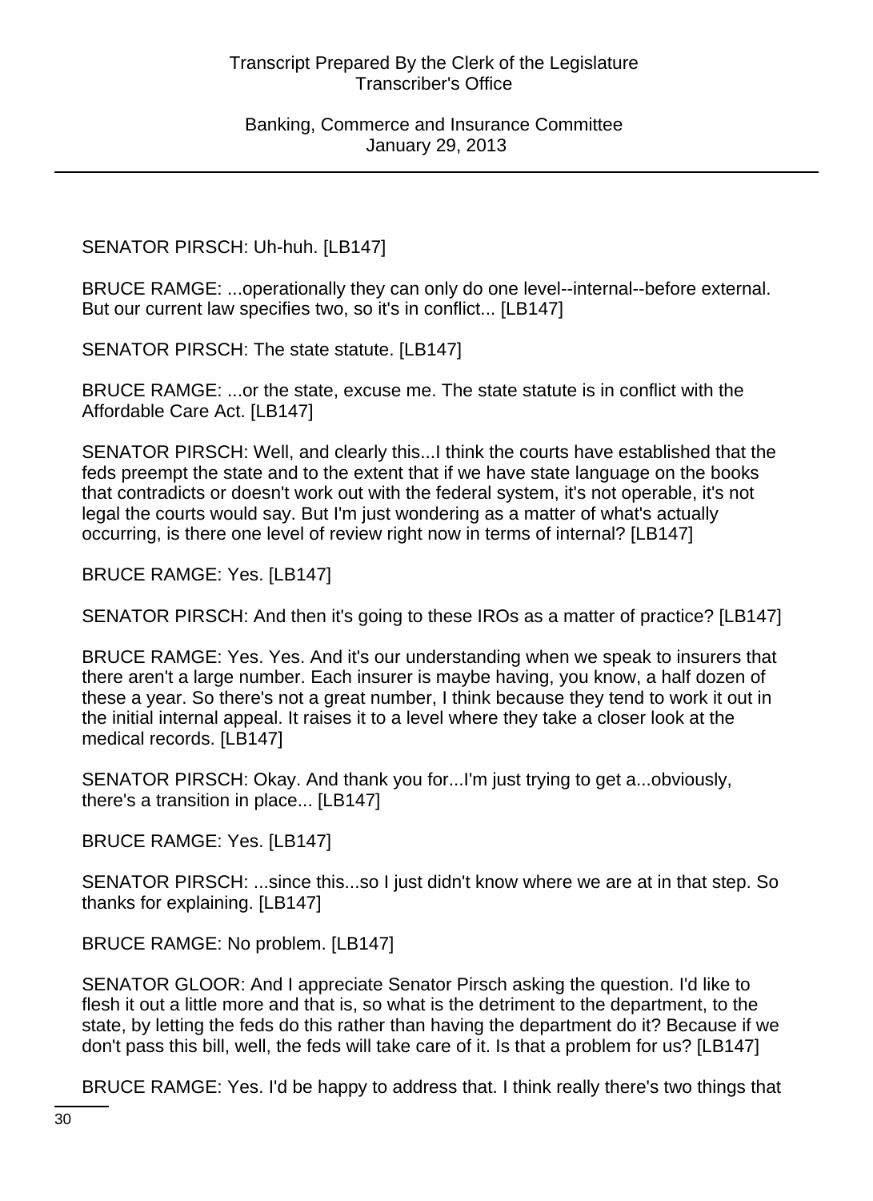SENATOR PIRSCH: Uh-huh. [LB147]

BRUCE RAMGE: ...operationally they can only do one level--internal--before external. But our current law specifies two, so it's in conflict... [LB147]

SENATOR PIRSCH: The state statute. [LB147]

BRUCE RAMGE: ...or the state, excuse me. The state statute is in conflict with the Affordable Care Act. [LB147]

SENATOR PIRSCH: Well, and clearly this...I think the courts have established that the feds preempt the state and to the extent that if we have state language on the books that contradicts or doesn't work out with the federal system, it's not operable, it's not legal the courts would say. But I'm just wondering as a matter of what's actually occurring, is there one level of review right now in terms of internal? [LB147]

BRUCE RAMGE: Yes. [LB147]

SENATOR PIRSCH: And then it's going to these IROs as a matter of practice? [LB147]

BRUCE RAMGE: Yes. Yes. And it's our understanding when we speak to insurers that there aren't a large number. Each insurer is maybe having, you know, a half dozen of these a year. So there's not a great number, I think because they tend to work it out in the initial internal appeal. It raises it to a level where they take a closer look at the medical records. [LB147]

SENATOR PIRSCH: Okay. And thank you for...I'm just trying to get a...obviously, there's a transition in place... [LB147]

BRUCE RAMGE: Yes. [LB147]

SENATOR PIRSCH: ...since this...so I just didn't know where we are at in that step. So thanks for explaining. [LB147]

BRUCE RAMGE: No problem. [LB147]

SENATOR GLOOR: And I appreciate Senator Pirsch asking the question. I'd like to flesh it out a little more and that is, so what is the detriment to the department, to the state, by letting the feds do this rather than having the department do it? Because if we don't pass this bill, well, the feds will take care of it. Is that a problem for us? [LB147]

BRUCE RAMGE: Yes. I'd be happy to address that. I think really there's two things that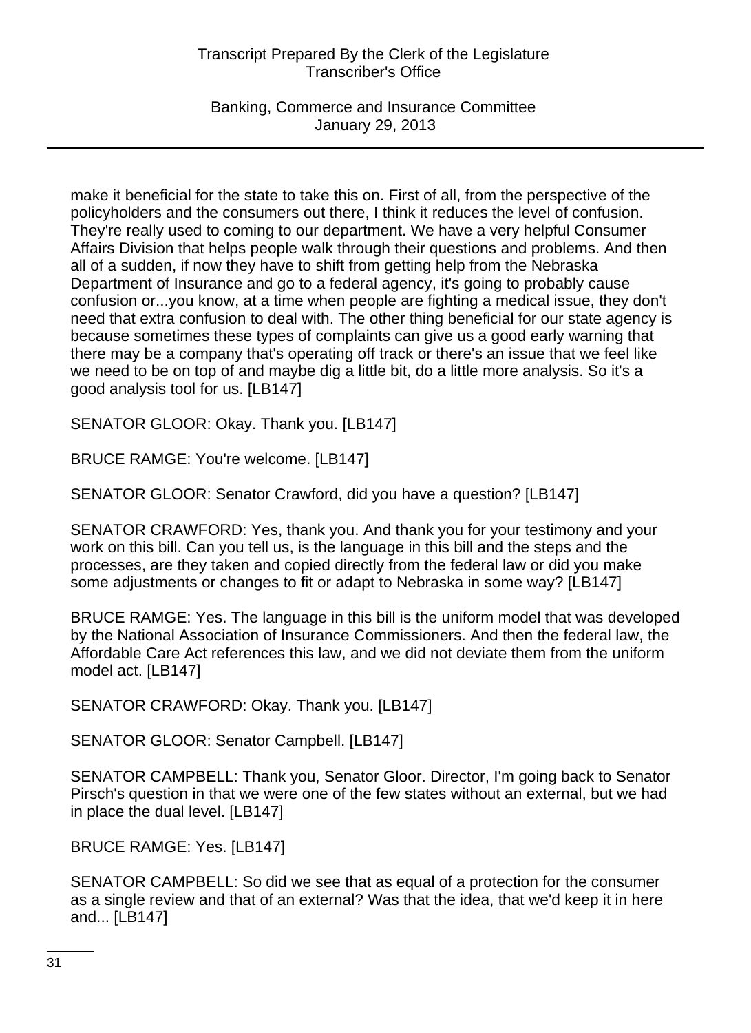make it beneficial for the state to take this on. First of all, from the perspective of the policyholders and the consumers out there, I think it reduces the level of confusion. They're really used to coming to our department. We have a very helpful Consumer Affairs Division that helps people walk through their questions and problems. And then all of a sudden, if now they have to shift from getting help from the Nebraska Department of Insurance and go to a federal agency, it's going to probably cause confusion or...you know, at a time when people are fighting a medical issue, they don't need that extra confusion to deal with. The other thing beneficial for our state agency is because sometimes these types of complaints can give us a good early warning that there may be a company that's operating off track or there's an issue that we feel like we need to be on top of and maybe dig a little bit, do a little more analysis. So it's a good analysis tool for us. [LB147]

SENATOR GLOOR: Okay. Thank you. [LB147]

BRUCE RAMGE: You're welcome. [LB147]

SENATOR GLOOR: Senator Crawford, did you have a question? [LB147]

SENATOR CRAWFORD: Yes, thank you. And thank you for your testimony and your work on this bill. Can you tell us, is the language in this bill and the steps and the processes, are they taken and copied directly from the federal law or did you make some adjustments or changes to fit or adapt to Nebraska in some way? [LB147]

BRUCE RAMGE: Yes. The language in this bill is the uniform model that was developed by the National Association of Insurance Commissioners. And then the federal law, the Affordable Care Act references this law, and we did not deviate them from the uniform model act. [LB147]

SENATOR CRAWFORD: Okay. Thank you. [LB147]

SENATOR GLOOR: Senator Campbell. [LB147]

SENATOR CAMPBELL: Thank you, Senator Gloor. Director, I'm going back to Senator Pirsch's question in that we were one of the few states without an external, but we had in place the dual level. [LB147]

BRUCE RAMGE: Yes. [LB147]

SENATOR CAMPBELL: So did we see that as equal of a protection for the consumer as a single review and that of an external? Was that the idea, that we'd keep it in here and... [LB147]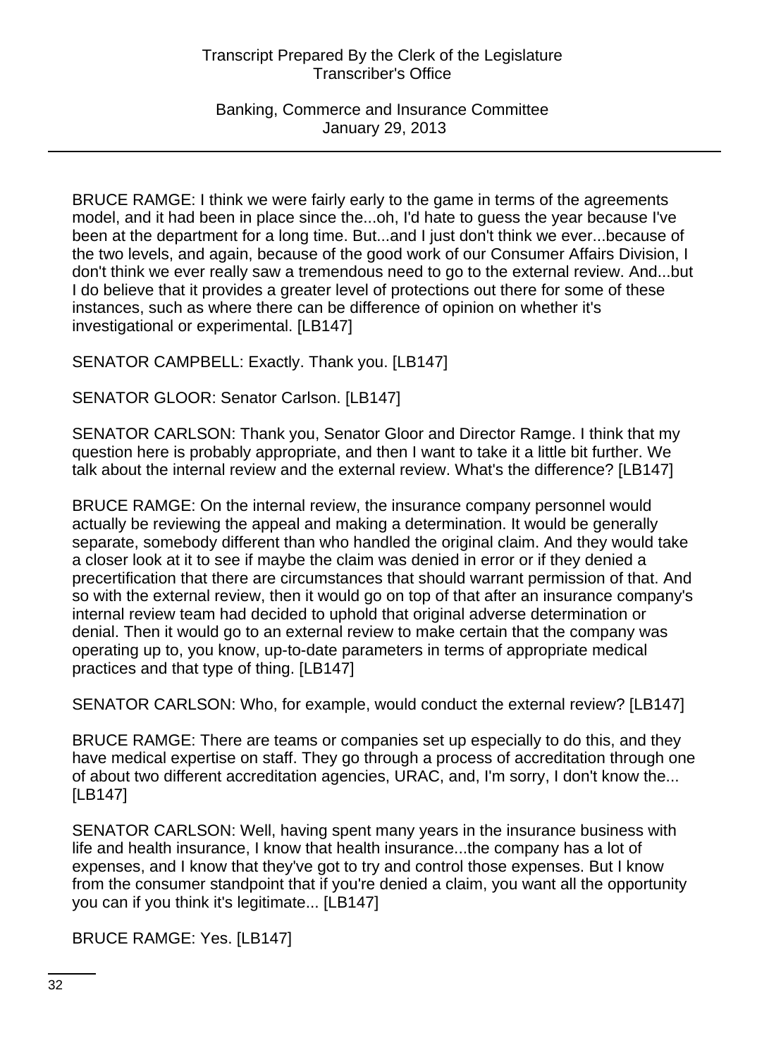BRUCE RAMGE: I think we were fairly early to the game in terms of the agreements model, and it had been in place since the...oh, I'd hate to guess the year because I've been at the department for a long time. But...and I just don't think we ever...because of the two levels, and again, because of the good work of our Consumer Affairs Division, I don't think we ever really saw a tremendous need to go to the external review. And...but I do believe that it provides a greater level of protections out there for some of these instances, such as where there can be difference of opinion on whether it's investigational or experimental. [LB147]

SENATOR CAMPBELL: Exactly. Thank you. [LB147]

SENATOR GLOOR: Senator Carlson. [LB147]

SENATOR CARLSON: Thank you, Senator Gloor and Director Ramge. I think that my question here is probably appropriate, and then I want to take it a little bit further. We talk about the internal review and the external review. What's the difference? [LB147]

BRUCE RAMGE: On the internal review, the insurance company personnel would actually be reviewing the appeal and making a determination. It would be generally separate, somebody different than who handled the original claim. And they would take a closer look at it to see if maybe the claim was denied in error or if they denied a precertification that there are circumstances that should warrant permission of that. And so with the external review, then it would go on top of that after an insurance company's internal review team had decided to uphold that original adverse determination or denial. Then it would go to an external review to make certain that the company was operating up to, you know, up-to-date parameters in terms of appropriate medical practices and that type of thing. [LB147]

SENATOR CARLSON: Who, for example, would conduct the external review? [LB147]

BRUCE RAMGE: There are teams or companies set up especially to do this, and they have medical expertise on staff. They go through a process of accreditation through one of about two different accreditation agencies, URAC, and, I'm sorry, I don't know the... [LB147]

SENATOR CARLSON: Well, having spent many years in the insurance business with life and health insurance, I know that health insurance...the company has a lot of expenses, and I know that they've got to try and control those expenses. But I know from the consumer standpoint that if you're denied a claim, you want all the opportunity you can if you think it's legitimate... [LB147]

BRUCE RAMGE: Yes. [LB147]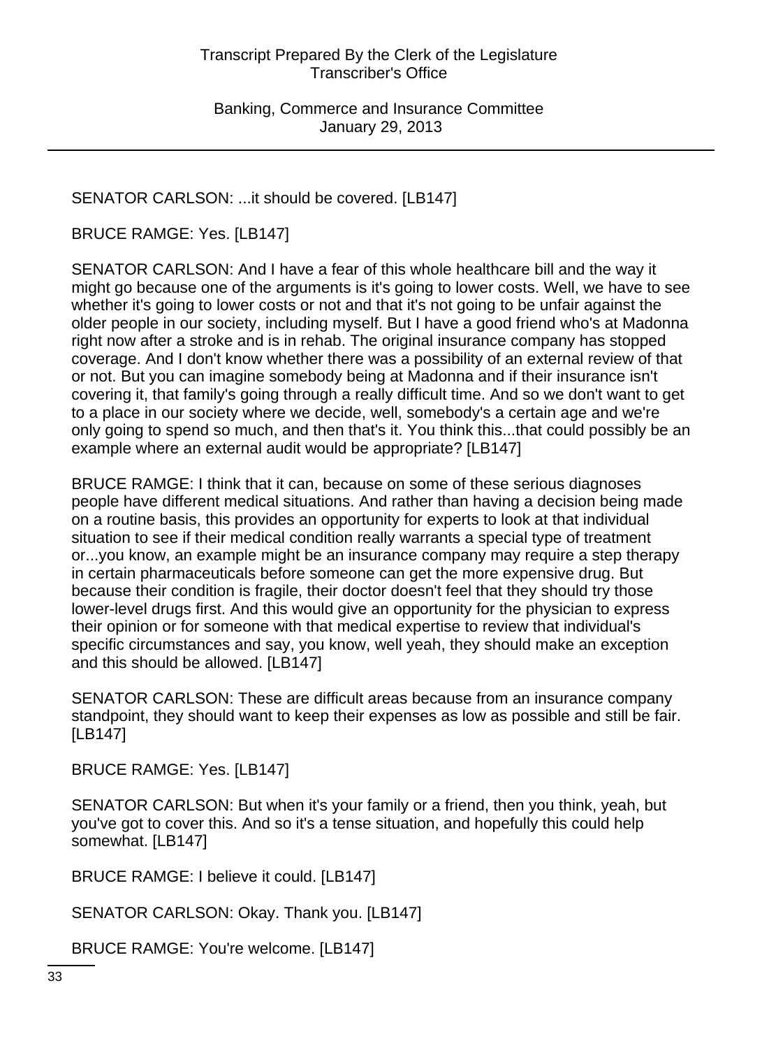SENATOR CARLSON: ...it should be covered. [LB147]

BRUCE RAMGE: Yes. [LB147]

SENATOR CARLSON: And I have a fear of this whole healthcare bill and the way it might go because one of the arguments is it's going to lower costs. Well, we have to see whether it's going to lower costs or not and that it's not going to be unfair against the older people in our society, including myself. But I have a good friend who's at Madonna right now after a stroke and is in rehab. The original insurance company has stopped coverage. And I don't know whether there was a possibility of an external review of that or not. But you can imagine somebody being at Madonna and if their insurance isn't covering it, that family's going through a really difficult time. And so we don't want to get to a place in our society where we decide, well, somebody's a certain age and we're only going to spend so much, and then that's it. You think this...that could possibly be an example where an external audit would be appropriate? [LB147]

BRUCE RAMGE: I think that it can, because on some of these serious diagnoses people have different medical situations. And rather than having a decision being made on a routine basis, this provides an opportunity for experts to look at that individual situation to see if their medical condition really warrants a special type of treatment or...you know, an example might be an insurance company may require a step therapy in certain pharmaceuticals before someone can get the more expensive drug. But because their condition is fragile, their doctor doesn't feel that they should try those lower-level drugs first. And this would give an opportunity for the physician to express their opinion or for someone with that medical expertise to review that individual's specific circumstances and say, you know, well yeah, they should make an exception and this should be allowed. [LB147]

SENATOR CARLSON: These are difficult areas because from an insurance company standpoint, they should want to keep their expenses as low as possible and still be fair. [LB147]

BRUCE RAMGE: Yes. [LB147]

SENATOR CARLSON: But when it's your family or a friend, then you think, yeah, but you've got to cover this. And so it's a tense situation, and hopefully this could help somewhat. [LB147]

BRUCE RAMGE: I believe it could. [LB147]

SENATOR CARLSON: Okay. Thank you. [LB147]

BRUCE RAMGE: You're welcome. [LB147]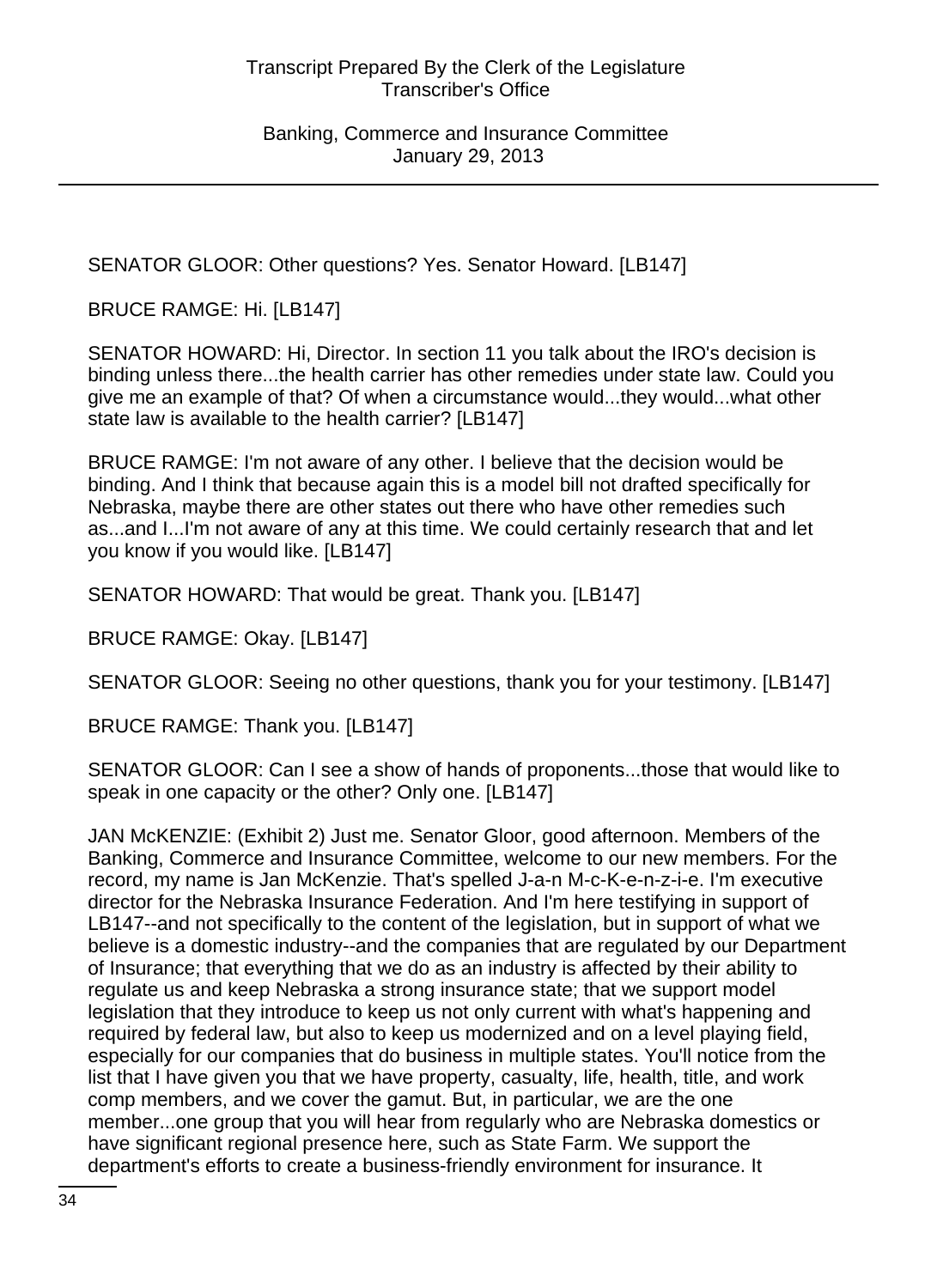SENATOR GLOOR: Other questions? Yes. Senator Howard. [LB147]

BRUCE RAMGE: Hi. [LB147]

SENATOR HOWARD: Hi, Director. In section 11 you talk about the IRO's decision is binding unless there...the health carrier has other remedies under state law. Could you give me an example of that? Of when a circumstance would...they would...what other state law is available to the health carrier? [LB147]

BRUCE RAMGE: I'm not aware of any other. I believe that the decision would be binding. And I think that because again this is a model bill not drafted specifically for Nebraska, maybe there are other states out there who have other remedies such as...and I...I'm not aware of any at this time. We could certainly research that and let you know if you would like. [LB147]

SENATOR HOWARD: That would be great. Thank you. [LB147]

BRUCE RAMGE: Okay. [LB147]

SENATOR GLOOR: Seeing no other questions, thank you for your testimony. [LB147]

BRUCE RAMGE: Thank you. [LB147]

SENATOR GLOOR: Can I see a show of hands of proponents...those that would like to speak in one capacity or the other? Only one. [LB147]

JAN McKENZIE: (Exhibit 2) Just me. Senator Gloor, good afternoon. Members of the Banking, Commerce and Insurance Committee, welcome to our new members. For the record, my name is Jan McKenzie. That's spelled J-a-n M-c-K-e-n-z-i-e. I'm executive director for the Nebraska Insurance Federation. And I'm here testifying in support of LB147--and not specifically to the content of the legislation, but in support of what we believe is a domestic industry--and the companies that are regulated by our Department of Insurance; that everything that we do as an industry is affected by their ability to regulate us and keep Nebraska a strong insurance state; that we support model legislation that they introduce to keep us not only current with what's happening and required by federal law, but also to keep us modernized and on a level playing field, especially for our companies that do business in multiple states. You'll notice from the list that I have given you that we have property, casualty, life, health, title, and work comp members, and we cover the gamut. But, in particular, we are the one member...one group that you will hear from regularly who are Nebraska domestics or have significant regional presence here, such as State Farm. We support the department's efforts to create a business-friendly environment for insurance. It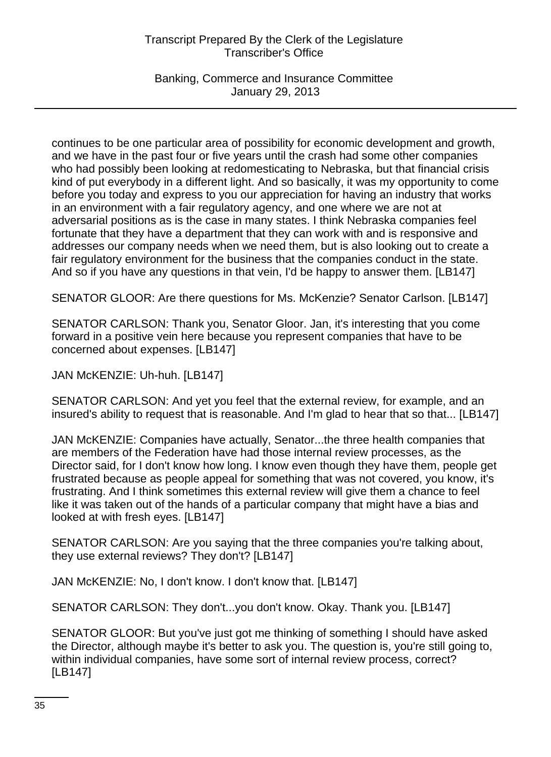continues to be one particular area of possibility for economic development and growth, and we have in the past four or five years until the crash had some other companies who had possibly been looking at redomesticating to Nebraska, but that financial crisis kind of put everybody in a different light. And so basically, it was my opportunity to come before you today and express to you our appreciation for having an industry that works in an environment with a fair regulatory agency, and one where we are not at adversarial positions as is the case in many states. I think Nebraska companies feel fortunate that they have a department that they can work with and is responsive and addresses our company needs when we need them, but is also looking out to create a fair regulatory environment for the business that the companies conduct in the state. And so if you have any questions in that vein, I'd be happy to answer them. [LB147]

SENATOR GLOOR: Are there questions for Ms. McKenzie? Senator Carlson. [LB147]

SENATOR CARLSON: Thank you, Senator Gloor. Jan, it's interesting that you come forward in a positive vein here because you represent companies that have to be concerned about expenses. [LB147]

JAN McKENZIE: Uh-huh. [LB147]

SENATOR CARLSON: And yet you feel that the external review, for example, and an insured's ability to request that is reasonable. And I'm glad to hear that so that... [LB147]

JAN McKENZIE: Companies have actually, Senator...the three health companies that are members of the Federation have had those internal review processes, as the Director said, for I don't know how long. I know even though they have them, people get frustrated because as people appeal for something that was not covered, you know, it's frustrating. And I think sometimes this external review will give them a chance to feel like it was taken out of the hands of a particular company that might have a bias and looked at with fresh eyes. [LB147]

SENATOR CARLSON: Are you saying that the three companies you're talking about, they use external reviews? They don't? [LB147]

JAN McKENZIE: No, I don't know. I don't know that. [LB147]

SENATOR CARLSON: They don't...you don't know. Okay. Thank you. [LB147]

SENATOR GLOOR: But you've just got me thinking of something I should have asked the Director, although maybe it's better to ask you. The question is, you're still going to, within individual companies, have some sort of internal review process, correct? [LB147]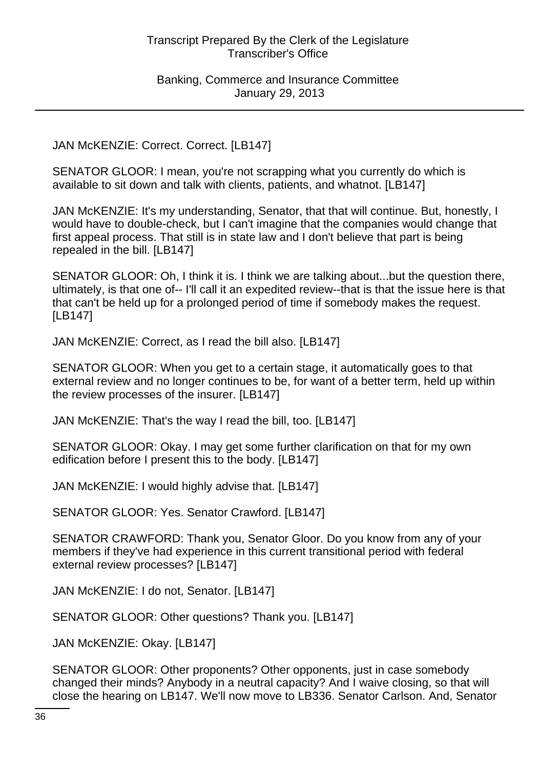JAN McKENZIE: Correct. Correct. [LB147]

SENATOR GLOOR: I mean, you're not scrapping what you currently do which is available to sit down and talk with clients, patients, and whatnot. [LB147]

JAN McKENZIE: It's my understanding, Senator, that that will continue. But, honestly, I would have to double-check, but I can't imagine that the companies would change that first appeal process. That still is in state law and I don't believe that part is being repealed in the bill. [LB147]

SENATOR GLOOR: Oh, I think it is. I think we are talking about...but the question there, ultimately, is that one of-- I'll call it an expedited review--that is that the issue here is that that can't be held up for a prolonged period of time if somebody makes the request. [LB147]

JAN McKENZIE: Correct, as I read the bill also. [LB147]

SENATOR GLOOR: When you get to a certain stage, it automatically goes to that external review and no longer continues to be, for want of a better term, held up within the review processes of the insurer. [LB147]

JAN McKENZIE: That's the way I read the bill, too. [LB147]

SENATOR GLOOR: Okay. I may get some further clarification on that for my own edification before I present this to the body. [LB147]

JAN McKENZIE: I would highly advise that. [LB147]

SENATOR GLOOR: Yes. Senator Crawford. [LB147]

SENATOR CRAWFORD: Thank you, Senator Gloor. Do you know from any of your members if they've had experience in this current transitional period with federal external review processes? [LB147]

JAN McKENZIE: I do not, Senator. [LB147]

SENATOR GLOOR: Other questions? Thank you. [LB147]

JAN McKENZIE: Okay. [LB147]

SENATOR GLOOR: Other proponents? Other opponents, just in case somebody changed their minds? Anybody in a neutral capacity? And I waive closing, so that will close the hearing on LB147. We'll now move to LB336. Senator Carlson. And, Senator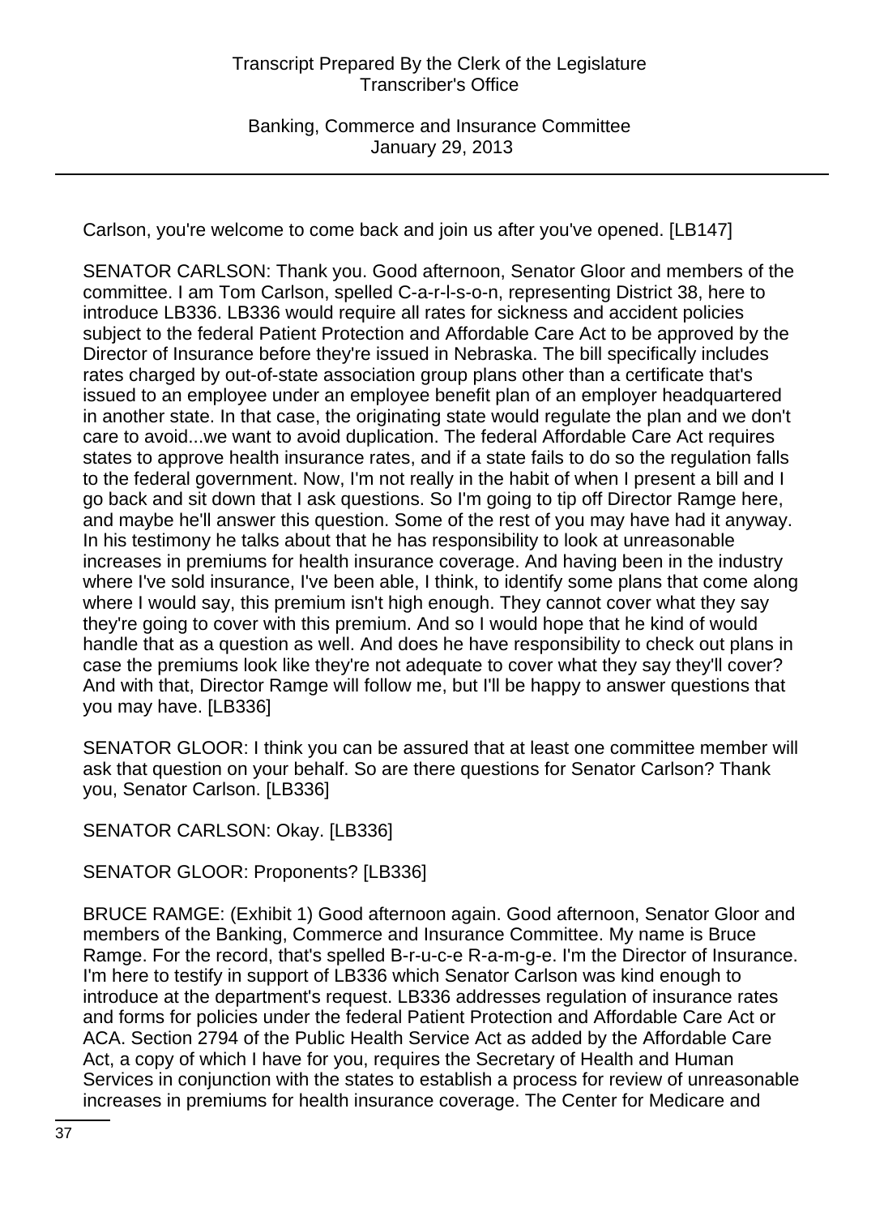Carlson, you're welcome to come back and join us after you've opened. [LB147]

SENATOR CARLSON: Thank you. Good afternoon, Senator Gloor and members of the committee. I am Tom Carlson, spelled C-a-r-l-s-o-n, representing District 38, here to introduce LB336. LB336 would require all rates for sickness and accident policies subject to the federal Patient Protection and Affordable Care Act to be approved by the Director of Insurance before they're issued in Nebraska. The bill specifically includes rates charged by out-of-state association group plans other than a certificate that's issued to an employee under an employee benefit plan of an employer headquartered in another state. In that case, the originating state would regulate the plan and we don't care to avoid...we want to avoid duplication. The federal Affordable Care Act requires states to approve health insurance rates, and if a state fails to do so the regulation falls to the federal government. Now, I'm not really in the habit of when I present a bill and I go back and sit down that I ask questions. So I'm going to tip off Director Ramge here, and maybe he'll answer this question. Some of the rest of you may have had it anyway. In his testimony he talks about that he has responsibility to look at unreasonable increases in premiums for health insurance coverage. And having been in the industry where I've sold insurance, I've been able, I think, to identify some plans that come along where I would say, this premium isn't high enough. They cannot cover what they say they're going to cover with this premium. And so I would hope that he kind of would handle that as a question as well. And does he have responsibility to check out plans in case the premiums look like they're not adequate to cover what they say they'll cover? And with that, Director Ramge will follow me, but I'll be happy to answer questions that you may have. [LB336]

SENATOR GLOOR: I think you can be assured that at least one committee member will ask that question on your behalf. So are there questions for Senator Carlson? Thank you, Senator Carlson. [LB336]

SENATOR CARLSON: Okay. [LB336]

SENATOR GLOOR: Proponents? [LB336]

BRUCE RAMGE: (Exhibit 1) Good afternoon again. Good afternoon, Senator Gloor and members of the Banking, Commerce and Insurance Committee. My name is Bruce Ramge. For the record, that's spelled B-r-u-c-e R-a-m-g-e. I'm the Director of Insurance. I'm here to testify in support of LB336 which Senator Carlson was kind enough to introduce at the department's request. LB336 addresses regulation of insurance rates and forms for policies under the federal Patient Protection and Affordable Care Act or ACA. Section 2794 of the Public Health Service Act as added by the Affordable Care Act, a copy of which I have for you, requires the Secretary of Health and Human Services in conjunction with the states to establish a process for review of unreasonable increases in premiums for health insurance coverage. The Center for Medicare and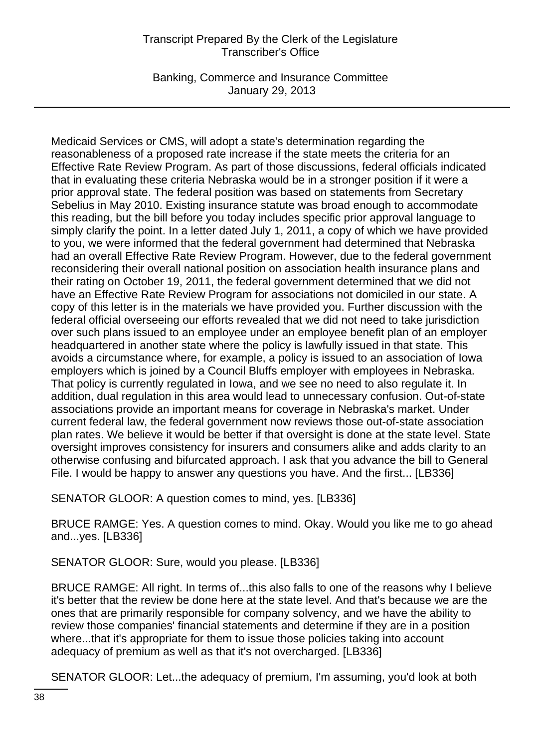Medicaid Services or CMS, will adopt a state's determination regarding the reasonableness of a proposed rate increase if the state meets the criteria for an Effective Rate Review Program. As part of those discussions, federal officials indicated that in evaluating these criteria Nebraska would be in a stronger position if it were a prior approval state. The federal position was based on statements from Secretary Sebelius in May 2010. Existing insurance statute was broad enough to accommodate this reading, but the bill before you today includes specific prior approval language to simply clarify the point. In a letter dated July 1, 2011, a copy of which we have provided to you, we were informed that the federal government had determined that Nebraska had an overall Effective Rate Review Program. However, due to the federal government reconsidering their overall national position on association health insurance plans and their rating on October 19, 2011, the federal government determined that we did not have an Effective Rate Review Program for associations not domiciled in our state. A copy of this letter is in the materials we have provided you. Further discussion with the federal official overseeing our efforts revealed that we did not need to take jurisdiction over such plans issued to an employee under an employee benefit plan of an employer headquartered in another state where the policy is lawfully issued in that state. This avoids a circumstance where, for example, a policy is issued to an association of Iowa employers which is joined by a Council Bluffs employer with employees in Nebraska. That policy is currently regulated in Iowa, and we see no need to also regulate it. In addition, dual regulation in this area would lead to unnecessary confusion. Out-of-state associations provide an important means for coverage in Nebraska's market. Under current federal law, the federal government now reviews those out-of-state association plan rates. We believe it would be better if that oversight is done at the state level. State oversight improves consistency for insurers and consumers alike and adds clarity to an otherwise confusing and bifurcated approach. I ask that you advance the bill to General File. I would be happy to answer any questions you have. And the first... [LB336]

SENATOR GLOOR: A question comes to mind, yes. [LB336]

BRUCE RAMGE: Yes. A question comes to mind. Okay. Would you like me to go ahead and...yes. [LB336]

SENATOR GLOOR: Sure, would you please. [LB336]

BRUCE RAMGE: All right. In terms of...this also falls to one of the reasons why I believe it's better that the review be done here at the state level. And that's because we are the ones that are primarily responsible for company solvency, and we have the ability to review those companies' financial statements and determine if they are in a position where...that it's appropriate for them to issue those policies taking into account adequacy of premium as well as that it's not overcharged. [LB336]

SENATOR GLOOR: Let...the adequacy of premium, I'm assuming, you'd look at both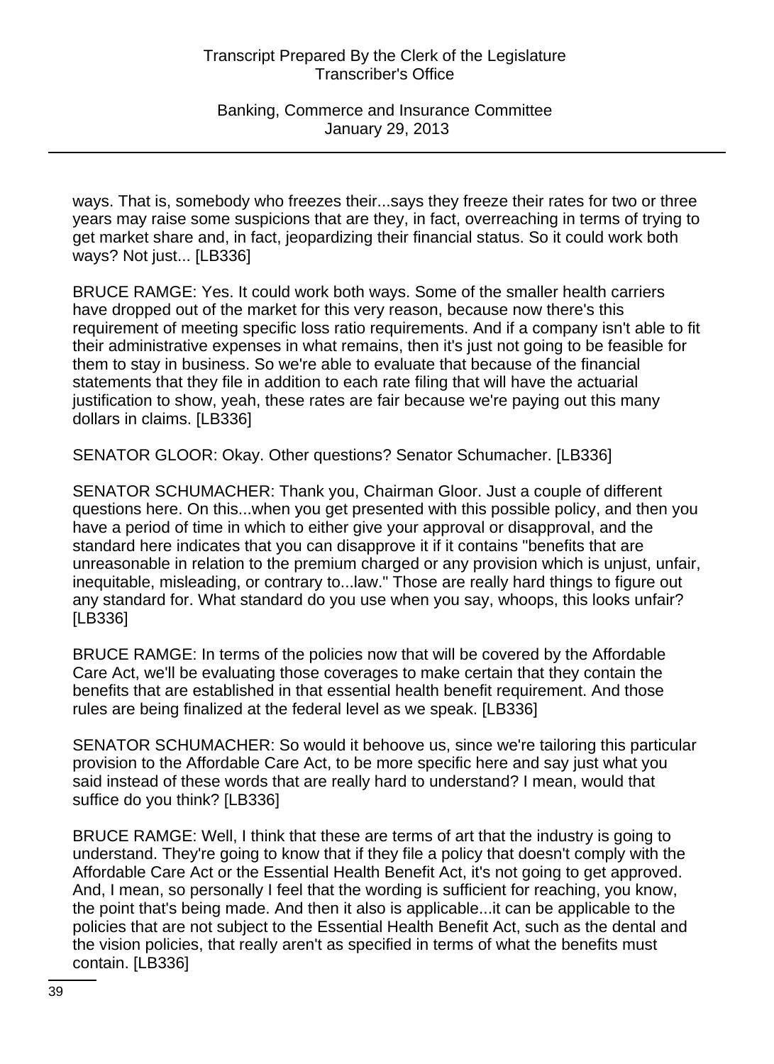ways. That is, somebody who freezes their...says they freeze their rates for two or three years may raise some suspicions that are they, in fact, overreaching in terms of trying to get market share and, in fact, jeopardizing their financial status. So it could work both ways? Not just... [LB336]

BRUCE RAMGE: Yes. It could work both ways. Some of the smaller health carriers have dropped out of the market for this very reason, because now there's this requirement of meeting specific loss ratio requirements. And if a company isn't able to fit their administrative expenses in what remains, then it's just not going to be feasible for them to stay in business. So we're able to evaluate that because of the financial statements that they file in addition to each rate filing that will have the actuarial justification to show, yeah, these rates are fair because we're paying out this many dollars in claims. [LB336]

SENATOR GLOOR: Okay. Other questions? Senator Schumacher. [LB336]

SENATOR SCHUMACHER: Thank you, Chairman Gloor. Just a couple of different questions here. On this...when you get presented with this possible policy, and then you have a period of time in which to either give your approval or disapproval, and the standard here indicates that you can disapprove it if it contains "benefits that are unreasonable in relation to the premium charged or any provision which is unjust, unfair, inequitable, misleading, or contrary to...law." Those are really hard things to figure out any standard for. What standard do you use when you say, whoops, this looks unfair? [LB336]

BRUCE RAMGE: In terms of the policies now that will be covered by the Affordable Care Act, we'll be evaluating those coverages to make certain that they contain the benefits that are established in that essential health benefit requirement. And those rules are being finalized at the federal level as we speak. [LB336]

SENATOR SCHUMACHER: So would it behoove us, since we're tailoring this particular provision to the Affordable Care Act, to be more specific here and say just what you said instead of these words that are really hard to understand? I mean, would that suffice do you think? [LB336]

BRUCE RAMGE: Well, I think that these are terms of art that the industry is going to understand. They're going to know that if they file a policy that doesn't comply with the Affordable Care Act or the Essential Health Benefit Act, it's not going to get approved. And, I mean, so personally I feel that the wording is sufficient for reaching, you know, the point that's being made. And then it also is applicable...it can be applicable to the policies that are not subject to the Essential Health Benefit Act, such as the dental and the vision policies, that really aren't as specified in terms of what the benefits must contain. [LB336]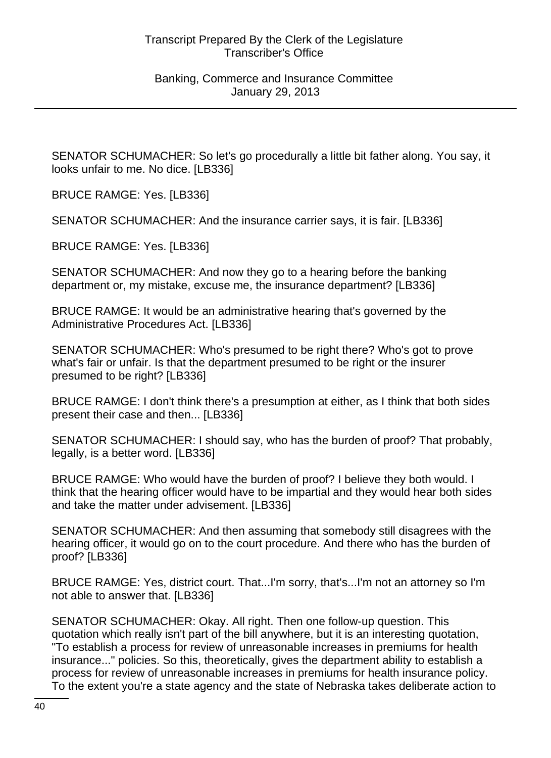SENATOR SCHUMACHER: So let's go procedurally a little bit father along. You say, it looks unfair to me. No dice. [LB336]

BRUCE RAMGE: Yes. [LB336]

SENATOR SCHUMACHER: And the insurance carrier says, it is fair. [LB336]

BRUCE RAMGE: Yes. [LB336]

SENATOR SCHUMACHER: And now they go to a hearing before the banking department or, my mistake, excuse me, the insurance department? [LB336]

BRUCE RAMGE: It would be an administrative hearing that's governed by the Administrative Procedures Act. [LB336]

SENATOR SCHUMACHER: Who's presumed to be right there? Who's got to prove what's fair or unfair. Is that the department presumed to be right or the insurer presumed to be right? [LB336]

BRUCE RAMGE: I don't think there's a presumption at either, as I think that both sides present their case and then... [LB336]

SENATOR SCHUMACHER: I should say, who has the burden of proof? That probably, legally, is a better word. [LB336]

BRUCE RAMGE: Who would have the burden of proof? I believe they both would. I think that the hearing officer would have to be impartial and they would hear both sides and take the matter under advisement. [LB336]

SENATOR SCHUMACHER: And then assuming that somebody still disagrees with the hearing officer, it would go on to the court procedure. And there who has the burden of proof? [LB336]

BRUCE RAMGE: Yes, district court. That...I'm sorry, that's...I'm not an attorney so I'm not able to answer that. [LB336]

SENATOR SCHUMACHER: Okay. All right. Then one follow-up question. This quotation which really isn't part of the bill anywhere, but it is an interesting quotation, "To establish a process for review of unreasonable increases in premiums for health insurance..." policies. So this, theoretically, gives the department ability to establish a process for review of unreasonable increases in premiums for health insurance policy. To the extent you're a state agency and the state of Nebraska takes deliberate action to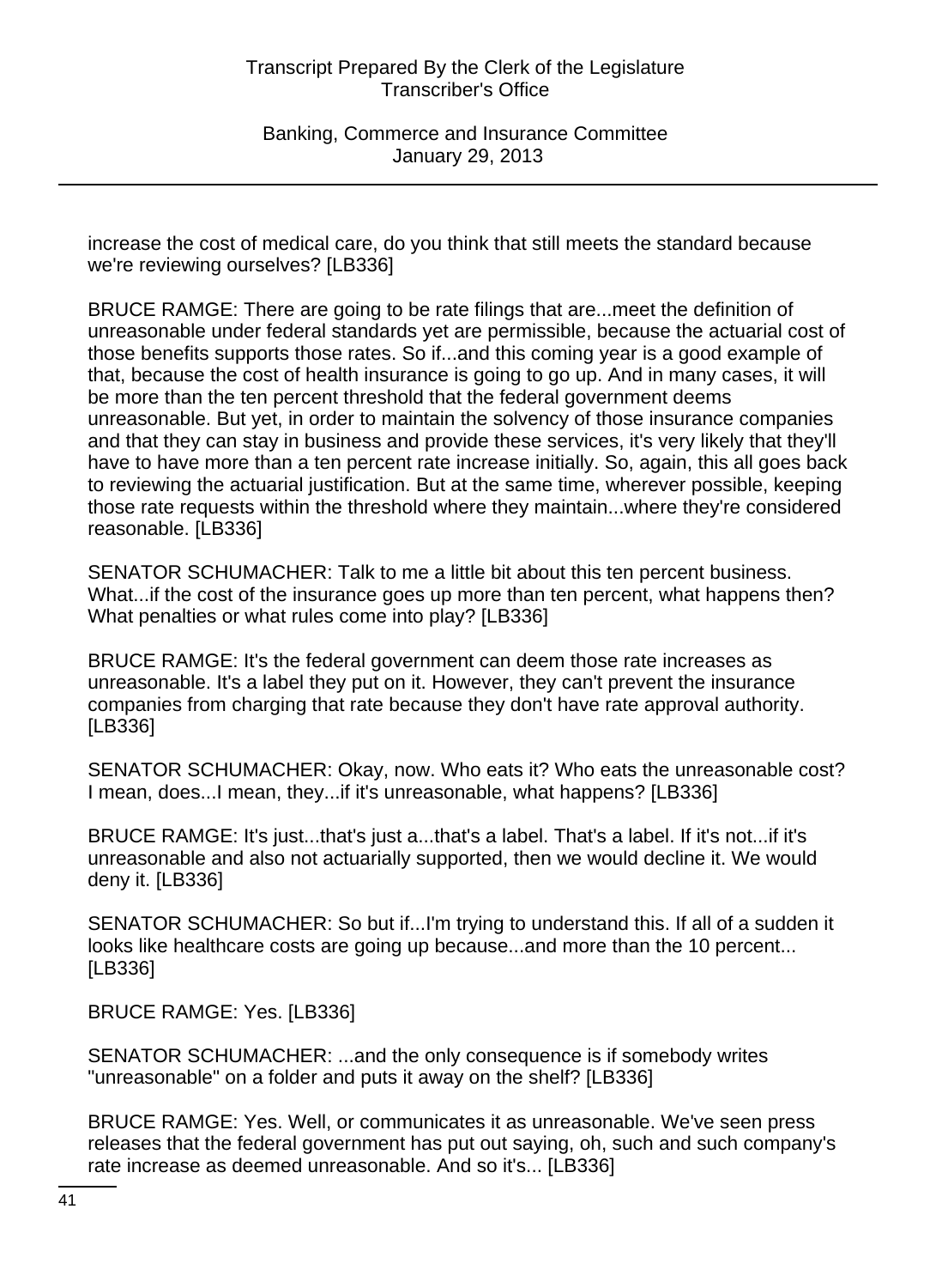increase the cost of medical care, do you think that still meets the standard because we're reviewing ourselves? [LB336]

BRUCE RAMGE: There are going to be rate filings that are...meet the definition of unreasonable under federal standards yet are permissible, because the actuarial cost of those benefits supports those rates. So if...and this coming year is a good example of that, because the cost of health insurance is going to go up. And in many cases, it will be more than the ten percent threshold that the federal government deems unreasonable. But yet, in order to maintain the solvency of those insurance companies and that they can stay in business and provide these services, it's very likely that they'll have to have more than a ten percent rate increase initially. So, again, this all goes back to reviewing the actuarial justification. But at the same time, wherever possible, keeping those rate requests within the threshold where they maintain...where they're considered reasonable. [LB336]

SENATOR SCHUMACHER: Talk to me a little bit about this ten percent business. What...if the cost of the insurance goes up more than ten percent, what happens then? What penalties or what rules come into play? [LB336]

BRUCE RAMGE: It's the federal government can deem those rate increases as unreasonable. It's a label they put on it. However, they can't prevent the insurance companies from charging that rate because they don't have rate approval authority. [LB336]

SENATOR SCHUMACHER: Okay, now. Who eats it? Who eats the unreasonable cost? I mean, does...I mean, they...if it's unreasonable, what happens? [LB336]

BRUCE RAMGE: It's just...that's just a...that's a label. That's a label. If it's not...if it's unreasonable and also not actuarially supported, then we would decline it. We would deny it. [LB336]

SENATOR SCHUMACHER: So but if...I'm trying to understand this. If all of a sudden it looks like healthcare costs are going up because...and more than the 10 percent... [LB336]

BRUCE RAMGE: Yes. [LB336]

SENATOR SCHUMACHER: ...and the only consequence is if somebody writes "unreasonable" on a folder and puts it away on the shelf? [LB336]

BRUCE RAMGE: Yes. Well, or communicates it as unreasonable. We've seen press releases that the federal government has put out saying, oh, such and such company's rate increase as deemed unreasonable. And so it's... [LB336]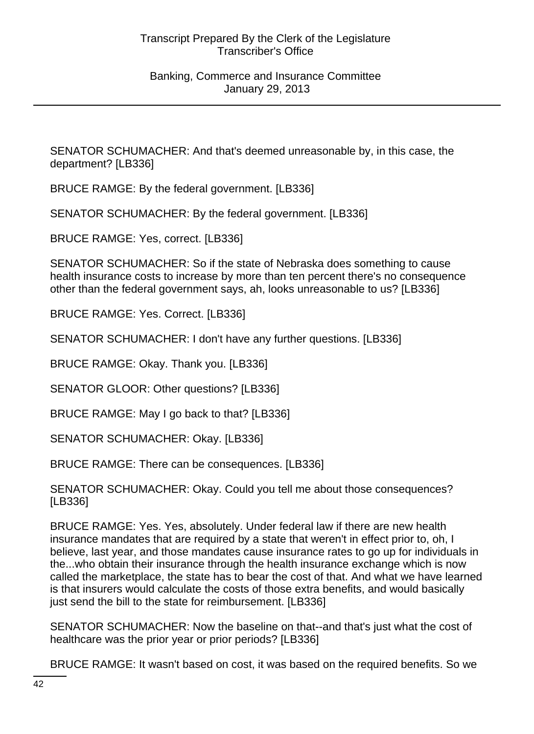SENATOR SCHUMACHER: And that's deemed unreasonable by, in this case, the department? [LB336]

BRUCE RAMGE: By the federal government. [LB336]

SENATOR SCHUMACHER: By the federal government. [LB336]

BRUCE RAMGE: Yes, correct. [LB336]

SENATOR SCHUMACHER: So if the state of Nebraska does something to cause health insurance costs to increase by more than ten percent there's no consequence other than the federal government says, ah, looks unreasonable to us? [LB336]

BRUCE RAMGE: Yes. Correct. [LB336]

SENATOR SCHUMACHER: I don't have any further questions. [LB336]

BRUCE RAMGE: Okay. Thank you. [LB336]

SENATOR GLOOR: Other questions? [LB336]

BRUCE RAMGE: May I go back to that? [LB336]

SENATOR SCHUMACHER: Okay. [LB336]

BRUCE RAMGE: There can be consequences. [LB336]

SENATOR SCHUMACHER: Okay. Could you tell me about those consequences? [LB336]

BRUCE RAMGE: Yes. Yes, absolutely. Under federal law if there are new health insurance mandates that are required by a state that weren't in effect prior to, oh, I believe, last year, and those mandates cause insurance rates to go up for individuals in the...who obtain their insurance through the health insurance exchange which is now called the marketplace, the state has to bear the cost of that. And what we have learned is that insurers would calculate the costs of those extra benefits, and would basically just send the bill to the state for reimbursement. [LB336]

SENATOR SCHUMACHER: Now the baseline on that--and that's just what the cost of healthcare was the prior year or prior periods? [LB336]

BRUCE RAMGE: It wasn't based on cost, it was based on the required benefits. So we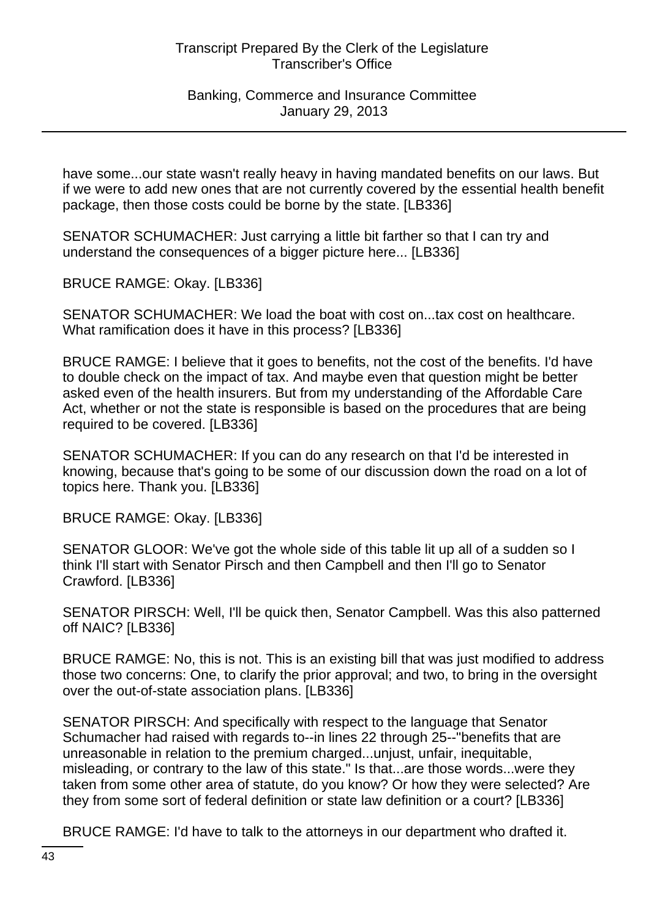have some...our state wasn't really heavy in having mandated benefits on our laws. But if we were to add new ones that are not currently covered by the essential health benefit package, then those costs could be borne by the state. [LB336]

SENATOR SCHUMACHER: Just carrying a little bit farther so that I can try and understand the consequences of a bigger picture here... [LB336]

BRUCE RAMGE: Okay. [LB336]

SENATOR SCHUMACHER: We load the boat with cost on...tax cost on healthcare. What ramification does it have in this process? [LB336]

BRUCE RAMGE: I believe that it goes to benefits, not the cost of the benefits. I'd have to double check on the impact of tax. And maybe even that question might be better asked even of the health insurers. But from my understanding of the Affordable Care Act, whether or not the state is responsible is based on the procedures that are being required to be covered. [LB336]

SENATOR SCHUMACHER: If you can do any research on that I'd be interested in knowing, because that's going to be some of our discussion down the road on a lot of topics here. Thank you. [LB336]

BRUCE RAMGE: Okay. [LB336]

SENATOR GLOOR: We've got the whole side of this table lit up all of a sudden so I think I'll start with Senator Pirsch and then Campbell and then I'll go to Senator Crawford. [LB336]

SENATOR PIRSCH: Well, I'll be quick then, Senator Campbell. Was this also patterned off NAIC? [LB336]

BRUCE RAMGE: No, this is not. This is an existing bill that was just modified to address those two concerns: One, to clarify the prior approval; and two, to bring in the oversight over the out-of-state association plans. [LB336]

SENATOR PIRSCH: And specifically with respect to the language that Senator Schumacher had raised with regards to--in lines 22 through 25--"benefits that are unreasonable in relation to the premium charged...unjust, unfair, inequitable, misleading, or contrary to the law of this state." Is that...are those words...were they taken from some other area of statute, do you know? Or how they were selected? Are they from some sort of federal definition or state law definition or a court? [LB336]

BRUCE RAMGE: I'd have to talk to the attorneys in our department who drafted it.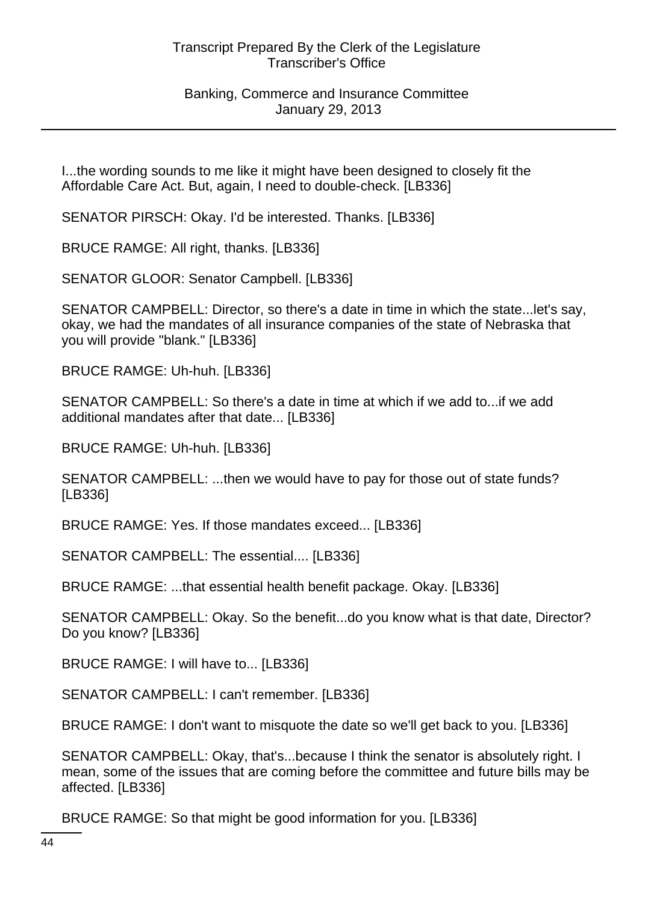I...the wording sounds to me like it might have been designed to closely fit the Affordable Care Act. But, again, I need to double-check. [LB336]

SENATOR PIRSCH: Okay. I'd be interested. Thanks. [LB336]

BRUCE RAMGE: All right, thanks. [LB336]

SENATOR GLOOR: Senator Campbell. [LB336]

SENATOR CAMPBELL: Director, so there's a date in time in which the state...let's say, okay, we had the mandates of all insurance companies of the state of Nebraska that you will provide "blank." [LB336]

BRUCE RAMGE: Uh-huh. [LB336]

SENATOR CAMPBELL: So there's a date in time at which if we add to...if we add additional mandates after that date... [LB336]

BRUCE RAMGE: Uh-huh. [LB336]

SENATOR CAMPBELL: ...then we would have to pay for those out of state funds? [LB336]

BRUCE RAMGE: Yes. If those mandates exceed... [LB336]

SENATOR CAMPBELL: The essential.... [LB336]

BRUCE RAMGE: ...that essential health benefit package. Okay. [LB336]

SENATOR CAMPBELL: Okay. So the benefit...do you know what is that date, Director? Do you know? [LB336]

BRUCE RAMGE: I will have to... [LB336]

SENATOR CAMPBELL: I can't remember. [LB336]

BRUCE RAMGE: I don't want to misquote the date so we'll get back to you. [LB336]

SENATOR CAMPBELL: Okay, that's...because I think the senator is absolutely right. I mean, some of the issues that are coming before the committee and future bills may be affected. [LB336]

BRUCE RAMGE: So that might be good information for you. [LB336]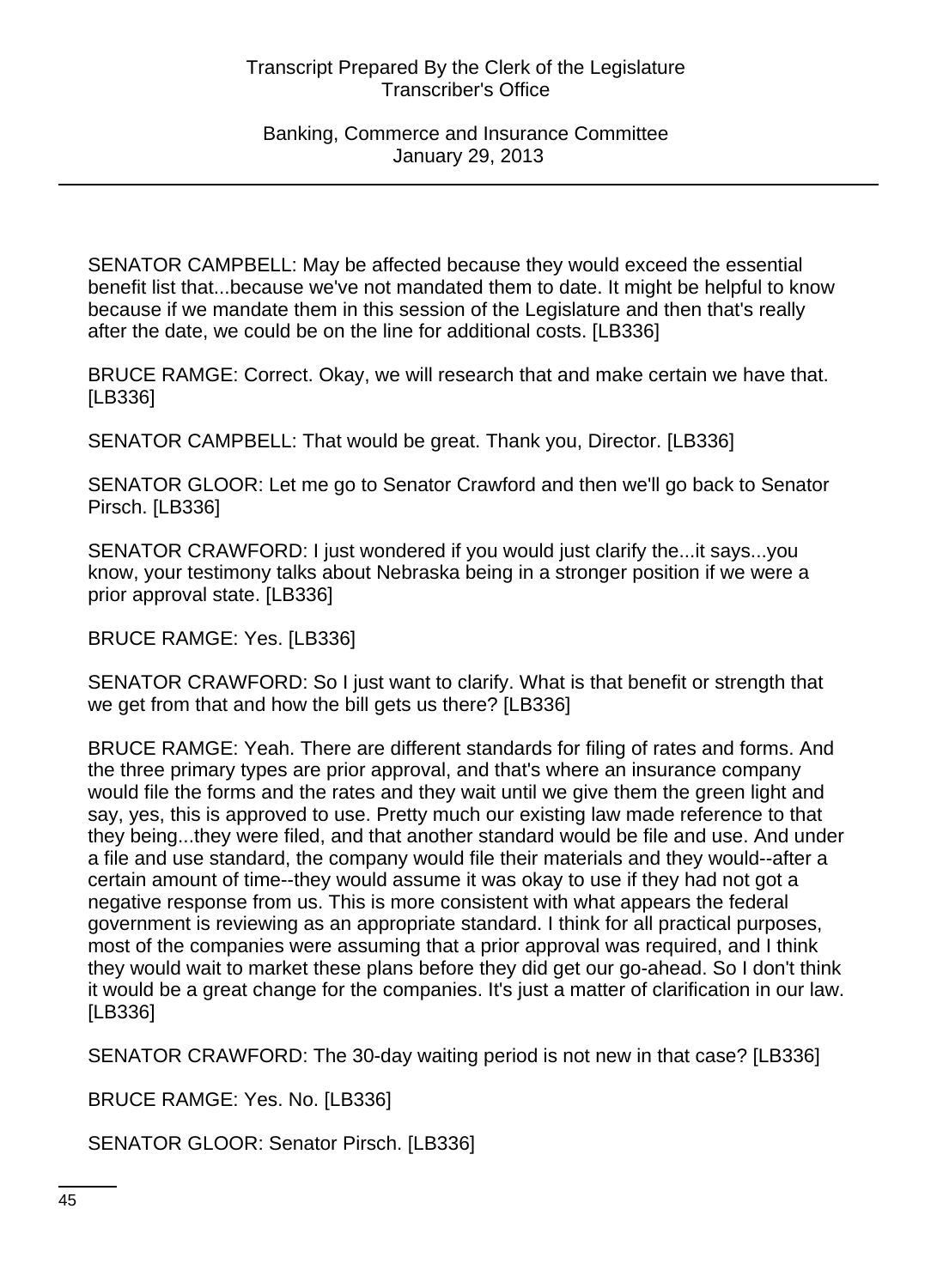SENATOR CAMPBELL: May be affected because they would exceed the essential benefit list that...because we've not mandated them to date. It might be helpful to know because if we mandate them in this session of the Legislature and then that's really after the date, we could be on the line for additional costs. [LB336]

BRUCE RAMGE: Correct. Okay, we will research that and make certain we have that. [LB336]

SENATOR CAMPBELL: That would be great. Thank you, Director. [LB336]

SENATOR GLOOR: Let me go to Senator Crawford and then we'll go back to Senator Pirsch. [LB336]

SENATOR CRAWFORD: I just wondered if you would just clarify the...it says...you know, your testimony talks about Nebraska being in a stronger position if we were a prior approval state. [LB336]

BRUCE RAMGE: Yes. [LB336]

SENATOR CRAWFORD: So I just want to clarify. What is that benefit or strength that we get from that and how the bill gets us there? [LB336]

BRUCE RAMGE: Yeah. There are different standards for filing of rates and forms. And the three primary types are prior approval, and that's where an insurance company would file the forms and the rates and they wait until we give them the green light and say, yes, this is approved to use. Pretty much our existing law made reference to that they being...they were filed, and that another standard would be file and use. And under a file and use standard, the company would file their materials and they would--after a certain amount of time--they would assume it was okay to use if they had not got a negative response from us. This is more consistent with what appears the federal government is reviewing as an appropriate standard. I think for all practical purposes, most of the companies were assuming that a prior approval was required, and I think they would wait to market these plans before they did get our go-ahead. So I don't think it would be a great change for the companies. It's just a matter of clarification in our law. [LB336]

SENATOR CRAWFORD: The 30-day waiting period is not new in that case? [LB336]

BRUCE RAMGE: Yes. No. [LB336]

SENATOR GLOOR: Senator Pirsch. [LB336]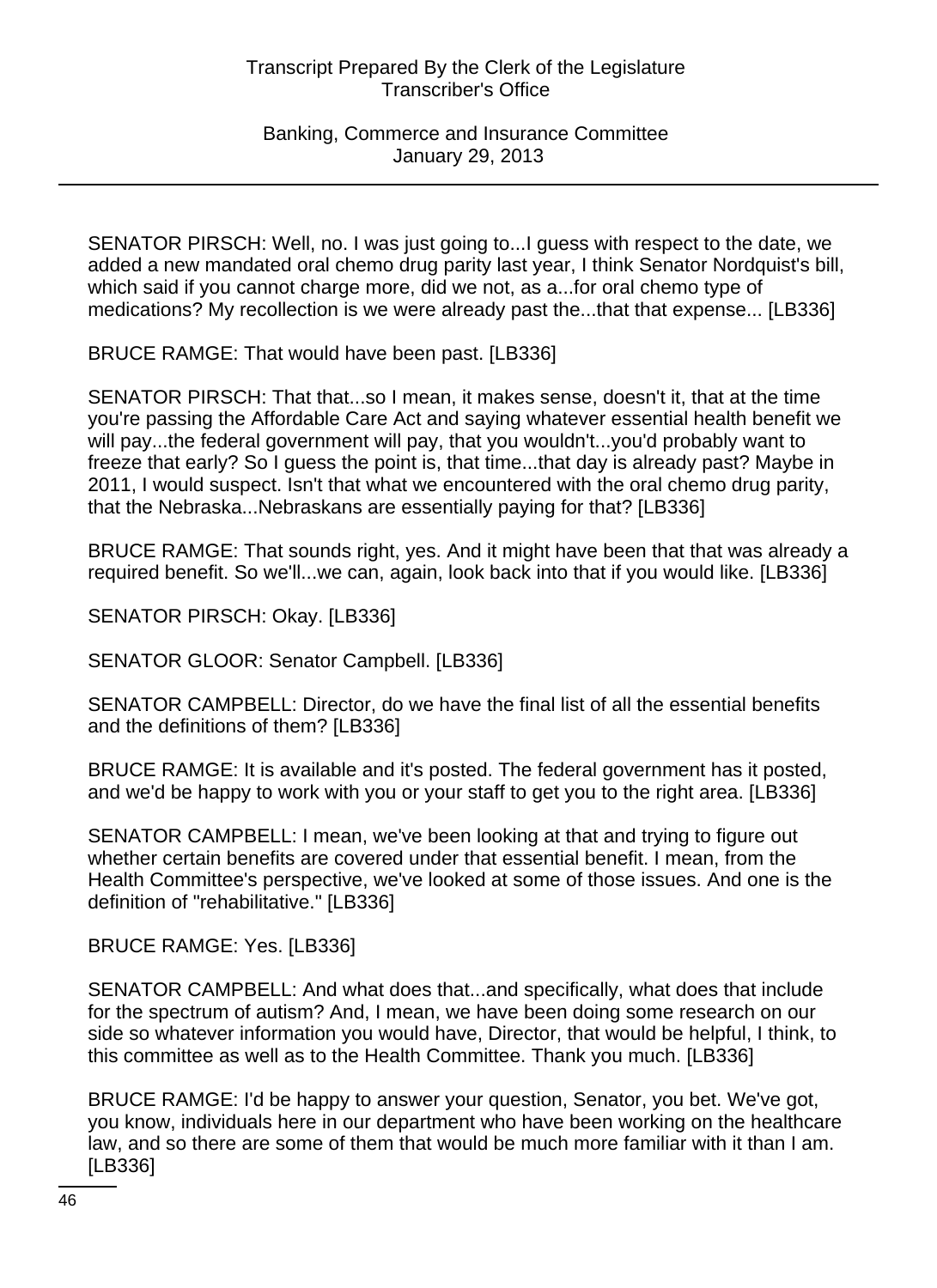SENATOR PIRSCH: Well, no. I was just going to...I guess with respect to the date, we added a new mandated oral chemo drug parity last year, I think Senator Nordquist's bill, which said if you cannot charge more, did we not, as a...for oral chemo type of medications? My recollection is we were already past the...that that expense... [LB336]

BRUCE RAMGE: That would have been past. [LB336]

SENATOR PIRSCH: That that...so I mean, it makes sense, doesn't it, that at the time you're passing the Affordable Care Act and saying whatever essential health benefit we will pay...the federal government will pay, that you wouldn't...you'd probably want to freeze that early? So I guess the point is, that time...that day is already past? Maybe in 2011, I would suspect. Isn't that what we encountered with the oral chemo drug parity, that the Nebraska...Nebraskans are essentially paying for that? [LB336]

BRUCE RAMGE: That sounds right, yes. And it might have been that that was already a required benefit. So we'll...we can, again, look back into that if you would like. [LB336]

SENATOR PIRSCH: Okay. [LB336]

SENATOR GLOOR: Senator Campbell. [LB336]

SENATOR CAMPBELL: Director, do we have the final list of all the essential benefits and the definitions of them? [LB336]

BRUCE RAMGE: It is available and it's posted. The federal government has it posted, and we'd be happy to work with you or your staff to get you to the right area. [LB336]

SENATOR CAMPBELL: I mean, we've been looking at that and trying to figure out whether certain benefits are covered under that essential benefit. I mean, from the Health Committee's perspective, we've looked at some of those issues. And one is the definition of "rehabilitative." [LB336]

BRUCE RAMGE: Yes. [LB336]

SENATOR CAMPBELL: And what does that...and specifically, what does that include for the spectrum of autism? And, I mean, we have been doing some research on our side so whatever information you would have, Director, that would be helpful, I think, to this committee as well as to the Health Committee. Thank you much. [LB336]

BRUCE RAMGE: I'd be happy to answer your question, Senator, you bet. We've got, you know, individuals here in our department who have been working on the healthcare law, and so there are some of them that would be much more familiar with it than I am. [LB336]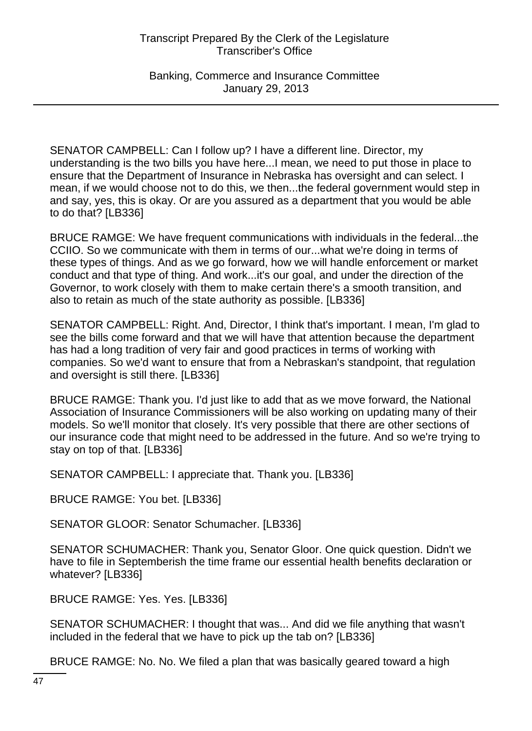SENATOR CAMPBELL: Can I follow up? I have a different line. Director, my understanding is the two bills you have here...I mean, we need to put those in place to ensure that the Department of Insurance in Nebraska has oversight and can select. I mean, if we would choose not to do this, we then...the federal government would step in and say, yes, this is okay. Or are you assured as a department that you would be able to do that? [LB336]

BRUCE RAMGE: We have frequent communications with individuals in the federal...the CCIIO. So we communicate with them in terms of our...what we're doing in terms of these types of things. And as we go forward, how we will handle enforcement or market conduct and that type of thing. And work...it's our goal, and under the direction of the Governor, to work closely with them to make certain there's a smooth transition, and also to retain as much of the state authority as possible. [LB336]

SENATOR CAMPBELL: Right. And, Director, I think that's important. I mean, I'm glad to see the bills come forward and that we will have that attention because the department has had a long tradition of very fair and good practices in terms of working with companies. So we'd want to ensure that from a Nebraskan's standpoint, that regulation and oversight is still there. [LB336]

BRUCE RAMGE: Thank you. I'd just like to add that as we move forward, the National Association of Insurance Commissioners will be also working on updating many of their models. So we'll monitor that closely. It's very possible that there are other sections of our insurance code that might need to be addressed in the future. And so we're trying to stay on top of that. [LB336]

SENATOR CAMPBELL: I appreciate that. Thank you. [LB336]

BRUCE RAMGE: You bet. [LB336]

SENATOR GLOOR: Senator Schumacher. [LB336]

SENATOR SCHUMACHER: Thank you, Senator Gloor. One quick question. Didn't we have to file in Septemberish the time frame our essential health benefits declaration or whatever? [LB336]

BRUCE RAMGE: Yes. Yes. [LB336]

SENATOR SCHUMACHER: I thought that was... And did we file anything that wasn't included in the federal that we have to pick up the tab on? [LB336]

BRUCE RAMGE: No. No. We filed a plan that was basically geared toward a high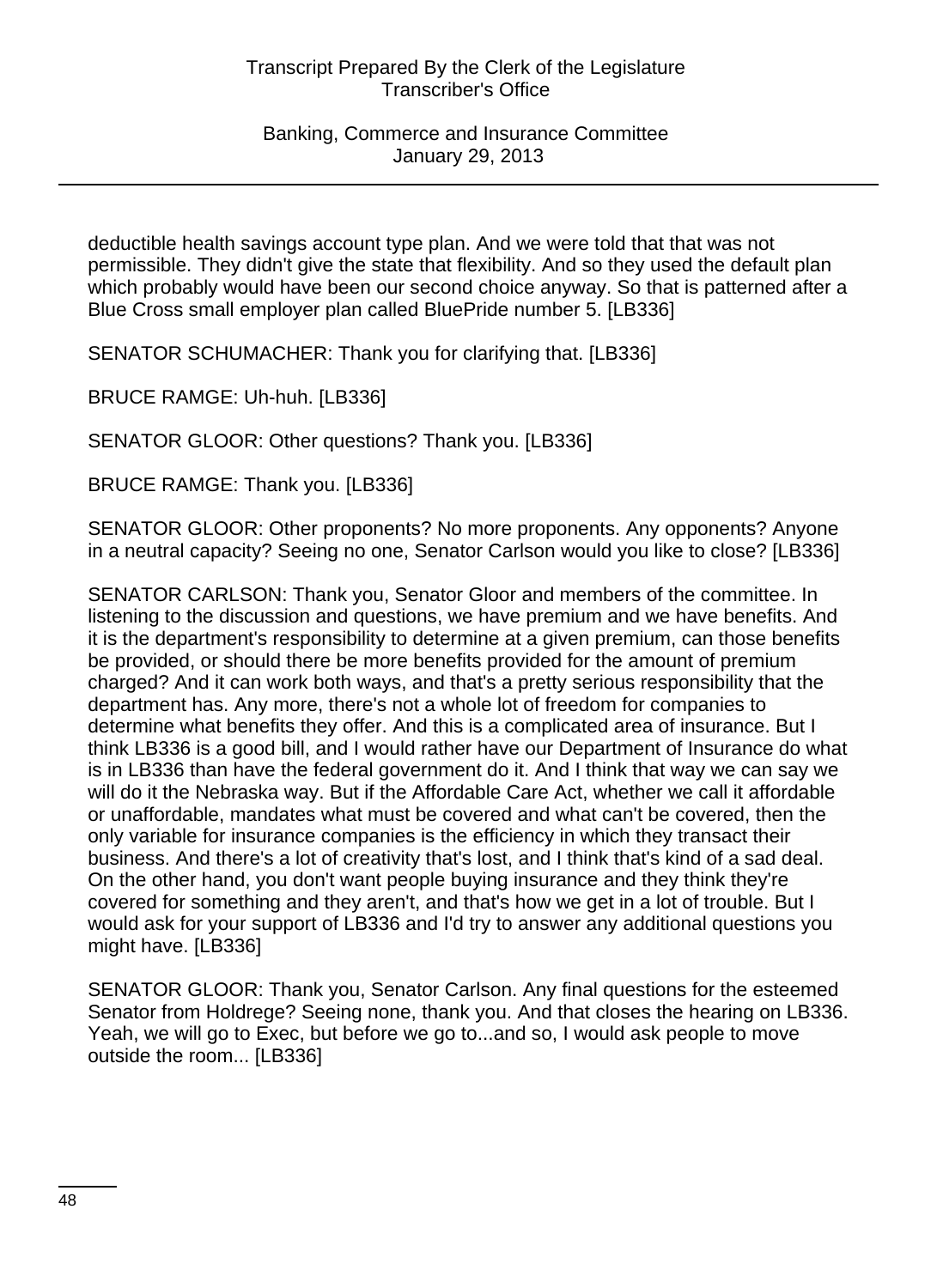deductible health savings account type plan. And we were told that that was not permissible. They didn't give the state that flexibility. And so they used the default plan which probably would have been our second choice anyway. So that is patterned after a Blue Cross small employer plan called BluePride number 5. [LB336]

SENATOR SCHUMACHER: Thank you for clarifying that. [LB336]

BRUCE RAMGE: Uh-huh. [LB336]

SENATOR GLOOR: Other questions? Thank you. [LB336]

BRUCE RAMGE: Thank you. [LB336]

SENATOR GLOOR: Other proponents? No more proponents. Any opponents? Anyone in a neutral capacity? Seeing no one, Senator Carlson would you like to close? [LB336]

SENATOR CARLSON: Thank you, Senator Gloor and members of the committee. In listening to the discussion and questions, we have premium and we have benefits. And it is the department's responsibility to determine at a given premium, can those benefits be provided, or should there be more benefits provided for the amount of premium charged? And it can work both ways, and that's a pretty serious responsibility that the department has. Any more, there's not a whole lot of freedom for companies to determine what benefits they offer. And this is a complicated area of insurance. But I think LB336 is a good bill, and I would rather have our Department of Insurance do what is in LB336 than have the federal government do it. And I think that way we can say we will do it the Nebraska way. But if the Affordable Care Act, whether we call it affordable or unaffordable, mandates what must be covered and what can't be covered, then the only variable for insurance companies is the efficiency in which they transact their business. And there's a lot of creativity that's lost, and I think that's kind of a sad deal. On the other hand, you don't want people buying insurance and they think they're covered for something and they aren't, and that's how we get in a lot of trouble. But I would ask for your support of LB336 and I'd try to answer any additional questions you might have. [LB336]

SENATOR GLOOR: Thank you, Senator Carlson. Any final questions for the esteemed Senator from Holdrege? Seeing none, thank you. And that closes the hearing on LB336. Yeah, we will go to Exec, but before we go to...and so, I would ask people to move outside the room... [LB336]